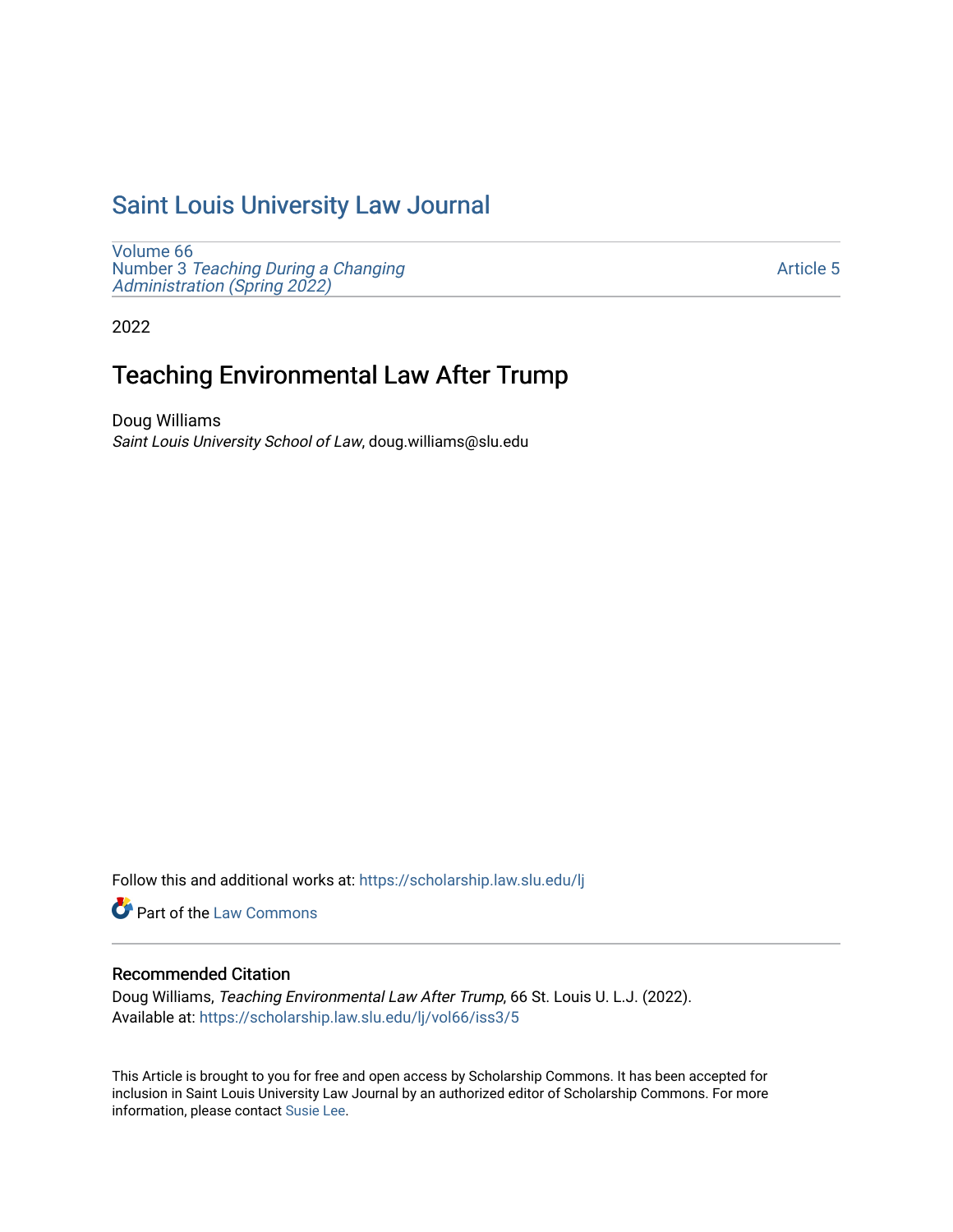# Saint Louis University Law Journal

Volume 66
Number 3 *Teaching During a Changing Administration (Spring 2022)*

Article 5

2022

## Teaching Environmental Law After Trump

Doug Williams
*Saint Louis University School of Law*, doug.williams@slu.edu

Follow this and additional works at: https://scholarship.law.slu.edu/lj

Part of the Law Commons

### Recommended Citation

Doug Williams, *Teaching Environmental Law After Trump*, 66 St. Louis U. L.J. (2022).
Available at: https://scholarship.law.slu.edu/lj/vol66/iss3/5

This Article is brought to you for free and open access by Scholarship Commons. It has been accepted for inclusion in Saint Louis University Law Journal by an authorized editor of Scholarship Commons. For more information, please contact Susie Lee.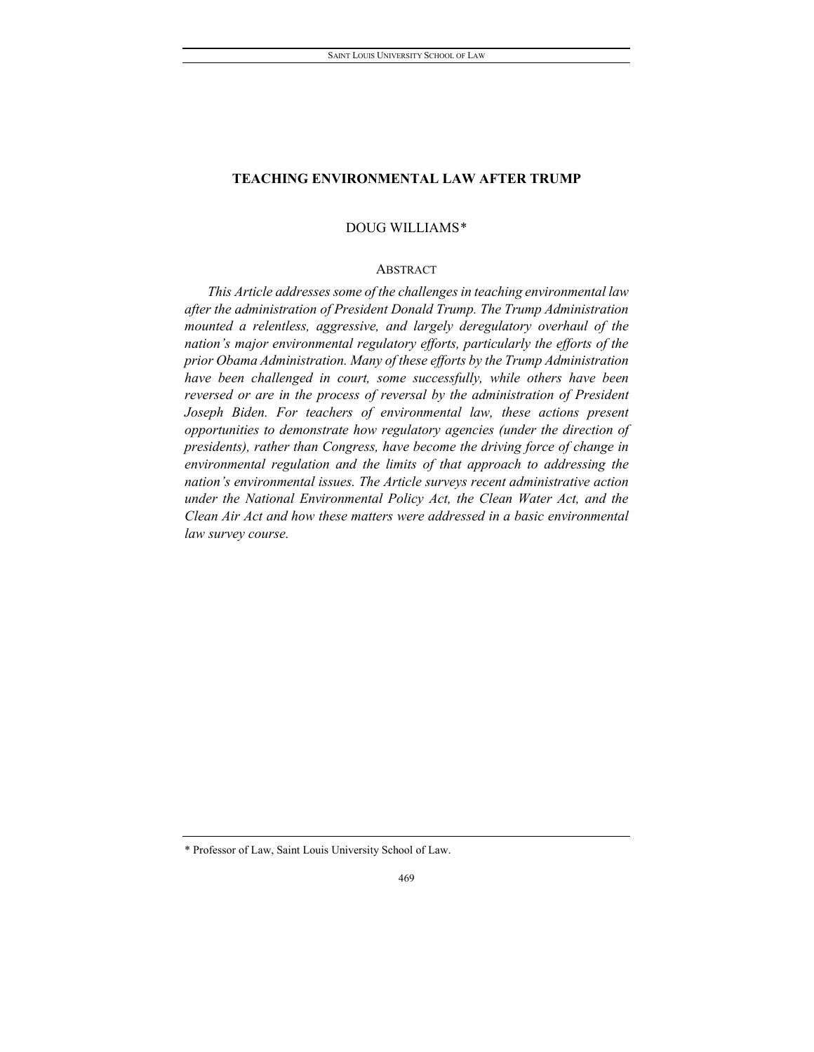# TEACHING ENVIRONMENTAL LAW AFTER TRUMP

DOUG WILLIAMS*

## ABSTRACT

*This Article addresses some of the challenges in teaching environmental law after the administration of President Donald Trump. The Trump Administration mounted a relentless, aggressive, and largely deregulatory overhaul of the nation's major environmental regulatory efforts, particularly the efforts of the prior Obama Administration. Many of these efforts by the Trump Administration have been challenged in court, some successfully, while others have been reversed or are in the process of reversal by the administration of President Joseph Biden. For teachers of environmental law, these actions present opportunities to demonstrate how regulatory agencies (under the direction of presidents), rather than Congress, have become the driving force of change in environmental regulation and the limits of that approach to addressing the nation's environmental issues. The Article surveys recent administrative action under the National Environmental Policy Act, the Clean Water Act, and the Clean Air Act and how these matters were addressed in a basic environmental law survey course.*

---

\* Professor of Law, Saint Louis University School of Law.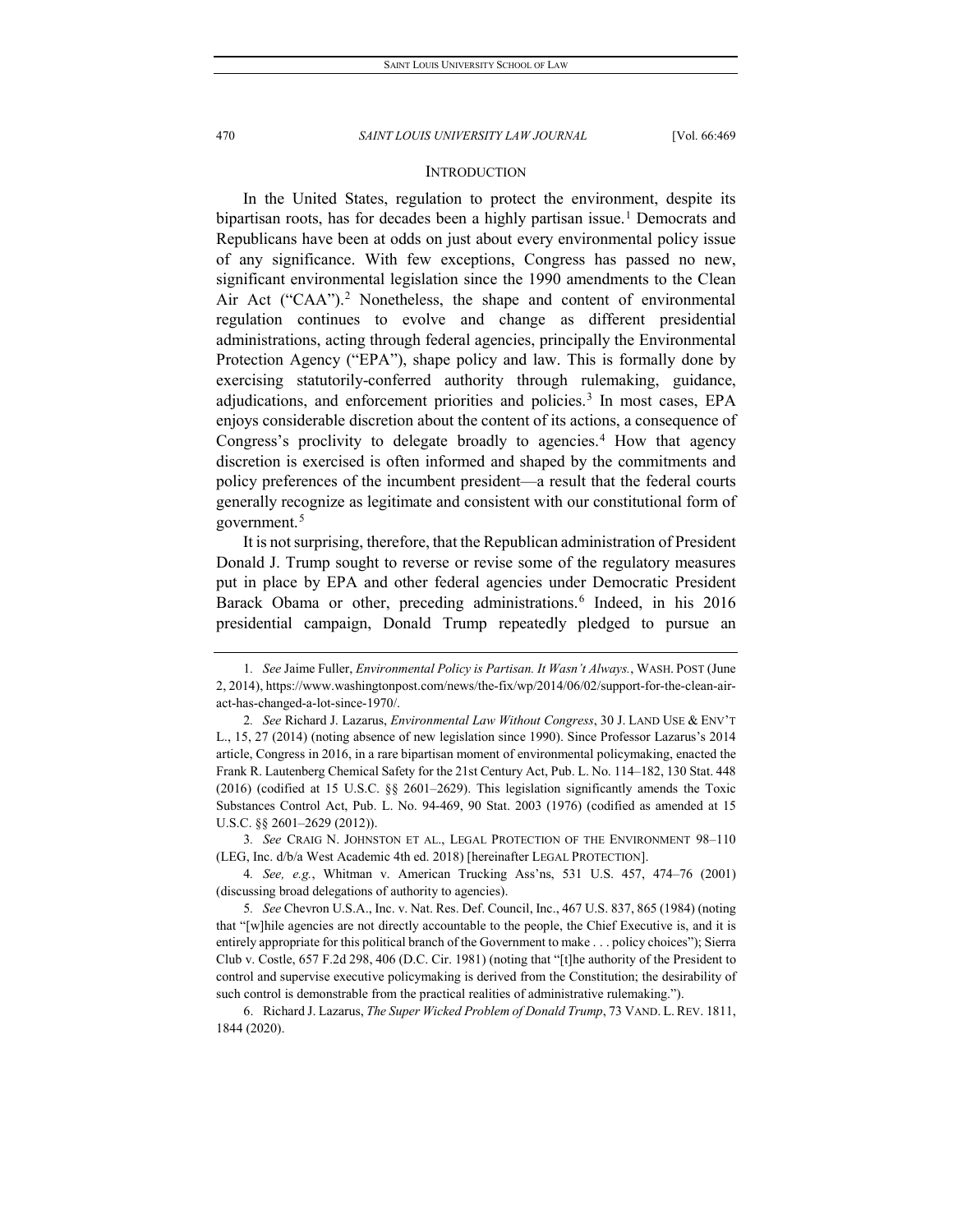## INTRODUCTION

In the United States, regulation to protect the environment, despite its bipartisan roots, has for decades been a highly partisan issue.[1] Democrats and Republicans have been at odds on just about every environmental policy issue of any significance. With few exceptions, Congress has passed no new, significant environmental legislation since the 1990 amendments to the Clean Air Act ("CAA").[2] Nonetheless, the shape and content of environmental regulation continues to evolve and change as different presidential administrations, acting through federal agencies, principally the Environmental Protection Agency ("EPA"), shape policy and law. This is formally done by exercising statutorily-conferred authority through rulemaking, guidance, adjudications, and enforcement priorities and policies.[3] In most cases, EPA enjoys considerable discretion about the content of its actions, a consequence of Congress's proclivity to delegate broadly to agencies.[4] How that agency discretion is exercised is often informed and shaped by the commitments and policy preferences of the incumbent president—a result that the federal courts generally recognize as legitimate and consistent with our constitutional form of government.[5]

It is not surprising, therefore, that the Republican administration of President Donald J. Trump sought to reverse or revise some of the regulatory measures put in place by EPA and other federal agencies under Democratic President Barack Obama or other, preceding administrations.[6] Indeed, in his 2016 presidential campaign, Donald Trump repeatedly pledged to pursue an

---

1. *See* Jaime Fuller, *Environmental Policy is Partisan. It Wasn't Always.*, WASH. POST (June 2, 2014), https://www.washingtonpost.com/news/the-fix/wp/2014/06/02/support-for-the-clean-air-act-has-changed-a-lot-since-1970/.

2. *See* Richard J. Lazarus, *Environmental Law Without Congress*, 30 J. LAND USE & ENV'T L., 15, 27 (2014) (noting absence of new legislation since 1990). Since Professor Lazarus's 2014 article, Congress in 2016, in a rare bipartisan moment of environmental policymaking, enacted the Frank R. Lautenberg Chemical Safety for the 21st Century Act, Pub. L. No. 114–182, 130 Stat. 448 (2016) (codified at 15 U.S.C. §§ 2601–2629). This legislation significantly amends the Toxic Substances Control Act, Pub. L. No. 94-469, 90 Stat. 2003 (1976) (codified as amended at 15 U.S.C. §§ 2601–2629 (2012)).

3. *See* CRAIG N. JOHNSTON ET AL., LEGAL PROTECTION OF THE ENVIRONMENT 98–110 (LEG, Inc. d/b/a West Academic 4th ed. 2018) [hereinafter LEGAL PROTECTION].

4. *See, e.g.*, Whitman v. American Trucking Ass'ns, 531 U.S. 457, 474–76 (2001) (discussing broad delegations of authority to agencies).

5. *See* Chevron U.S.A., Inc. v. Nat. Res. Def. Council, Inc., 467 U.S. 837, 865 (1984) (noting that "[w]hile agencies are not directly accountable to the people, the Chief Executive is, and it is entirely appropriate for this political branch of the Government to make . . . policy choices"); Sierra Club v. Costle, 657 F.2d 298, 406 (D.C. Cir. 1981) (noting that "[t]he authority of the President to control and supervise executive policymaking is derived from the Constitution; the desirability of such control is demonstrable from the practical realities of administrative rulemaking.").

6. Richard J. Lazarus, *The Super Wicked Problem of Donald Trump*, 73 VAND. L. REV. 1811, 1844 (2020).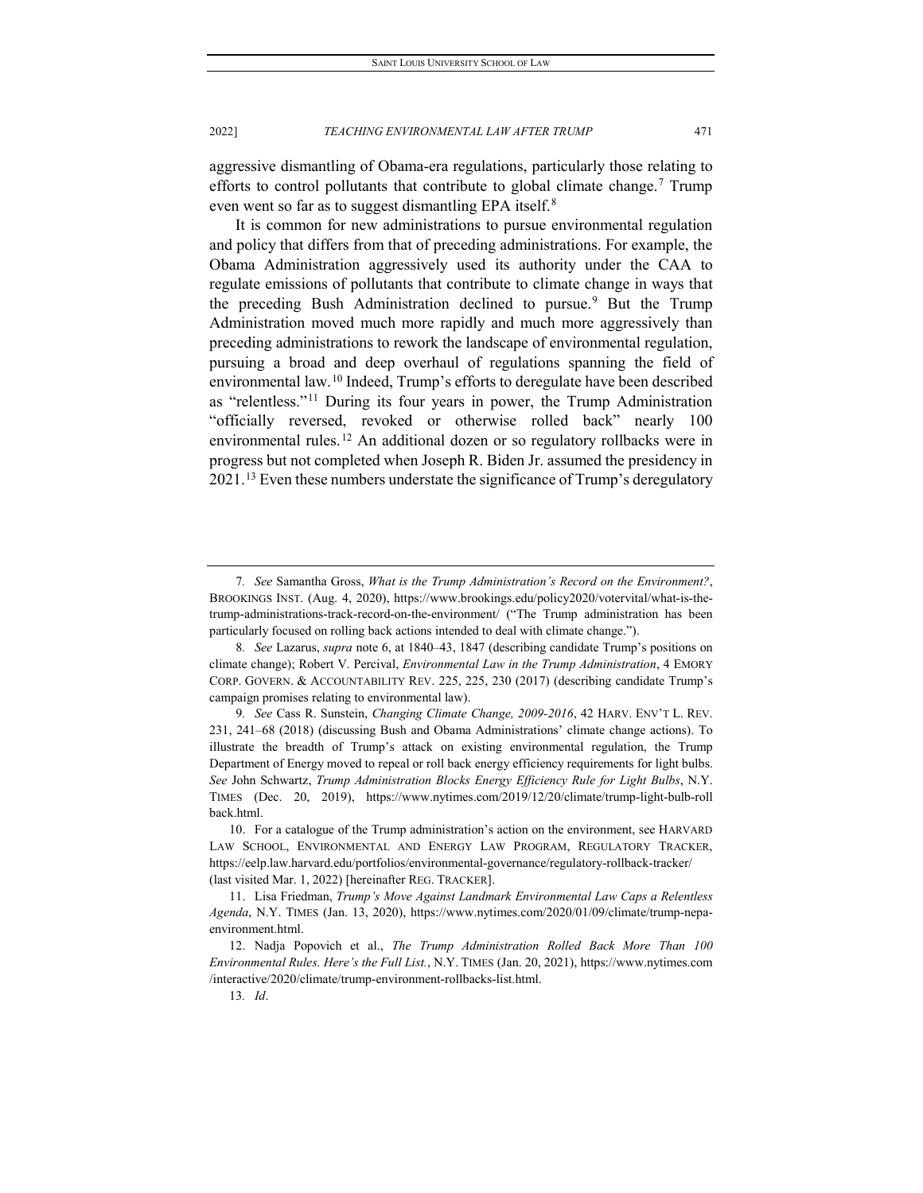aggressive dismantling of Obama-era regulations, particularly those relating to efforts to control pollutants that contribute to global climate change.[7] Trump even went so far as to suggest dismantling EPA itself.[8]

It is common for new administrations to pursue environmental regulation and policy that differs from that of preceding administrations. For example, the Obama Administration aggressively used its authority under the CAA to regulate emissions of pollutants that contribute to climate change in ways that the preceding Bush Administration declined to pursue.[9] But the Trump Administration moved much more rapidly and much more aggressively than preceding administrations to rework the landscape of environmental regulation, pursuing a broad and deep overhaul of regulations spanning the field of environmental law.[10] Indeed, Trump's efforts to deregulate have been described as "relentless."[11] During its four years in power, the Trump Administration "officially reversed, revoked or otherwise rolled back" nearly 100 environmental rules.[12] An additional dozen or so regulatory rollbacks were in progress but not completed when Joseph R. Biden Jr. assumed the presidency in 2021.[13] Even these numbers understate the significance of Trump's deregulatory

---

7. *See* Samantha Gross, *What is the Trump Administration's Record on the Environment?*, BROOKINGS INST. (Aug. 4, 2020), https://www.brookings.edu/policy2020/votervital/what-is-the-trump-administrations-track-record-on-the-environment/ ("The Trump administration has been particularly focused on rolling back actions intended to deal with climate change.").

8. *See* Lazarus, *supra* note 6, at 1840–43, 1847 (describing candidate Trump's positions on climate change); Robert V. Percival, *Environmental Law in the Trump Administration*, 4 EMORY CORP. GOVERN. & ACCOUNTABILITY REV. 225, 225, 230 (2017) (describing candidate Trump's campaign promises relating to environmental law).

9. *See* Cass R. Sunstein, *Changing Climate Change, 2009-2016*, 42 HARV. ENV'T L. REV. 231, 241–68 (2018) (discussing Bush and Obama Administrations' climate change actions). To illustrate the breadth of Trump's attack on existing environmental regulation, the Trump Department of Energy moved to repeal or roll back energy efficiency requirements for light bulbs. *See* John Schwartz, *Trump Administration Blocks Energy Efficiency Rule for Light Bulbs*, N.Y. TIMES (Dec. 20, 2019), https://www.nytimes.com/2019/12/20/climate/trump-light-bulb-rollback.html.

10. For a catalogue of the Trump administration's action on the environment, see HARVARD LAW SCHOOL, ENVIRONMENTAL AND ENERGY LAW PROGRAM, REGULATORY TRACKER, https://eelp.law.harvard.edu/portfolios/environmental-governance/regulatory-rollback-tracker/ (last visited Mar. 1, 2022) [hereinafter REG. TRACKER].

11. Lisa Friedman, *Trump's Move Against Landmark Environmental Law Caps a Relentless Agenda*, N.Y. TIMES (Jan. 13, 2020), https://www.nytimes.com/2020/01/09/climate/trump-nepa-environment.html.

12. Nadja Popovich et al., *The Trump Administration Rolled Back More Than 100 Environmental Rules. Here's the Full List.*, N.Y. TIMES (Jan. 20, 2021), https://www.nytimes.com/interactive/2020/climate/trump-environment-rollbacks-list.html.

13. *Id*.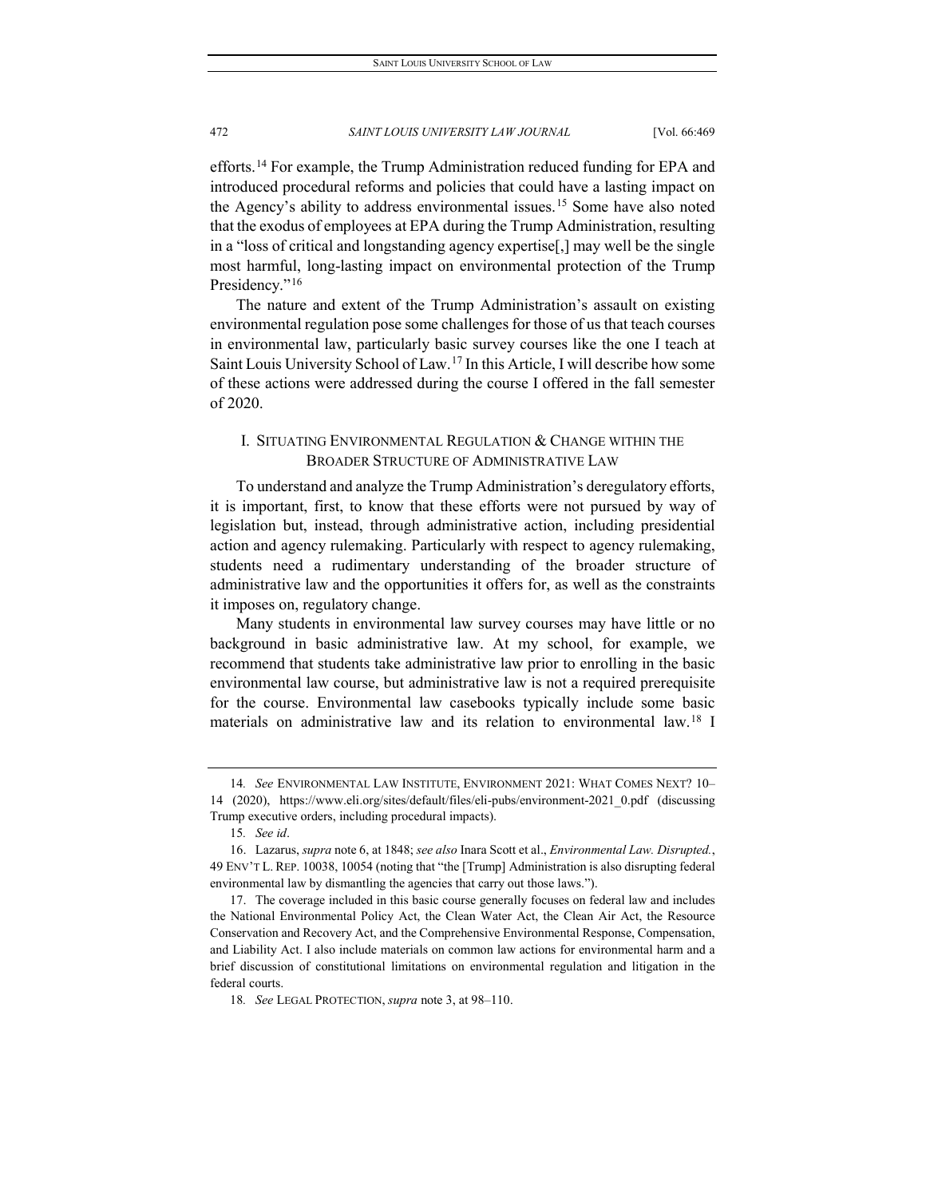efforts.[14] For example, the Trump Administration reduced funding for EPA and introduced procedural reforms and policies that could have a lasting impact on the Agency's ability to address environmental issues.[15] Some have also noted that the exodus of employees at EPA during the Trump Administration, resulting in a "loss of critical and longstanding agency expertise[,] may well be the single most harmful, long-lasting impact on environmental protection of the Trump Presidency."[16]

The nature and extent of the Trump Administration's assault on existing environmental regulation pose some challenges for those of us that teach courses in environmental law, particularly basic survey courses like the one I teach at Saint Louis University School of Law.[17] In this Article, I will describe how some of these actions were addressed during the course I offered in the fall semester of 2020.

## I. Situating Environmental Regulation & Change within the Broader Structure of Administrative Law

To understand and analyze the Trump Administration's deregulatory efforts, it is important, first, to know that these efforts were not pursued by way of legislation but, instead, through administrative action, including presidential action and agency rulemaking. Particularly with respect to agency rulemaking, students need a rudimentary understanding of the broader structure of administrative law and the opportunities it offers for, as well as the constraints it imposes on, regulatory change.

Many students in environmental law survey courses may have little or no background in basic administrative law. At my school, for example, we recommend that students take administrative law prior to enrolling in the basic environmental law course, but administrative law is not a required prerequisite for the course. Environmental law casebooks typically include some basic materials on administrative law and its relation to environmental law.[18] I

---

14. *See* Environmental Law Institute, Environment 2021: What Comes Next? 10–14 (2020), https://www.eli.org/sites/default/files/eli-pubs/environment-2021_0.pdf (discussing Trump executive orders, including procedural impacts).

15. *See id*.

16. Lazarus, *supra* note 6, at 1848; *see also* Inara Scott et al., *Environmental Law. Disrupted.*, 49 Env't L. Rep. 10038, 10054 (noting that "the [Trump] Administration is also disrupting federal environmental law by dismantling the agencies that carry out those laws.").

17. The coverage included in this basic course generally focuses on federal law and includes the National Environmental Policy Act, the Clean Water Act, the Clean Air Act, the Resource Conservation and Recovery Act, and the Comprehensive Environmental Response, Compensation, and Liability Act. I also include materials on common law actions for environmental harm and a brief discussion of constitutional limitations on environmental regulation and litigation in the federal courts.

18. *See* Legal Protection, *supra* note 3, at 98–110.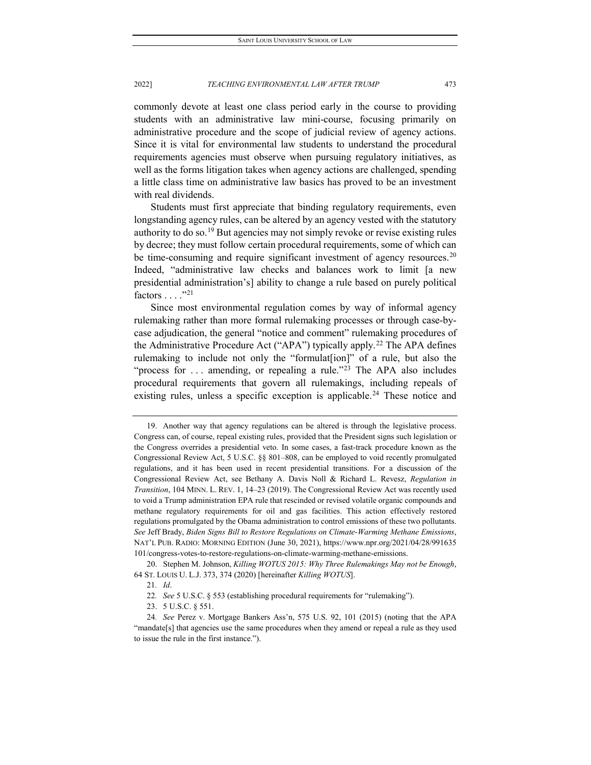commonly devote at least one class period early in the course to providing students with an administrative law mini-course, focusing primarily on administrative procedure and the scope of judicial review of agency actions. Since it is vital for environmental law students to understand the procedural requirements agencies must observe when pursuing regulatory initiatives, as well as the forms litigation takes when agency actions are challenged, spending a little class time on administrative law basics has proved to be an investment with real dividends.

Students must first appreciate that binding regulatory requirements, even longstanding agency rules, can be altered by an agency vested with the statutory authority to do so.[19] But agencies may not simply revoke or revise existing rules by decree; they must follow certain procedural requirements, some of which can be time-consuming and require significant investment of agency resources.[20] Indeed, "administrative law checks and balances work to limit [a new presidential administration's] ability to change a rule based on purely political factors . . . ."[21]

Since most environmental regulation comes by way of informal agency rulemaking rather than more formal rulemaking processes or through case-by-case adjudication, the general "notice and comment" rulemaking procedures of the Administrative Procedure Act ("APA") typically apply.[22] The APA defines rulemaking to include not only the "formulat[ion]" of a rule, but also the "process for . . . amending, or repealing a rule."[23] The APA also includes procedural requirements that govern all rulemakings, including repeals of existing rules, unless a specific exception is applicable.[24] These notice and

---

19. Another way that agency regulations can be altered is through the legislative process. Congress can, of course, repeal existing rules, provided that the President signs such legislation or the Congress overrides a presidential veto. In some cases, a fast-track procedure known as the Congressional Review Act, 5 U.S.C. §§ 801–808, can be employed to void recently promulgated regulations, and it has been used in recent presidential transitions. For a discussion of the Congressional Review Act, see Bethany A. Davis Noll & Richard L. Revesz, *Regulation in Transition*, 104 MINN. L. REV. 1, 14–23 (2019). The Congressional Review Act was recently used to void a Trump administration EPA rule that rescinded or revised volatile organic compounds and methane regulatory requirements for oil and gas facilities. This action effectively restored regulations promulgated by the Obama administration to control emissions of these two pollutants. *See* Jeff Brady, *Biden Signs Bill to Restore Regulations on Climate-Warming Methane Emissions*, NAT'L PUB. RADIO: MORNING EDITION (June 30, 2021), https://www.npr.org/2021/04/28/991635101/congress-votes-to-restore-regulations-on-climate-warming-methane-emissions.

20. Stephen M. Johnson, *Killing WOTUS 2015: Why Three Rulemakings May not be Enough*, 64 ST. LOUIS U. L.J. 373, 374 (2020) [hereinafter *Killing WOTUS*].

21. *Id*.

22. *See* 5 U.S.C. § 553 (establishing procedural requirements for "rulemaking").

23. 5 U.S.C. § 551.

24. *See* Perez v. Mortgage Bankers Ass'n, 575 U.S. 92, 101 (2015) (noting that the APA "mandate[s] that agencies use the same procedures when they amend or repeal a rule as they used to issue the rule in the first instance.").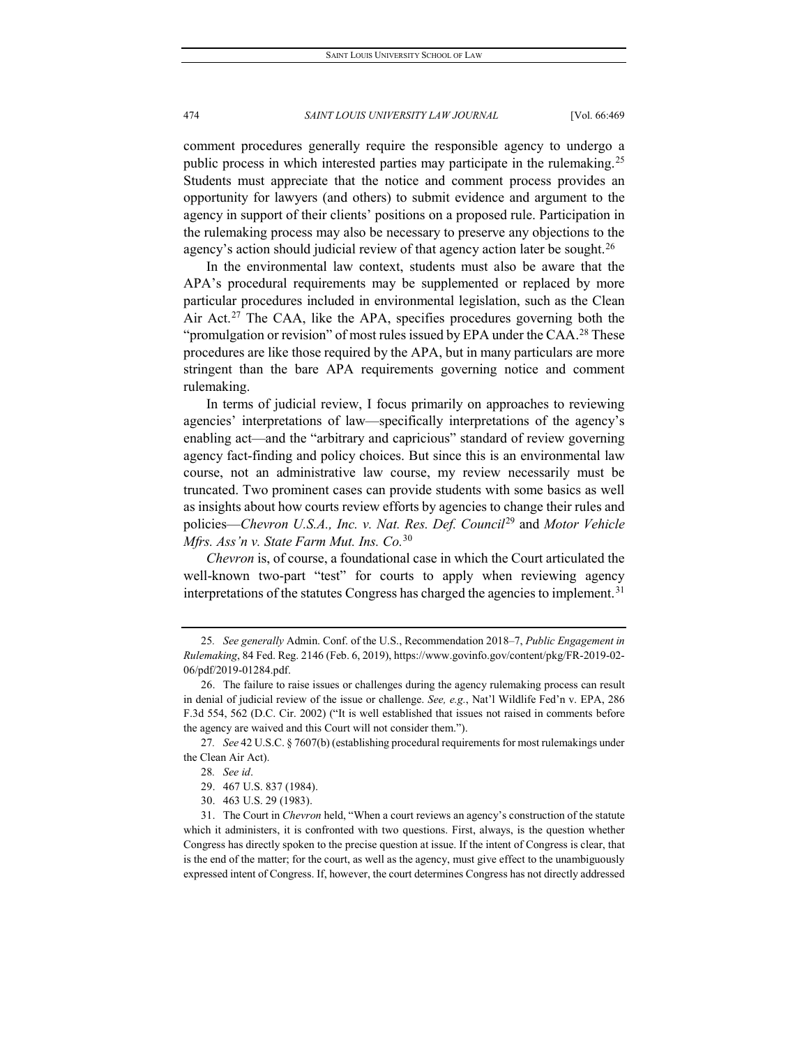comment procedures generally require the responsible agency to undergo a public process in which interested parties may participate in the rulemaking.[25] Students must appreciate that the notice and comment process provides an opportunity for lawyers (and others) to submit evidence and argument to the agency in support of their clients' positions on a proposed rule. Participation in the rulemaking process may also be necessary to preserve any objections to the agency's action should judicial review of that agency action later be sought.[26]

In the environmental law context, students must also be aware that the APA's procedural requirements may be supplemented or replaced by more particular procedures included in environmental legislation, such as the Clean Air Act.[27] The CAA, like the APA, specifies procedures governing both the "promulgation or revision" of most rules issued by EPA under the CAA.[28] These procedures are like those required by the APA, but in many particulars are more stringent than the bare APA requirements governing notice and comment rulemaking.

In terms of judicial review, I focus primarily on approaches to reviewing agencies' interpretations of law—specifically interpretations of the agency's enabling act—and the "arbitrary and capricious" standard of review governing agency fact-finding and policy choices. But since this is an environmental law course, not an administrative law course, my review necessarily must be truncated. Two prominent cases can provide students with some basics as well as insights about how courts review efforts by agencies to change their rules and policies—*Chevron U.S.A., Inc. v. Nat. Res. Def. Council*[29] and *Motor Vehicle Mfrs. Ass'n v. State Farm Mut. Ins. Co.*[30]

*Chevron* is, of course, a foundational case in which the Court articulated the well-known two-part "test" for courts to apply when reviewing agency interpretations of the statutes Congress has charged the agencies to implement.[31]

---

25. *See generally* Admin. Conf. of the U.S., Recommendation 2018–7, *Public Engagement in Rulemaking*, 84 Fed. Reg. 2146 (Feb. 6, 2019), https://www.govinfo.gov/content/pkg/FR-2019-02-06/pdf/2019-01284.pdf.

26. The failure to raise issues or challenges during the agency rulemaking process can result in denial of judicial review of the issue or challenge. *See, e.g.*, Nat'l Wildlife Fed'n v. EPA, 286 F.3d 554, 562 (D.C. Cir. 2002) ("It is well established that issues not raised in comments before the agency are waived and this Court will not consider them.").

27. *See* 42 U.S.C. § 7607(b) (establishing procedural requirements for most rulemakings under the Clean Air Act).

28. *See id*.

29. 467 U.S. 837 (1984).

30. 463 U.S. 29 (1983).

31. The Court in *Chevron* held, "When a court reviews an agency's construction of the statute which it administers, it is confronted with two questions. First, always, is the question whether Congress has directly spoken to the precise question at issue. If the intent of Congress is clear, that is the end of the matter; for the court, as well as the agency, must give effect to the unambiguously expressed intent of Congress. If, however, the court determines Congress has not directly addressed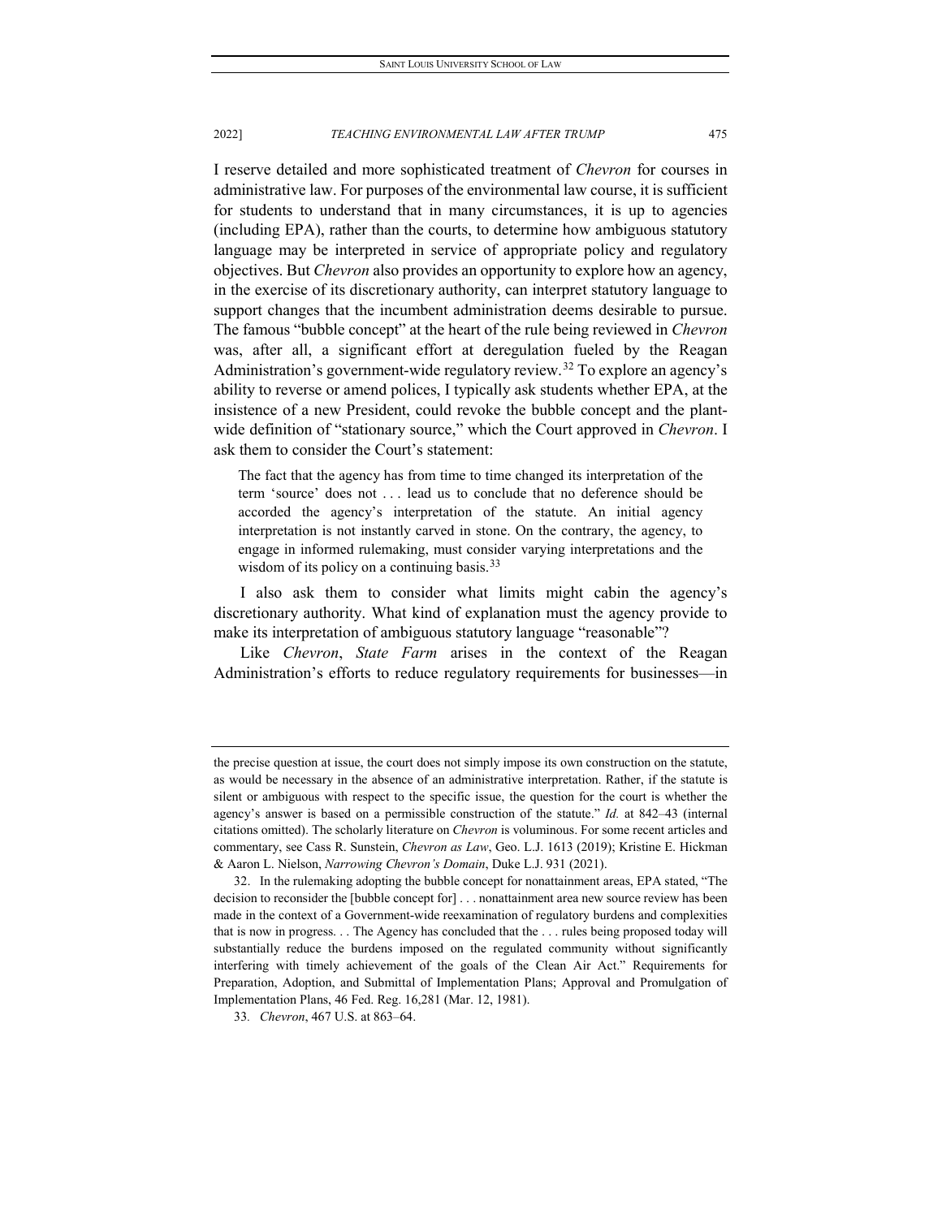I reserve detailed and more sophisticated treatment of *Chevron* for courses in administrative law. For purposes of the environmental law course, it is sufficient for students to understand that in many circumstances, it is up to agencies (including EPA), rather than the courts, to determine how ambiguous statutory language may be interpreted in service of appropriate policy and regulatory objectives. But *Chevron* also provides an opportunity to explore how an agency, in the exercise of its discretionary authority, can interpret statutory language to support changes that the incumbent administration deems desirable to pursue. The famous "bubble concept" at the heart of the rule being reviewed in *Chevron* was, after all, a significant effort at deregulation fueled by the Reagan Administration's government-wide regulatory review.[32] To explore an agency's ability to reverse or amend polices, I typically ask students whether EPA, at the insistence of a new President, could revoke the bubble concept and the plant-wide definition of "stationary source," which the Court approved in *Chevron*. I ask them to consider the Court's statement:

> The fact that the agency has from time to time changed its interpretation of the term 'source' does not . . . lead us to conclude that no deference should be accorded the agency's interpretation of the statute. An initial agency interpretation is not instantly carved in stone. On the contrary, the agency, to engage in informed rulemaking, must consider varying interpretations and the wisdom of its policy on a continuing basis.[33]

I also ask them to consider what limits might cabin the agency's discretionary authority. What kind of explanation must the agency provide to make its interpretation of ambiguous statutory language "reasonable"?

Like *Chevron*, *State Farm* arises in the context of the Reagan Administration's efforts to reduce regulatory requirements for businesses—in

---

the precise question at issue, the court does not simply impose its own construction on the statute, as would be necessary in the absence of an administrative interpretation. Rather, if the statute is silent or ambiguous with respect to the specific issue, the question for the court is whether the agency's answer is based on a permissible construction of the statute." *Id.* at 842–43 (internal citations omitted). The scholarly literature on *Chevron* is voluminous. For some recent articles and commentary, see Cass R. Sunstein, *Chevron as Law*, Geo. L.J. 1613 (2019); Kristine E. Hickman & Aaron L. Nielson, *Narrowing Chevron's Domain*, Duke L.J. 931 (2021).

32. In the rulemaking adopting the bubble concept for nonattainment areas, EPA stated, "The decision to reconsider the [bubble concept for] . . . nonattainment area new source review has been made in the context of a Government-wide reexamination of regulatory burdens and complexities that is now in progress. . . The Agency has concluded that the . . . rules being proposed today will substantially reduce the burdens imposed on the regulated community without significantly interfering with timely achievement of the goals of the Clean Air Act." Requirements for Preparation, Adoption, and Submittal of Implementation Plans; Approval and Promulgation of Implementation Plans, 46 Fed. Reg. 16,281 (Mar. 12, 1981).

33. *Chevron*, 467 U.S. at 863–64.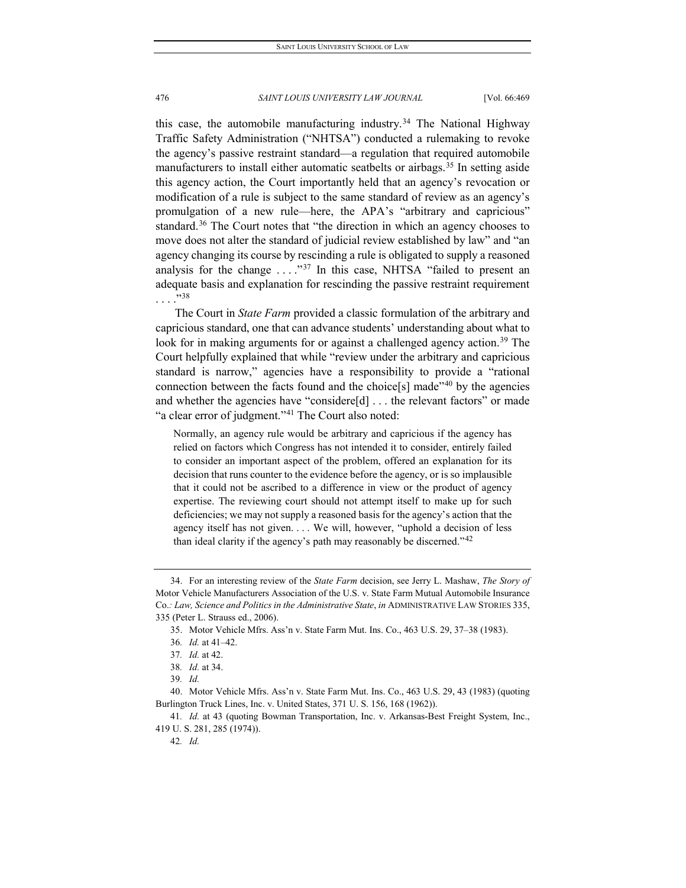this case, the automobile manufacturing industry.[34] The National Highway Traffic Safety Administration ("NHTSA") conducted a rulemaking to revoke the agency's passive restraint standard—a regulation that required automobile manufacturers to install either automatic seatbelts or airbags.[35] In setting aside this agency action, the Court importantly held that an agency's revocation or modification of a rule is subject to the same standard of review as an agency's promulgation of a new rule—here, the APA's "arbitrary and capricious" standard.[36] The Court notes that "the direction in which an agency chooses to move does not alter the standard of judicial review established by law" and "an agency changing its course by rescinding a rule is obligated to supply a reasoned analysis for the change . . . ."[37] In this case, NHTSA "failed to present an adequate basis and explanation for rescinding the passive restraint requirement . . . ."[38]

The Court in *State Farm* provided a classic formulation of the arbitrary and capricious standard, one that can advance students' understanding about what to look for in making arguments for or against a challenged agency action.[39] The Court helpfully explained that while "review under the arbitrary and capricious standard is narrow," agencies have a responsibility to provide a "rational connection between the facts found and the choice[s] made"[40] by the agencies and whether the agencies have "considere[d] . . . the relevant factors" or made "a clear error of judgment."[41] The Court also noted:

> Normally, an agency rule would be arbitrary and capricious if the agency has relied on factors which Congress has not intended it to consider, entirely failed to consider an important aspect of the problem, offered an explanation for its decision that runs counter to the evidence before the agency, or is so implausible that it could not be ascribed to a difference in view or the product of agency expertise. The reviewing court should not attempt itself to make up for such deficiencies; we may not supply a reasoned basis for the agency's action that the agency itself has not given. . . . We will, however, "uphold a decision of less than ideal clarity if the agency's path may reasonably be discerned."[42]

---

34. For an interesting review of the *State Farm* decision, see Jerry L. Mashaw, *The Story of* Motor Vehicle Manufacturers Association of the U.S. v. State Farm Mutual Automobile Insurance Co.*: Law, Science and Politics in the Administrative State*, *in* ADMINISTRATIVE LAW STORIES 335, 335 (Peter L. Strauss ed., 2006).

35. Motor Vehicle Mfrs. Ass'n v. State Farm Mut. Ins. Co., 463 U.S. 29, 37–38 (1983).

36. *Id.* at 41–42.

37. *Id.* at 42.

38. *Id.* at 34.

39. *Id.*

40. Motor Vehicle Mfrs. Ass'n v. State Farm Mut. Ins. Co., 463 U.S. 29, 43 (1983) (quoting Burlington Truck Lines, Inc. v. United States, 371 U. S. 156, 168 (1962)).

41. *Id.* at 43 (quoting Bowman Transportation, Inc. v. Arkansas-Best Freight System, Inc., 419 U. S. 281, 285 (1974)).

42. *Id.*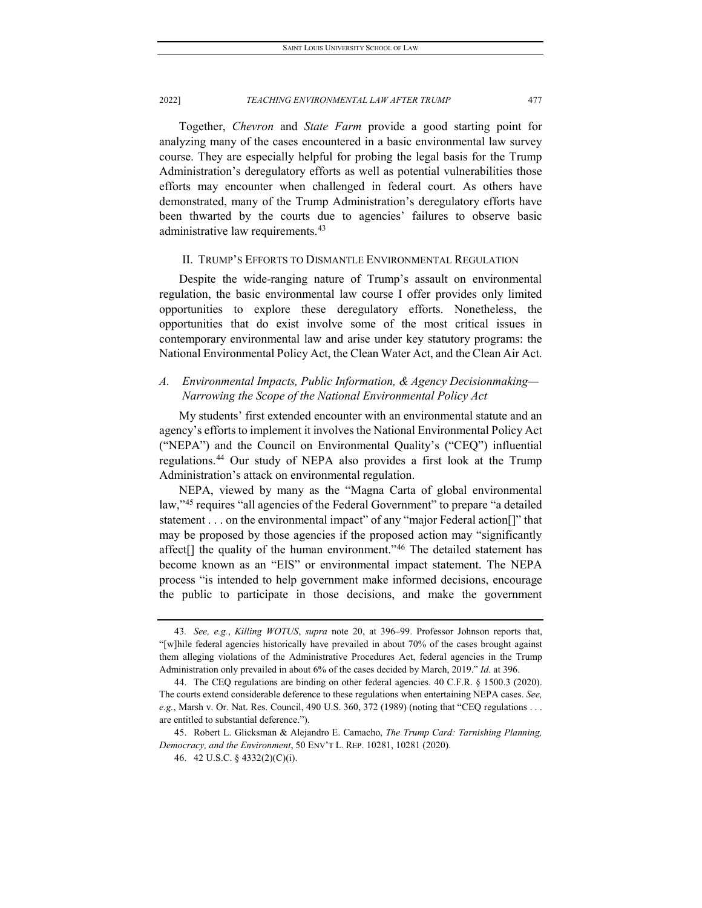Together, *Chevron* and *State Farm* provide a good starting point for analyzing many of the cases encountered in a basic environmental law survey course. They are especially helpful for probing the legal basis for the Trump Administration's deregulatory efforts as well as potential vulnerabilities those efforts may encounter when challenged in federal court. As others have demonstrated, many of the Trump Administration's deregulatory efforts have been thwarted by the courts due to agencies' failures to observe basic administrative law requirements.[43]

## II. TRUMP'S EFFORTS TO DISMANTLE ENVIRONMENTAL REGULATION

Despite the wide-ranging nature of Trump's assault on environmental regulation, the basic environmental law course I offer provides only limited opportunities to explore these deregulatory efforts. Nonetheless, the opportunities that do exist involve some of the most critical issues in contemporary environmental law and arise under key statutory programs: the National Environmental Policy Act, the Clean Water Act, and the Clean Air Act.

### *A. Environmental Impacts, Public Information, & Agency Decisionmaking—Narrowing the Scope of the National Environmental Policy Act*

My students' first extended encounter with an environmental statute and an agency's efforts to implement it involves the National Environmental Policy Act ("NEPA") and the Council on Environmental Quality's ("CEQ") influential regulations.[44] Our study of NEPA also provides a first look at the Trump Administration's attack on environmental regulation.

NEPA, viewed by many as the "Magna Carta of global environmental law,"[45] requires "all agencies of the Federal Government" to prepare "a detailed statement . . . on the environmental impact" of any "major Federal action[]" that may be proposed by those agencies if the proposed action may "significantly affect[] the quality of the human environment."[46] The detailed statement has become known as an "EIS" or environmental impact statement. The NEPA process "is intended to help government make informed decisions, encourage the public to participate in those decisions, and make the government

---

43. *See, e.g.*, *Killing WOTUS*, *supra* note 20, at 396–99. Professor Johnson reports that, "[w]hile federal agencies historically have prevailed in about 70% of the cases brought against them alleging violations of the Administrative Procedures Act, federal agencies in the Trump Administration only prevailed in about 6% of the cases decided by March, 2019." *Id.* at 396.

44. The CEQ regulations are binding on other federal agencies. 40 C.F.R. § 1500.3 (2020). The courts extend considerable deference to these regulations when entertaining NEPA cases. *See, e.g.*, Marsh v. Or. Nat. Res. Council, 490 U.S. 360, 372 (1989) (noting that "CEQ regulations . . . are entitled to substantial deference.").

45. Robert L. Glicksman & Alejandro E. Camacho, *The Trump Card: Tarnishing Planning, Democracy, and the Environment*, 50 ENV'T L. REP. 10281, 10281 (2020).

46. 42 U.S.C. § 4332(2)(C)(i).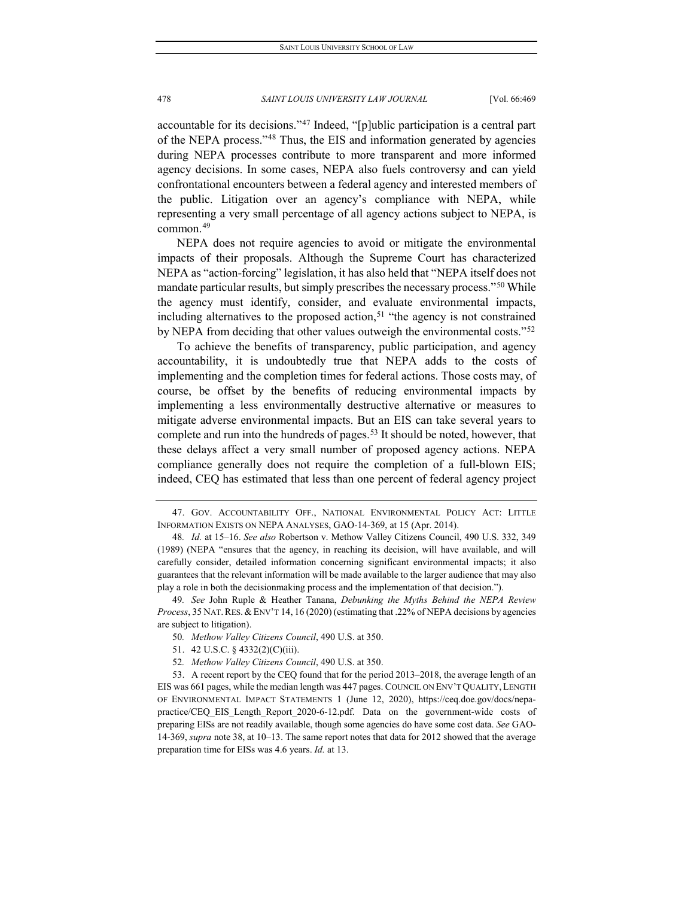accountable for its decisions."[47] Indeed, "[p]ublic participation is a central part of the NEPA process."[48] Thus, the EIS and information generated by agencies during NEPA processes contribute to more transparent and more informed agency decisions. In some cases, NEPA also fuels controversy and can yield confrontational encounters between a federal agency and interested members of the public. Litigation over an agency's compliance with NEPA, while representing a very small percentage of all agency actions subject to NEPA, is common.[49]

NEPA does not require agencies to avoid or mitigate the environmental impacts of their proposals. Although the Supreme Court has characterized NEPA as "action-forcing" legislation, it has also held that "NEPA itself does not mandate particular results, but simply prescribes the necessary process."[50] While the agency must identify, consider, and evaluate environmental impacts, including alternatives to the proposed action,[51] "the agency is not constrained by NEPA from deciding that other values outweigh the environmental costs."[52]

To achieve the benefits of transparency, public participation, and agency accountability, it is undoubtedly true that NEPA adds to the costs of implementing and the completion times for federal actions. Those costs may, of course, be offset by the benefits of reducing environmental impacts by implementing a less environmentally destructive alternative or measures to mitigate adverse environmental impacts. But an EIS can take several years to complete and run into the hundreds of pages.[53] It should be noted, however, that these delays affect a very small number of proposed agency actions. NEPA compliance generally does not require the completion of a full-blown EIS; indeed, CEQ has estimated that less than one percent of federal agency project

---

47. GOV. ACCOUNTABILITY OFF., NATIONAL ENVIRONMENTAL POLICY ACT: LITTLE INFORMATION EXISTS ON NEPA ANALYSES, GAO-14-369, at 15 (Apr. 2014).

48. *Id.* at 15–16. *See also* Robertson v. Methow Valley Citizens Council, 490 U.S. 332, 349 (1989) (NEPA "ensures that the agency, in reaching its decision, will have available, and will carefully consider, detailed information concerning significant environmental impacts; it also guarantees that the relevant information will be made available to the larger audience that may also play a role in both the decisionmaking process and the implementation of that decision.").

49. *See* John Ruple & Heather Tanana, *Debunking the Myths Behind the NEPA Review Process*, 35 NAT. RES. & ENV'T 14, 16 (2020) (estimating that .22% of NEPA decisions by agencies are subject to litigation).

50. *Methow Valley Citizens Council*, 490 U.S. at 350.

51. 42 U.S.C. § 4332(2)(C)(iii).

52. *Methow Valley Citizens Council*, 490 U.S. at 350.

53. A recent report by the CEQ found that for the period 2013–2018, the average length of an EIS was 661 pages, while the median length was 447 pages. COUNCIL ON ENV'T QUALITY, LENGTH OF ENVIRONMENTAL IMPACT STATEMENTS 1 (June 12, 2020), https://ceq.doe.gov/docs/nepa-practice/CEQ_EIS_Length_Report_2020-6-12.pdf. Data on the government-wide costs of preparing EISs are not readily available, though some agencies do have some cost data. *See* GAO-14-369, *supra* note 38, at 10–13. The same report notes that data for 2012 showed that the average preparation time for EISs was 4.6 years. *Id.* at 13.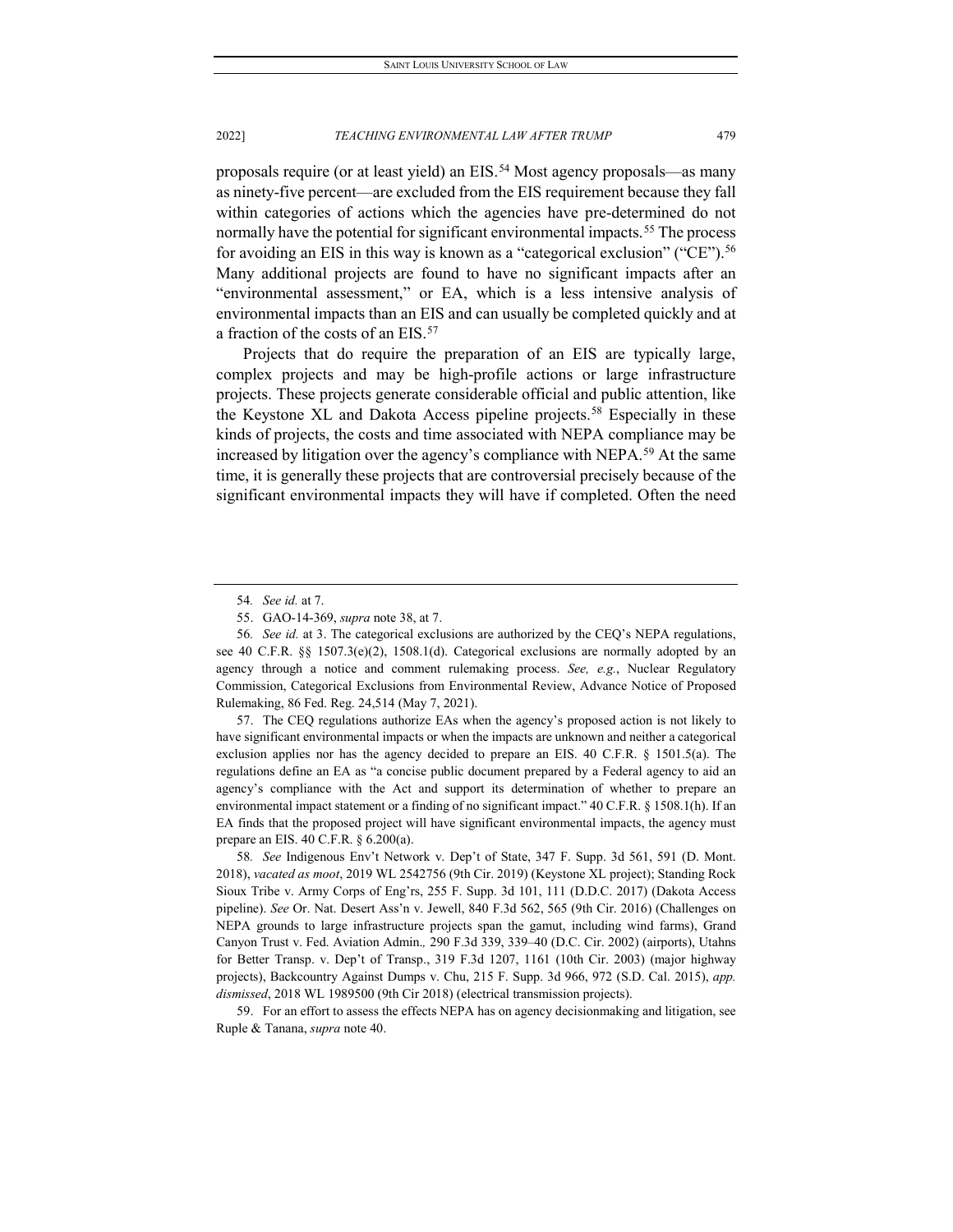proposals require (or at least yield) an EIS.[54] Most agency proposals—as many as ninety-five percent—are excluded from the EIS requirement because they fall within categories of actions which the agencies have pre-determined do not normally have the potential for significant environmental impacts.[55] The process for avoiding an EIS in this way is known as a "categorical exclusion" ("CE").[56] Many additional projects are found to have no significant impacts after an "environmental assessment," or EA, which is a less intensive analysis of environmental impacts than an EIS and can usually be completed quickly and at a fraction of the costs of an EIS.[57]

Projects that do require the preparation of an EIS are typically large, complex projects and may be high-profile actions or large infrastructure projects. These projects generate considerable official and public attention, like the Keystone XL and Dakota Access pipeline projects.[58] Especially in these kinds of projects, the costs and time associated with NEPA compliance may be increased by litigation over the agency's compliance with NEPA.[59] At the same time, it is generally these projects that are controversial precisely because of the significant environmental impacts they will have if completed. Often the need

---

54. *See id.* at 7.

55. GAO-14-369, *supra* note 38, at 7.

56. *See id.* at 3. The categorical exclusions are authorized by the CEQ's NEPA regulations, see 40 C.F.R. §§ 1507.3(e)(2), 1508.1(d). Categorical exclusions are normally adopted by an agency through a notice and comment rulemaking process. *See, e.g.*, Nuclear Regulatory Commission, Categorical Exclusions from Environmental Review, Advance Notice of Proposed Rulemaking, 86 Fed. Reg. 24,514 (May 7, 2021).

57. The CEQ regulations authorize EAs when the agency's proposed action is not likely to have significant environmental impacts or when the impacts are unknown and neither a categorical exclusion applies nor has the agency decided to prepare an EIS. 40 C.F.R. § 1501.5(a). The regulations define an EA as "a concise public document prepared by a Federal agency to aid an agency's compliance with the Act and support its determination of whether to prepare an environmental impact statement or a finding of no significant impact." 40 C.F.R. § 1508.1(h). If an EA finds that the proposed project will have significant environmental impacts, the agency must prepare an EIS. 40 C.F.R. § 6.200(a).

58. *See* Indigenous Env't Network v. Dep't of State, 347 F. Supp. 3d 561, 591 (D. Mont. 2018), *vacated as moot*, 2019 WL 2542756 (9th Cir. 2019) (Keystone XL project); Standing Rock Sioux Tribe v. Army Corps of Eng'rs, 255 F. Supp. 3d 101, 111 (D.D.C. 2017) (Dakota Access pipeline). *See* Or. Nat. Desert Ass'n v. Jewell, 840 F.3d 562, 565 (9th Cir. 2016) (Challenges on NEPA grounds to large infrastructure projects span the gamut, including wind farms), Grand Canyon Trust v. Fed. Aviation Admin., 290 F.3d 339, 339–40 (D.C. Cir. 2002) (airports), Utahns for Better Transp. v. Dep't of Transp., 319 F.3d 1207, 1161 (10th Cir. 2003) (major highway projects), Backcountry Against Dumps v. Chu, 215 F. Supp. 3d 966, 972 (S.D. Cal. 2015), *app. dismissed*, 2018 WL 1989500 (9th Cir 2018) (electrical transmission projects).

59. For an effort to assess the effects NEPA has on agency decisionmaking and litigation, see Ruple & Tanana, *supra* note 40.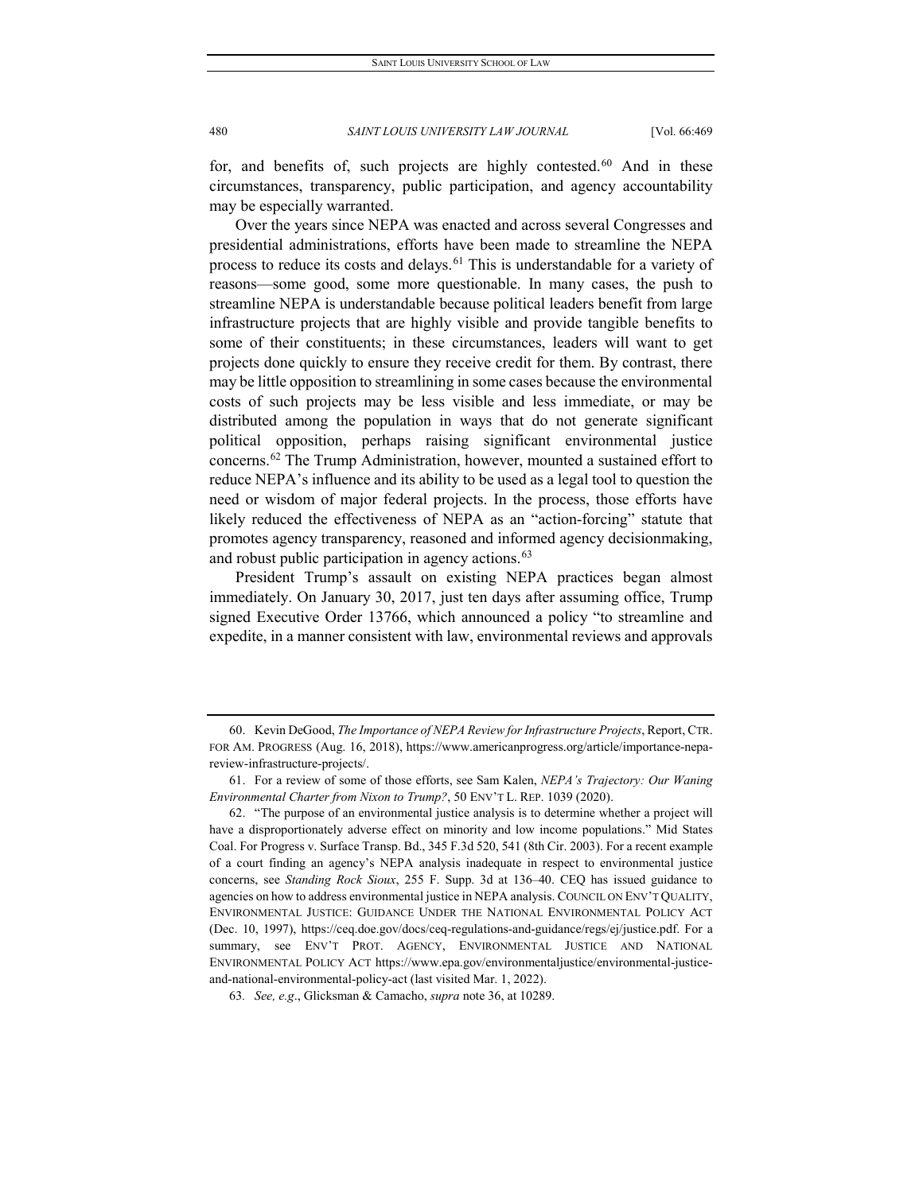for, and benefits of, such projects are highly contested.[60] And in these circumstances, transparency, public participation, and agency accountability may be especially warranted.

Over the years since NEPA was enacted and across several Congresses and presidential administrations, efforts have been made to streamline the NEPA process to reduce its costs and delays.[61] This is understandable for a variety of reasons—some good, some more questionable. In many cases, the push to streamline NEPA is understandable because political leaders benefit from large infrastructure projects that are highly visible and provide tangible benefits to some of their constituents; in these circumstances, leaders will want to get projects done quickly to ensure they receive credit for them. By contrast, there may be little opposition to streamlining in some cases because the environmental costs of such projects may be less visible and less immediate, or may be distributed among the population in ways that do not generate significant political opposition, perhaps raising significant environmental justice concerns.[62] The Trump Administration, however, mounted a sustained effort to reduce NEPA's influence and its ability to be used as a legal tool to question the need or wisdom of major federal projects. In the process, those efforts have likely reduced the effectiveness of NEPA as an "action-forcing" statute that promotes agency transparency, reasoned and informed agency decisionmaking, and robust public participation in agency actions.[63]

President Trump's assault on existing NEPA practices began almost immediately. On January 30, 2017, just ten days after assuming office, Trump signed Executive Order 13766, which announced a policy "to streamline and expedite, in a manner consistent with law, environmental reviews and approvals

---

60. Kevin DeGood, *The Importance of NEPA Review for Infrastructure Projects*, Report, CTR. FOR AM. PROGRESS (Aug. 16, 2018), https://www.americanprogress.org/article/importance-nepa-review-infrastructure-projects/.

61. For a review of some of those efforts, see Sam Kalen, *NEPA's Trajectory: Our Waning Environmental Charter from Nixon to Trump?*, 50 ENV'T L. REP. 1039 (2020).

62. "The purpose of an environmental justice analysis is to determine whether a project will have a disproportionately adverse effect on minority and low income populations." Mid States Coal. For Progress v. Surface Transp. Bd., 345 F.3d 520, 541 (8th Cir. 2003). For a recent example of a court finding an agency's NEPA analysis inadequate in respect to environmental justice concerns, see *Standing Rock Sioux*, 255 F. Supp. 3d at 136–40. CEQ has issued guidance to agencies on how to address environmental justice in NEPA analysis. COUNCIL ON ENV'T QUALITY, ENVIRONMENTAL JUSTICE: GUIDANCE UNDER THE NATIONAL ENVIRONMENTAL POLICY ACT (Dec. 10, 1997), https://ceq.doe.gov/docs/ceq-regulations-and-guidance/regs/ej/justice.pdf. For a summary, see ENV'T PROT. AGENCY, ENVIRONMENTAL JUSTICE AND NATIONAL ENVIRONMENTAL POLICY ACT https://www.epa.gov/environmentaljustice/environmental-justice-and-national-environmental-policy-act (last visited Mar. 1, 2022).

63. *See, e.g.*, Glicksman & Camacho, *supra* note 36, at 10289.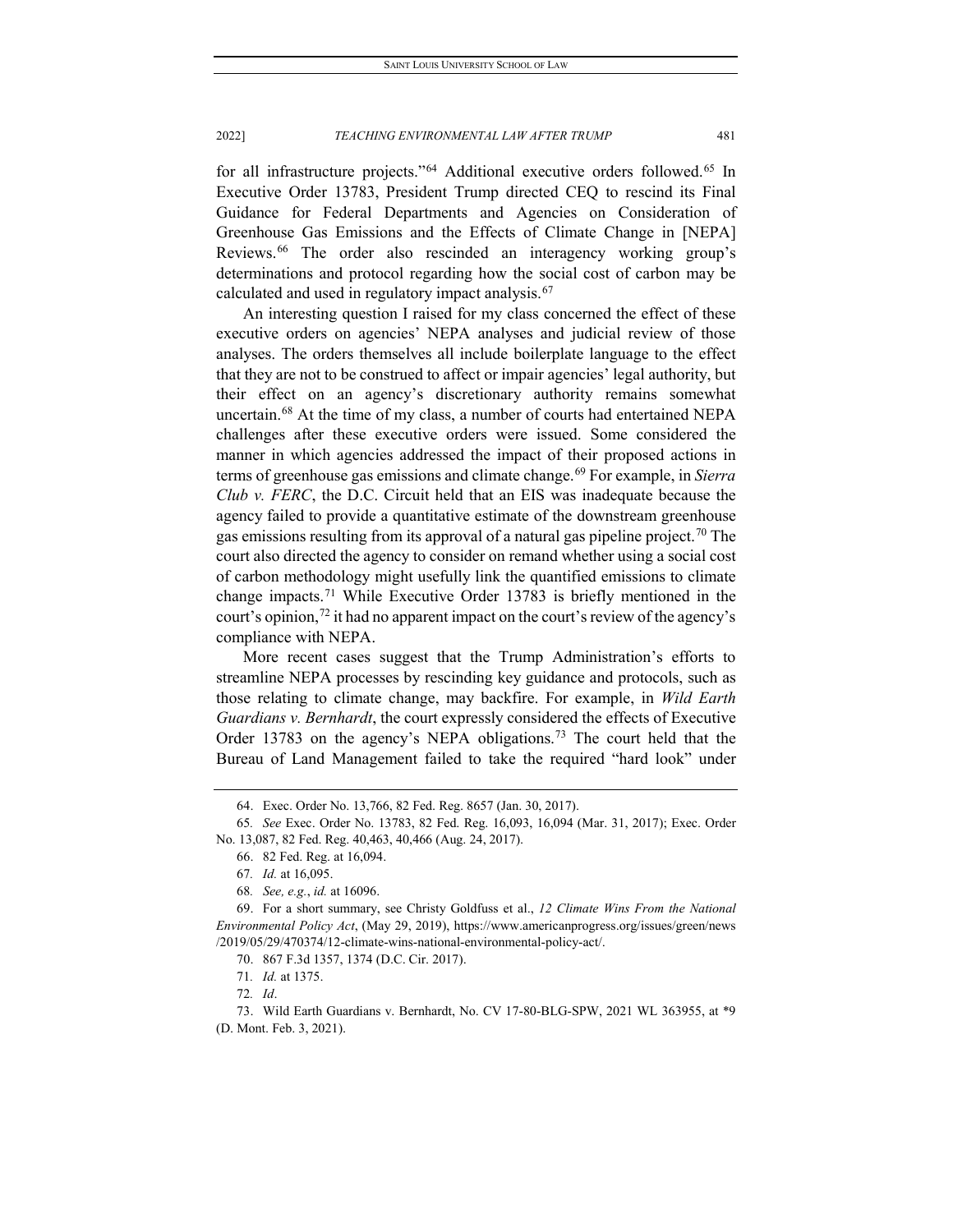for all infrastructure projects."[64] Additional executive orders followed.[65] In Executive Order 13783, President Trump directed CEQ to rescind its Final Guidance for Federal Departments and Agencies on Consideration of Greenhouse Gas Emissions and the Effects of Climate Change in [NEPA] Reviews.[66] The order also rescinded an interagency working group's determinations and protocol regarding how the social cost of carbon may be calculated and used in regulatory impact analysis.[67]

An interesting question I raised for my class concerned the effect of these executive orders on agencies' NEPA analyses and judicial review of those analyses. The orders themselves all include boilerplate language to the effect that they are not to be construed to affect or impair agencies' legal authority, but their effect on an agency's discretionary authority remains somewhat uncertain.[68] At the time of my class, a number of courts had entertained NEPA challenges after these executive orders were issued. Some considered the manner in which agencies addressed the impact of their proposed actions in terms of greenhouse gas emissions and climate change.[69] For example, in *Sierra Club v. FERC*, the D.C. Circuit held that an EIS was inadequate because the agency failed to provide a quantitative estimate of the downstream greenhouse gas emissions resulting from its approval of a natural gas pipeline project.[70] The court also directed the agency to consider on remand whether using a social cost of carbon methodology might usefully link the quantified emissions to climate change impacts.[71] While Executive Order 13783 is briefly mentioned in the court's opinion,[72] it had no apparent impact on the court's review of the agency's compliance with NEPA.

More recent cases suggest that the Trump Administration's efforts to streamline NEPA processes by rescinding key guidance and protocols, such as those relating to climate change, may backfire. For example, in *Wild Earth Guardians v. Bernhardt*, the court expressly considered the effects of Executive Order 13783 on the agency's NEPA obligations.[73] The court held that the Bureau of Land Management failed to take the required "hard look" under

---

64. Exec. Order No. 13,766, 82 Fed. Reg. 8657 (Jan. 30, 2017).

65. *See* Exec. Order No. 13783, 82 Fed. Reg. 16,093, 16,094 (Mar. 31, 2017); Exec. Order No. 13,087, 82 Fed. Reg. 40,463, 40,466 (Aug. 24, 2017).

66. 82 Fed. Reg. at 16,094.

67. *Id.* at 16,095.

68. *See, e.g.*, *id.* at 16096.

69. For a short summary, see Christy Goldfuss et al., *12 Climate Wins From the National Environmental Policy Act*, (May 29, 2019), https://www.americanprogress.org/issues/green/news/2019/05/29/470374/12-climate-wins-national-environmental-policy-act/.

70. 867 F.3d 1357, 1374 (D.C. Cir. 2017).

71. *Id.* at 1375.

72. *Id*.

73. Wild Earth Guardians v. Bernhardt, No. CV 17-80-BLG-SPW, 2021 WL 363955, at *9 (D. Mont. Feb. 3, 2021).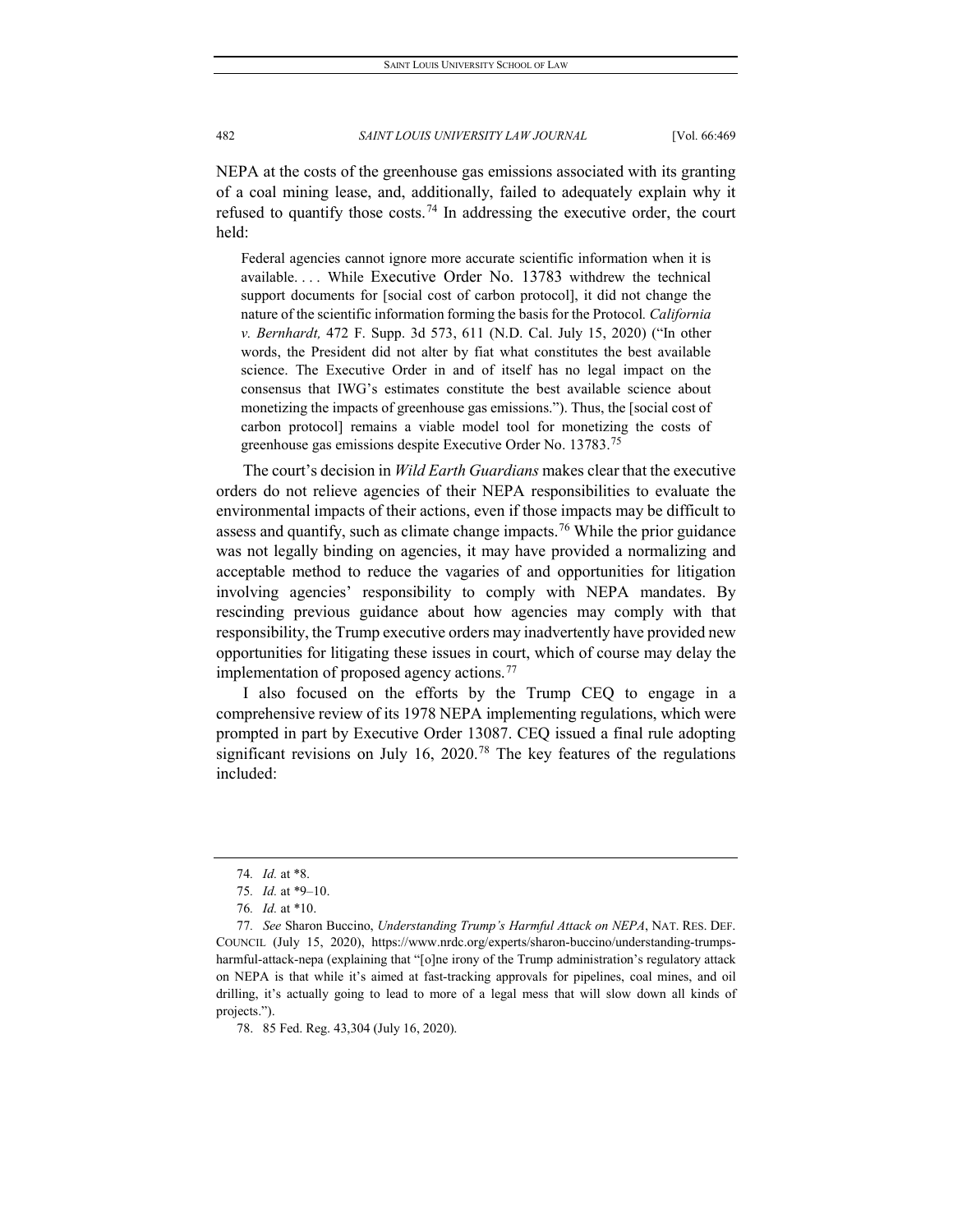NEPA at the costs of the greenhouse gas emissions associated with its granting of a coal mining lease, and, additionally, failed to adequately explain why it refused to quantify those costs.[74] In addressing the executive order, the court held:

> Federal agencies cannot ignore more accurate scientific information when it is available. . . . While Executive Order No. 13783 withdrew the technical support documents for [social cost of carbon protocol], it did not change the nature of the scientific information forming the basis for the Protocol. *California v. Bernhardt,* 472 F. Supp. 3d 573, 611 (N.D. Cal. July 15, 2020) ("In other words, the President did not alter by fiat what constitutes the best available science. The Executive Order in and of itself has no legal impact on the consensus that IWG's estimates constitute the best available science about monetizing the impacts of greenhouse gas emissions."). Thus, the [social cost of carbon protocol] remains a viable model tool for monetizing the costs of greenhouse gas emissions despite Executive Order No. 13783.[75]

The court's decision in *Wild Earth Guardians* makes clear that the executive orders do not relieve agencies of their NEPA responsibilities to evaluate the environmental impacts of their actions, even if those impacts may be difficult to assess and quantify, such as climate change impacts.[76] While the prior guidance was not legally binding on agencies, it may have provided a normalizing and acceptable method to reduce the vagaries of and opportunities for litigation involving agencies' responsibility to comply with NEPA mandates. By rescinding previous guidance about how agencies may comply with that responsibility, the Trump executive orders may inadvertently have provided new opportunities for litigating these issues in court, which of course may delay the implementation of proposed agency actions.[77]

I also focused on the efforts by the Trump CEQ to engage in a comprehensive review of its 1978 NEPA implementing regulations, which were prompted in part by Executive Order 13087. CEQ issued a final rule adopting significant revisions on July 16, 2020.[78] The key features of the regulations included:

---

74. *Id.* at *8.

75. *Id.* at *9–10.

76. *Id.* at *10.

77. *See* Sharon Buccino, *Understanding Trump's Harmful Attack on NEPA*, NAT. RES. DEF. COUNCIL (July 15, 2020), https://www.nrdc.org/experts/sharon-buccino/understanding-trumps-harmful-attack-nepa (explaining that "[o]ne irony of the Trump administration's regulatory attack on NEPA is that while it's aimed at fast-tracking approvals for pipelines, coal mines, and oil drilling, it's actually going to lead to more of a legal mess that will slow down all kinds of projects.").

78. 85 Fed. Reg. 43,304 (July 16, 2020).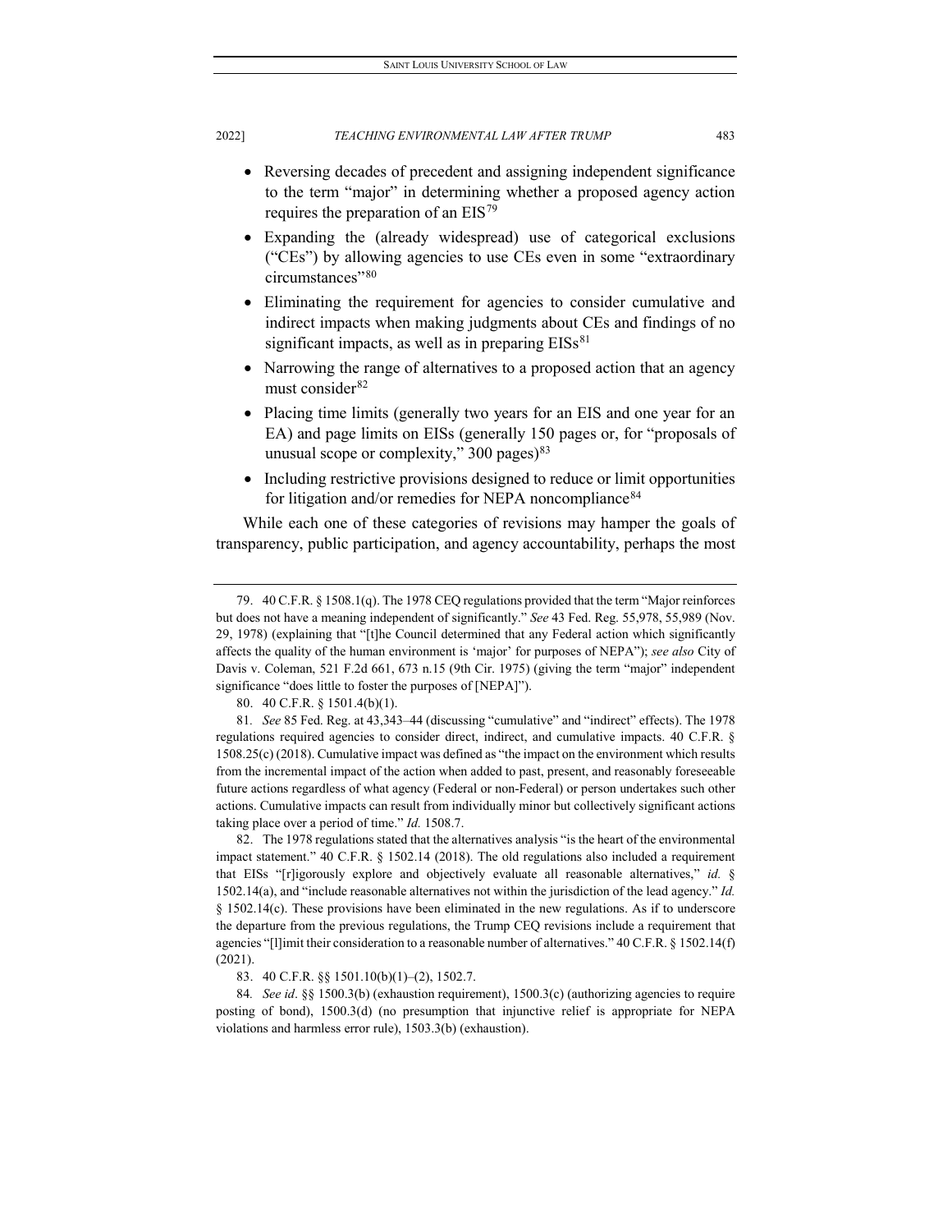- Reversing decades of precedent and assigning independent significance to the term "major" in determining whether a proposed agency action requires the preparation of an EIS[79]
- Expanding the (already widespread) use of categorical exclusions ("CEs") by allowing agencies to use CEs even in some "extraordinary circumstances"[80]
- Eliminating the requirement for agencies to consider cumulative and indirect impacts when making judgments about CEs and findings of no significant impacts, as well as in preparing EISs[81]
- Narrowing the range of alternatives to a proposed action that an agency must consider[82]
- Placing time limits (generally two years for an EIS and one year for an EA) and page limits on EISs (generally 150 pages or, for "proposals of unusual scope or complexity," 300 pages)[83]
- Including restrictive provisions designed to reduce or limit opportunities for litigation and/or remedies for NEPA noncompliance[84]

While each one of these categories of revisions may hamper the goals of transparency, public participation, and agency accountability, perhaps the most

---

79. 40 C.F.R. § 1508.1(q). The 1978 CEQ regulations provided that the term "Major reinforces but does not have a meaning independent of significantly." *See* 43 Fed. Reg. 55,978, 55,989 (Nov. 29, 1978) (explaining that "[t]he Council determined that any Federal action which significantly affects the quality of the human environment is 'major' for purposes of NEPA"); *see also* City of Davis v. Coleman, 521 F.2d 661, 673 n.15 (9th Cir. 1975) (giving the term "major" independent significance "does little to foster the purposes of [NEPA]").

80. 40 C.F.R. § 1501.4(b)(1).

81. *See* 85 Fed. Reg. at 43,343–44 (discussing "cumulative" and "indirect" effects). The 1978 regulations required agencies to consider direct, indirect, and cumulative impacts. 40 C.F.R. § 1508.25(c) (2018). Cumulative impact was defined as "the impact on the environment which results from the incremental impact of the action when added to past, present, and reasonably foreseeable future actions regardless of what agency (Federal or non-Federal) or person undertakes such other actions. Cumulative impacts can result from individually minor but collectively significant actions taking place over a period of time." *Id.* 1508.7.

82. The 1978 regulations stated that the alternatives analysis "is the heart of the environmental impact statement." 40 C.F.R. § 1502.14 (2018). The old regulations also included a requirement that EISs "[r]igorously explore and objectively evaluate all reasonable alternatives," *id.* § 1502.14(a), and "include reasonable alternatives not within the jurisdiction of the lead agency." *Id.* § 1502.14(c). These provisions have been eliminated in the new regulations. As if to underscore the departure from the previous regulations, the Trump CEQ revisions include a requirement that agencies "[l]imit their consideration to a reasonable number of alternatives." 40 C.F.R. § 1502.14(f) (2021).

83. 40 C.F.R. §§ 1501.10(b)(1)–(2), 1502.7.

84. *See id*. §§ 1500.3(b) (exhaustion requirement), 1500.3(c) (authorizing agencies to require posting of bond), 1500.3(d) (no presumption that injunctive relief is appropriate for NEPA violations and harmless error rule), 1503.3(b) (exhaustion).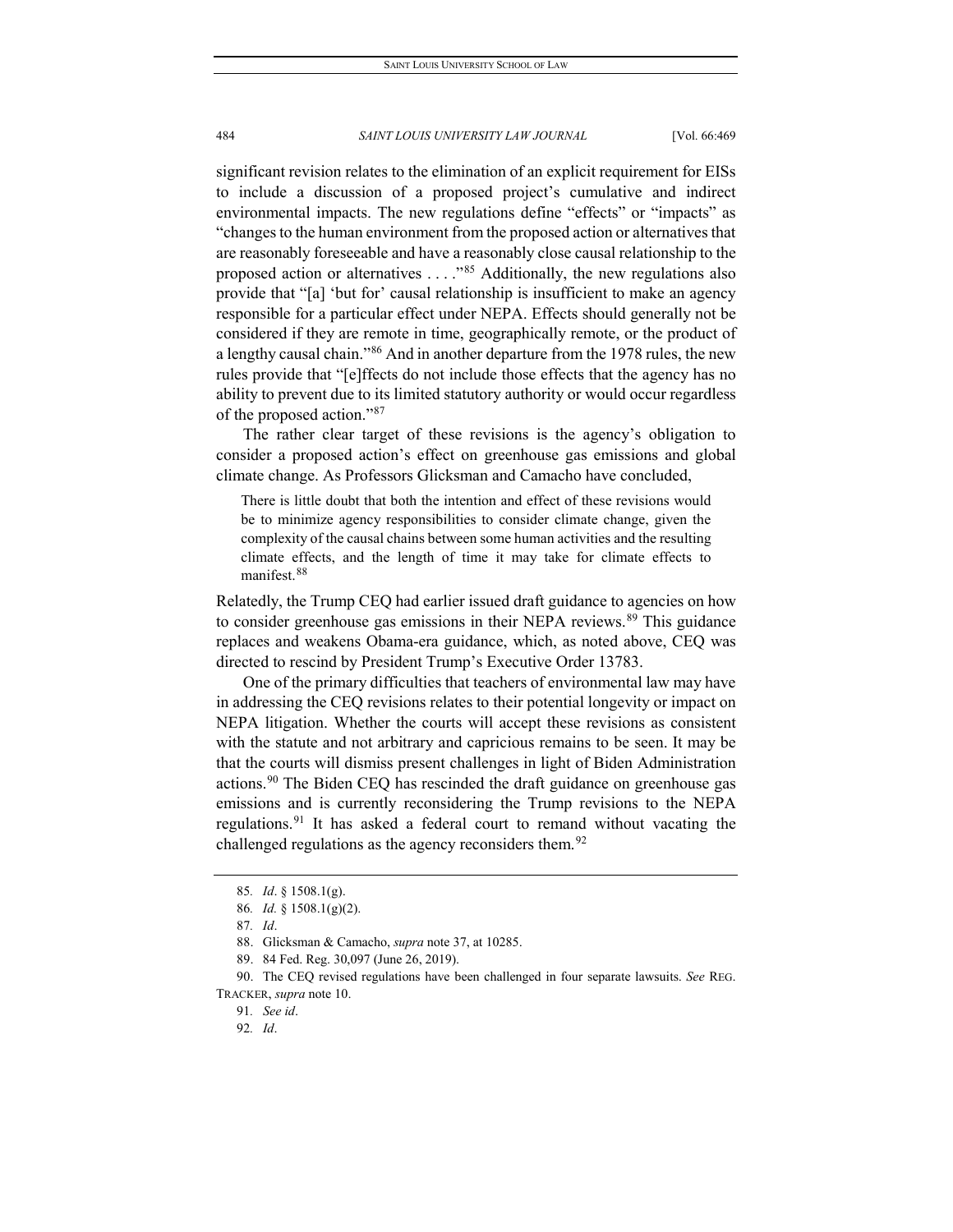significant revision relates to the elimination of an explicit requirement for EISs to include a discussion of a proposed project's cumulative and indirect environmental impacts. The new regulations define "effects" or "impacts" as "changes to the human environment from the proposed action or alternatives that are reasonably foreseeable and have a reasonably close causal relationship to the proposed action or alternatives . . . ."[85] Additionally, the new regulations also provide that "[a] 'but for' causal relationship is insufficient to make an agency responsible for a particular effect under NEPA. Effects should generally not be considered if they are remote in time, geographically remote, or the product of a lengthy causal chain."[86] And in another departure from the 1978 rules, the new rules provide that "[e]ffects do not include those effects that the agency has no ability to prevent due to its limited statutory authority or would occur regardless of the proposed action."[87]

The rather clear target of these revisions is the agency's obligation to consider a proposed action's effect on greenhouse gas emissions and global climate change. As Professors Glicksman and Camacho have concluded,

> There is little doubt that both the intention and effect of these revisions would be to minimize agency responsibilities to consider climate change, given the complexity of the causal chains between some human activities and the resulting climate effects, and the length of time it may take for climate effects to manifest.[88]

Relatedly, the Trump CEQ had earlier issued draft guidance to agencies on how to consider greenhouse gas emissions in their NEPA reviews.[89] This guidance replaces and weakens Obama-era guidance, which, as noted above, CEQ was directed to rescind by President Trump's Executive Order 13783.

One of the primary difficulties that teachers of environmental law may have in addressing the CEQ revisions relates to their potential longevity or impact on NEPA litigation. Whether the courts will accept these revisions as consistent with the statute and not arbitrary and capricious remains to be seen. It may be that the courts will dismiss present challenges in light of Biden Administration actions.[90] The Biden CEQ has rescinded the draft guidance on greenhouse gas emissions and is currently reconsidering the Trump revisions to the NEPA regulations.[91] It has asked a federal court to remand without vacating the challenged regulations as the agency reconsiders them.[92]

---

85. *Id*. § 1508.1(g).

86. *Id.* § 1508.1(g)(2).

87. *Id*.

88. Glicksman & Camacho, *supra* note 37, at 10285.

89. 84 Fed. Reg. 30,097 (June 26, 2019).

90. The CEQ revised regulations have been challenged in four separate lawsuits. *See* REG. TRACKER, *supra* note 10.

91. *See id*.

92. *Id*.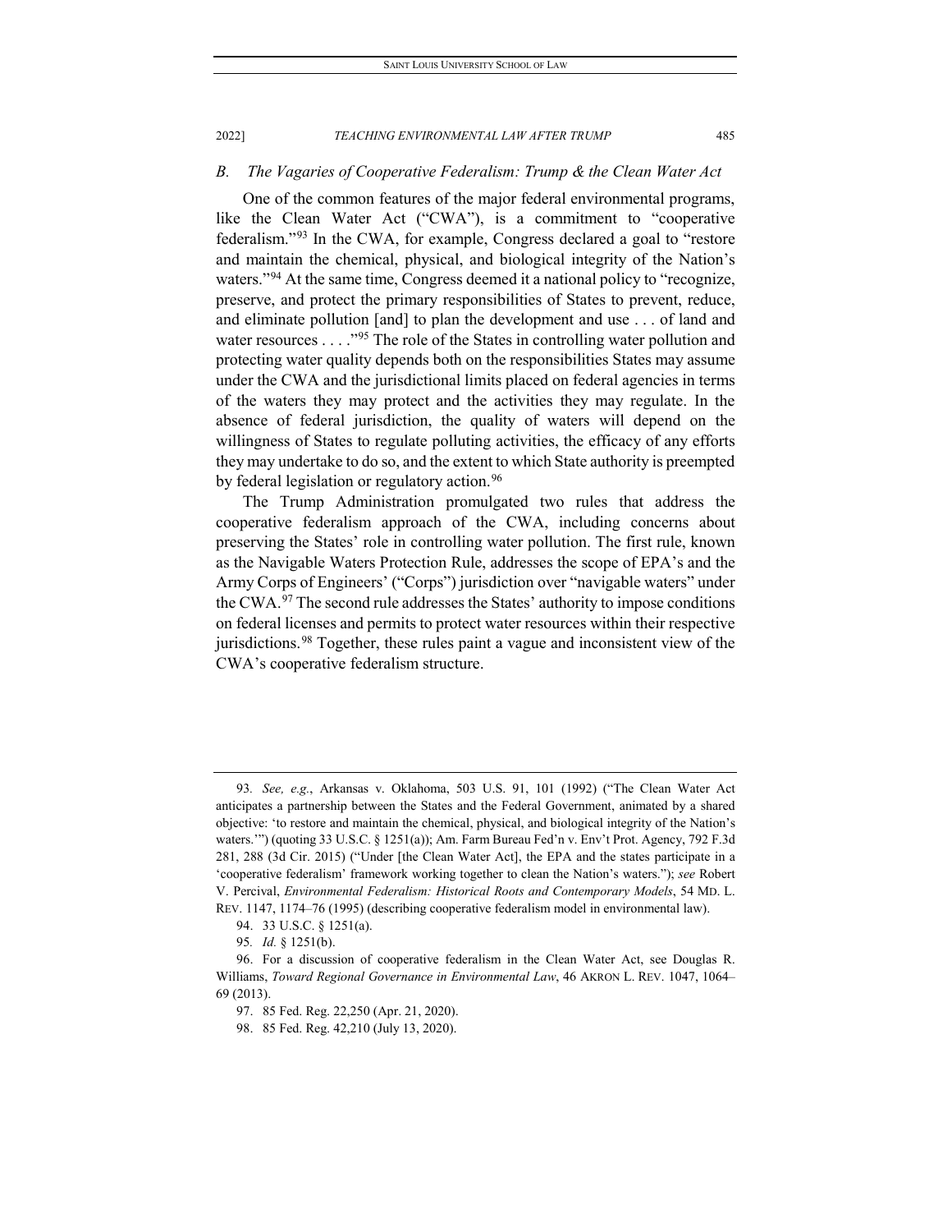### *B. The Vagaries of Cooperative Federalism: Trump & the Clean Water Act*

One of the common features of the major federal environmental programs, like the Clean Water Act ("CWA"), is a commitment to "cooperative federalism."[93] In the CWA, for example, Congress declared a goal to "restore and maintain the chemical, physical, and biological integrity of the Nation's waters."[94] At the same time, Congress deemed it a national policy to "recognize, preserve, and protect the primary responsibilities of States to prevent, reduce, and eliminate pollution [and] to plan the development and use . . . of land and water resources . . . ."[95] The role of the States in controlling water pollution and protecting water quality depends both on the responsibilities States may assume under the CWA and the jurisdictional limits placed on federal agencies in terms of the waters they may protect and the activities they may regulate. In the absence of federal jurisdiction, the quality of waters will depend on the willingness of States to regulate polluting activities, the efficacy of any efforts they may undertake to do so, and the extent to which State authority is preempted by federal legislation or regulatory action.[96]

The Trump Administration promulgated two rules that address the cooperative federalism approach of the CWA, including concerns about preserving the States' role in controlling water pollution. The first rule, known as the Navigable Waters Protection Rule, addresses the scope of EPA's and the Army Corps of Engineers' ("Corps") jurisdiction over "navigable waters" under the CWA.[97] The second rule addresses the States' authority to impose conditions on federal licenses and permits to protect water resources within their respective jurisdictions.[98] Together, these rules paint a vague and inconsistent view of the CWA's cooperative federalism structure.

---

93. *See, e.g.*, Arkansas v. Oklahoma, 503 U.S. 91, 101 (1992) ("The Clean Water Act anticipates a partnership between the States and the Federal Government, animated by a shared objective: 'to restore and maintain the chemical, physical, and biological integrity of the Nation's waters.'") (quoting 33 U.S.C. § 1251(a)); Am. Farm Bureau Fed'n v. Env't Prot. Agency, 792 F.3d 281, 288 (3d Cir. 2015) ("Under [the Clean Water Act], the EPA and the states participate in a 'cooperative federalism' framework working together to clean the Nation's waters."); *see* Robert V. Percival, *Environmental Federalism: Historical Roots and Contemporary Models*, 54 MD. L. REV. 1147, 1174–76 (1995) (describing cooperative federalism model in environmental law).

94. 33 U.S.C. § 1251(a).

95. *Id.* § 1251(b).

96. For a discussion of cooperative federalism in the Clean Water Act, see Douglas R. Williams, *Toward Regional Governance in Environmental Law*, 46 AKRON L. REV. 1047, 1064–69 (2013).

97. 85 Fed. Reg. 22,250 (Apr. 21, 2020).

98. 85 Fed. Reg. 42,210 (July 13, 2020).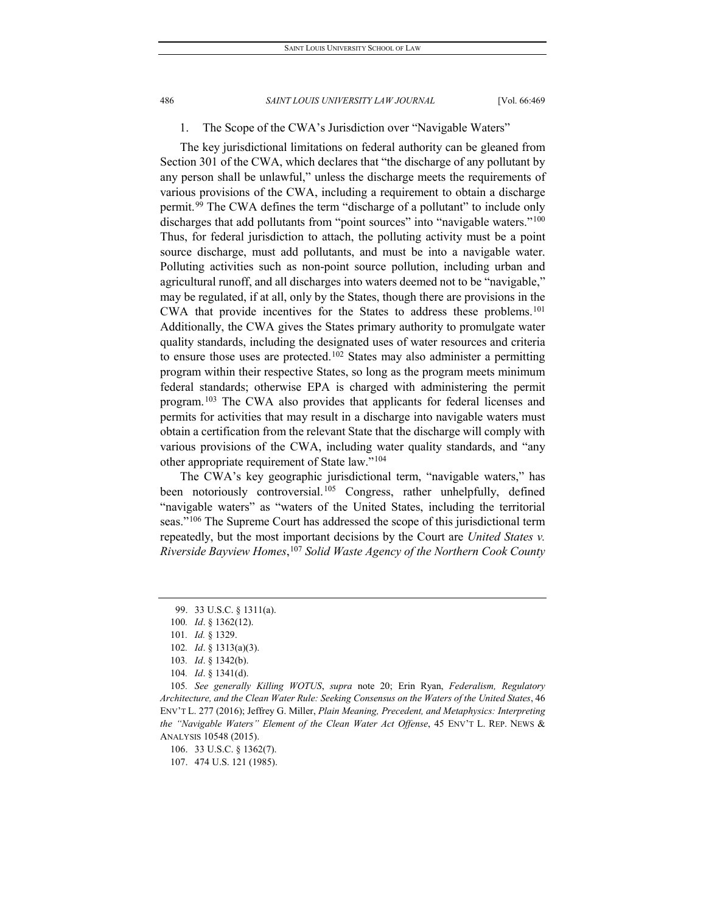### 1. The Scope of the CWA's Jurisdiction over "Navigable Waters"

The key jurisdictional limitations on federal authority can be gleaned from Section 301 of the CWA, which declares that "the discharge of any pollutant by any person shall be unlawful," unless the discharge meets the requirements of various provisions of the CWA, including a requirement to obtain a discharge permit.[99] The CWA defines the term "discharge of a pollutant" to include only discharges that add pollutants from "point sources" into "navigable waters."[100] Thus, for federal jurisdiction to attach, the polluting activity must be a point source discharge, must add pollutants, and must be into a navigable water. Polluting activities such as non-point source pollution, including urban and agricultural runoff, and all discharges into waters deemed not to be "navigable," may be regulated, if at all, only by the States, though there are provisions in the CWA that provide incentives for the States to address these problems.[101] Additionally, the CWA gives the States primary authority to promulgate water quality standards, including the designated uses of water resources and criteria to ensure those uses are protected.[102] States may also administer a permitting program within their respective States, so long as the program meets minimum federal standards; otherwise EPA is charged with administering the permit program.[103] The CWA also provides that applicants for federal licenses and permits for activities that may result in a discharge into navigable waters must obtain a certification from the relevant State that the discharge will comply with various provisions of the CWA, including water quality standards, and "any other appropriate requirement of State law."[104]

The CWA's key geographic jurisdictional term, "navigable waters," has been notoriously controversial.[105] Congress, rather unhelpfully, defined "navigable waters" as "waters of the United States, including the territorial seas."[106] The Supreme Court has addressed the scope of this jurisdictional term repeatedly, but the most important decisions by the Court are *United States v. Riverside Bayview Homes*,[107] *Solid Waste Agency of the Northern Cook County*

---

99. 33 U.S.C. § 1311(a).

100. *Id*. § 1362(12).

101. *Id.* § 1329.

102. *Id*. § 1313(a)(3).

103. *Id*. § 1342(b).

104. *Id*. § 1341(d).

105. *See generally Killing WOTUS*, *supra* note 20; Erin Ryan, *Federalism, Regulatory Architecture, and the Clean Water Rule: Seeking Consensus on the Waters of the United States*, 46 ENV'T L. 277 (2016); Jeffrey G. Miller, *Plain Meaning, Precedent, and Metaphysics: Interpreting the "Navigable Waters" Element of the Clean Water Act Offense*, 45 ENV'T L. REP. NEWS & ANALYSIS 10548 (2015).

106. 33 U.S.C. § 1362(7).

107. 474 U.S. 121 (1985).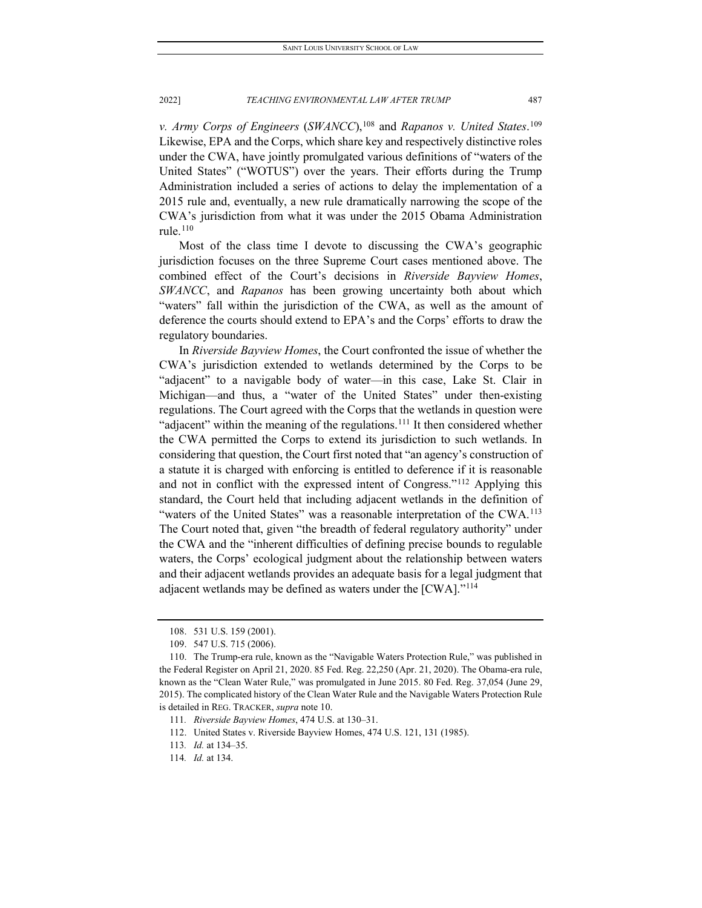*v. Army Corps of Engineers* (*SWANCC*),[108] and *Rapanos v. United States*.[109] Likewise, EPA and the Corps, which share key and respectively distinctive roles under the CWA, have jointly promulgated various definitions of "waters of the United States" ("WOTUS") over the years. Their efforts during the Trump Administration included a series of actions to delay the implementation of a 2015 rule and, eventually, a new rule dramatically narrowing the scope of the CWA's jurisdiction from what it was under the 2015 Obama Administration rule.[110]

Most of the class time I devote to discussing the CWA's geographic jurisdiction focuses on the three Supreme Court cases mentioned above. The combined effect of the Court's decisions in *Riverside Bayview Homes*, *SWANCC*, and *Rapanos* has been growing uncertainty both about which "waters" fall within the jurisdiction of the CWA, as well as the amount of deference the courts should extend to EPA's and the Corps' efforts to draw the regulatory boundaries.

In *Riverside Bayview Homes*, the Court confronted the issue of whether the CWA's jurisdiction extended to wetlands determined by the Corps to be "adjacent" to a navigable body of water—in this case, Lake St. Clair in Michigan—and thus, a "water of the United States" under then-existing regulations. The Court agreed with the Corps that the wetlands in question were "adjacent" within the meaning of the regulations.[111] It then considered whether the CWA permitted the Corps to extend its jurisdiction to such wetlands. In considering that question, the Court first noted that "an agency's construction of a statute it is charged with enforcing is entitled to deference if it is reasonable and not in conflict with the expressed intent of Congress."[112] Applying this standard, the Court held that including adjacent wetlands in the definition of "waters of the United States" was a reasonable interpretation of the CWA.[113] The Court noted that, given "the breadth of federal regulatory authority" under the CWA and the "inherent difficulties of defining precise bounds to regulable waters, the Corps' ecological judgment about the relationship between waters and their adjacent wetlands provides an adequate basis for a legal judgment that adjacent wetlands may be defined as waters under the [CWA]."[114]

---

108. 531 U.S. 159 (2001).

109. 547 U.S. 715 (2006).

110. The Trump-era rule, known as the "Navigable Waters Protection Rule," was published in the Federal Register on April 21, 2020. 85 Fed. Reg. 22,250 (Apr. 21, 2020). The Obama-era rule, known as the "Clean Water Rule," was promulgated in June 2015. 80 Fed. Reg. 37,054 (June 29, 2015). The complicated history of the Clean Water Rule and the Navigable Waters Protection Rule is detailed in REG. TRACKER, *supra* note 10.

111. *Riverside Bayview Homes*, 474 U.S. at 130–31.

112. United States v. Riverside Bayview Homes, 474 U.S. 121, 131 (1985).

113. *Id.* at 134–35.

114. *Id.* at 134.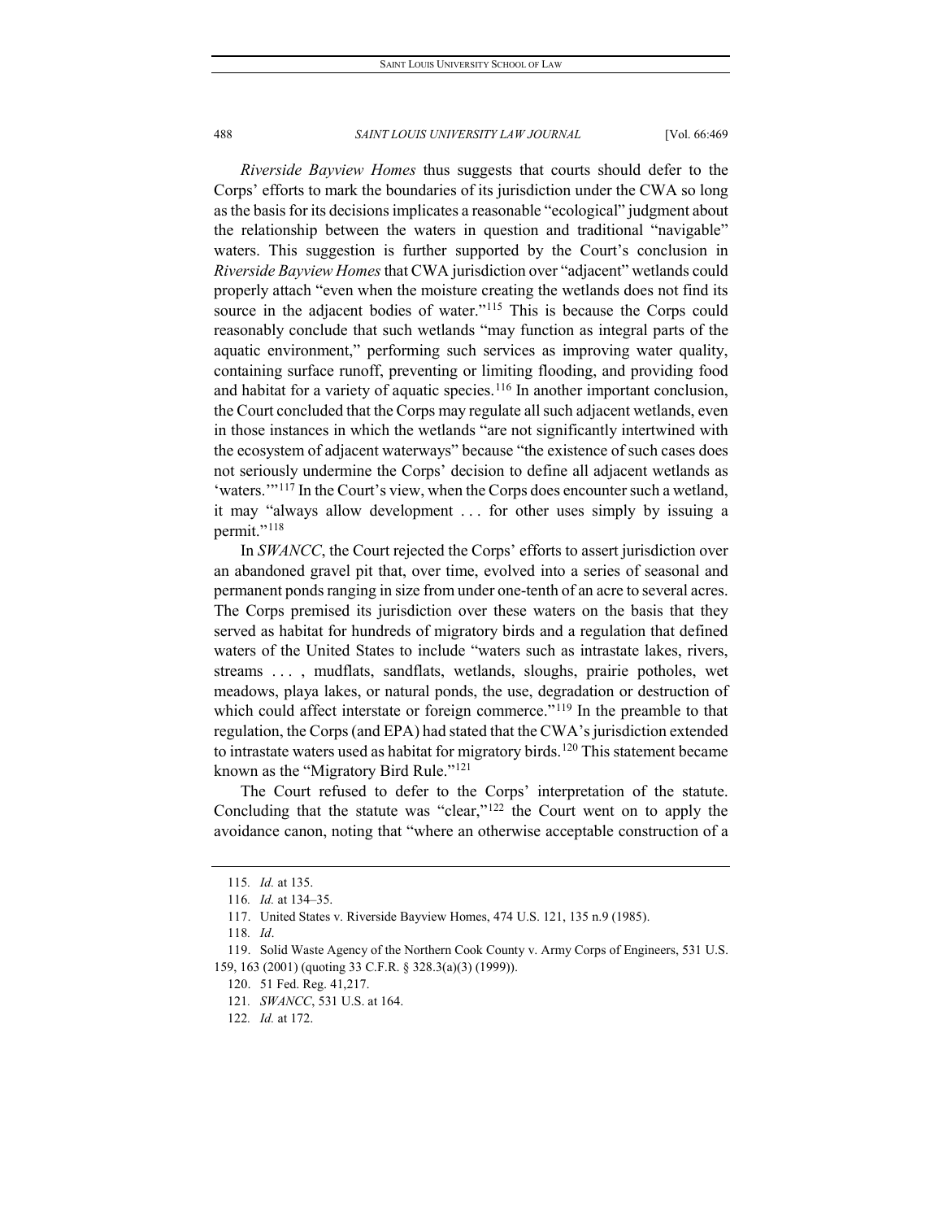*Riverside Bayview Homes* thus suggests that courts should defer to the Corps' efforts to mark the boundaries of its jurisdiction under the CWA so long as the basis for its decisions implicates a reasonable "ecological" judgment about the relationship between the waters in question and traditional "navigable" waters. This suggestion is further supported by the Court's conclusion in *Riverside Bayview Homes* that CWA jurisdiction over "adjacent" wetlands could properly attach "even when the moisture creating the wetlands does not find its source in the adjacent bodies of water."[115] This is because the Corps could reasonably conclude that such wetlands "may function as integral parts of the aquatic environment," performing such services as improving water quality, containing surface runoff, preventing or limiting flooding, and providing food and habitat for a variety of aquatic species.[116] In another important conclusion, the Court concluded that the Corps may regulate all such adjacent wetlands, even in those instances in which the wetlands "are not significantly intertwined with the ecosystem of adjacent waterways" because "the existence of such cases does not seriously undermine the Corps' decision to define all adjacent wetlands as 'waters.'"[117] In the Court's view, when the Corps does encounter such a wetland, it may "always allow development . . . for other uses simply by issuing a permit."[118]

In *SWANCC*, the Court rejected the Corps' efforts to assert jurisdiction over an abandoned gravel pit that, over time, evolved into a series of seasonal and permanent ponds ranging in size from under one-tenth of an acre to several acres. The Corps premised its jurisdiction over these waters on the basis that they served as habitat for hundreds of migratory birds and a regulation that defined waters of the United States to include "waters such as intrastate lakes, rivers, streams . . . , mudflats, sandflats, wetlands, sloughs, prairie potholes, wet meadows, playa lakes, or natural ponds, the use, degradation or destruction of which could affect interstate or foreign commerce."[119] In the preamble to that regulation, the Corps (and EPA) had stated that the CWA's jurisdiction extended to intrastate waters used as habitat for migratory birds.[120] This statement became known as the "Migratory Bird Rule."[121]

The Court refused to defer to the Corps' interpretation of the statute. Concluding that the statute was "clear,"[122] the Court went on to apply the avoidance canon, noting that "where an otherwise acceptable construction of a

---

115. *Id.* at 135.

116. *Id.* at 134–35.

117. United States v. Riverside Bayview Homes, 474 U.S. 121, 135 n.9 (1985).

118. *Id*.

119. Solid Waste Agency of the Northern Cook County v. Army Corps of Engineers, 531 U.S. 159, 163 (2001) (quoting 33 C.F.R. § 328.3(a)(3) (1999)).

120. 51 Fed. Reg. 41,217.

121. *SWANCC*, 531 U.S. at 164.

122. *Id.* at 172.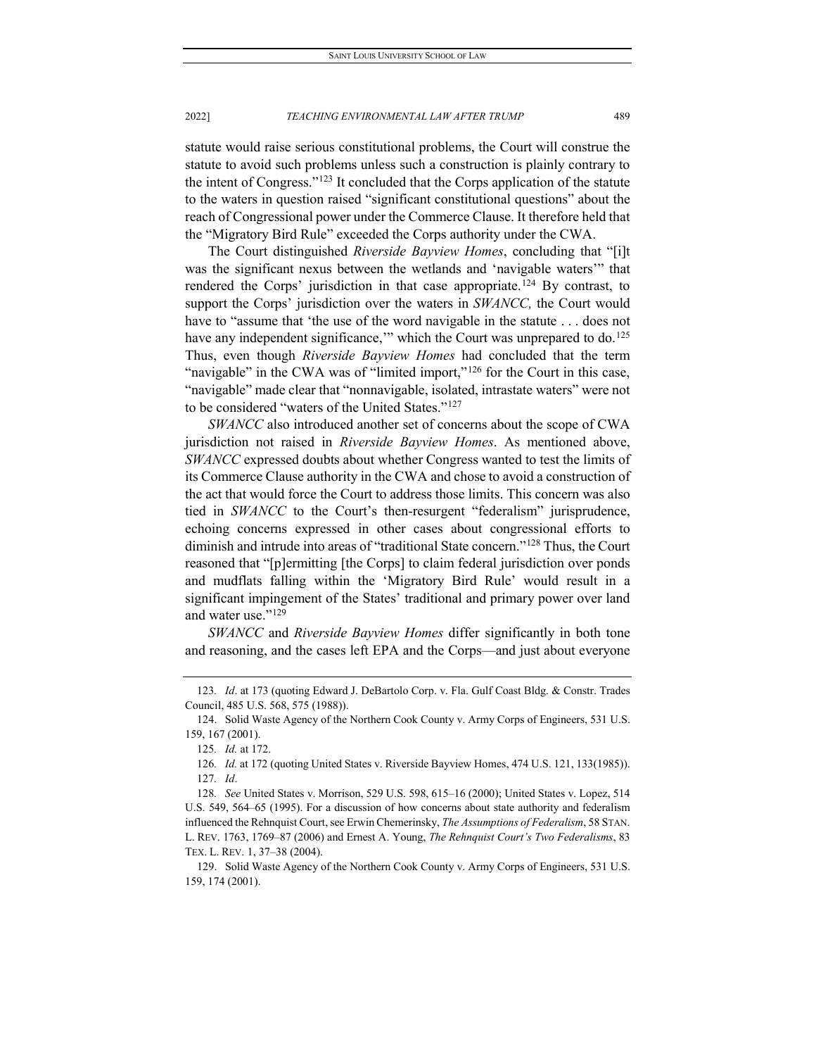statute would raise serious constitutional problems, the Court will construe the statute to avoid such problems unless such a construction is plainly contrary to the intent of Congress."[123] It concluded that the Corps application of the statute to the waters in question raised "significant constitutional questions" about the reach of Congressional power under the Commerce Clause. It therefore held that the "Migratory Bird Rule" exceeded the Corps authority under the CWA.

The Court distinguished *Riverside Bayview Homes*, concluding that "[i]t was the significant nexus between the wetlands and 'navigable waters'" that rendered the Corps' jurisdiction in that case appropriate.[124] By contrast, to support the Corps' jurisdiction over the waters in *SWANCC,* the Court would have to "assume that 'the use of the word navigable in the statute . . . does not have any independent significance,'" which the Court was unprepared to do.[125] Thus, even though *Riverside Bayview Homes* had concluded that the term "navigable" in the CWA was of "limited import,"[126] for the Court in this case, "navigable" made clear that "nonnavigable, isolated, intrastate waters" were not to be considered "waters of the United States."[127]

*SWANCC* also introduced another set of concerns about the scope of CWA jurisdiction not raised in *Riverside Bayview Homes*. As mentioned above, *SWANCC* expressed doubts about whether Congress wanted to test the limits of its Commerce Clause authority in the CWA and chose to avoid a construction of the act that would force the Court to address those limits. This concern was also tied in *SWANCC* to the Court's then-resurgent "federalism" jurisprudence, echoing concerns expressed in other cases about congressional efforts to diminish and intrude into areas of "traditional State concern."[128] Thus, the Court reasoned that "[p]ermitting [the Corps] to claim federal jurisdiction over ponds and mudflats falling within the 'Migratory Bird Rule' would result in a significant impingement of the States' traditional and primary power over land and water use."[129]

*SWANCC* and *Riverside Bayview Homes* differ significantly in both tone and reasoning, and the cases left EPA and the Corps—and just about everyone

---

123. *Id*. at 173 (quoting Edward J. DeBartolo Corp. v. Fla. Gulf Coast Bldg. & Constr. Trades Council, 485 U.S. 568, 575 (1988)).

124. Solid Waste Agency of the Northern Cook County v. Army Corps of Engineers, 531 U.S. 159, 167 (2001).

125. *Id.* at 172.

126. *Id.* at 172 (quoting United States v. Riverside Bayview Homes, 474 U.S. 121, 133(1985)).

127. *Id*.

128. *See* United States v. Morrison, 529 U.S. 598, 615–16 (2000); United States v. Lopez, 514 U.S. 549, 564–65 (1995). For a discussion of how concerns about state authority and federalism influenced the Rehnquist Court, see Erwin Chemerinsky, *The Assumptions of Federalism*, 58 STAN. L. REV. 1763, 1769–87 (2006) and Ernest A. Young, *The Rehnquist Court's Two Federalisms*, 83 TEX. L. REV. 1, 37–38 (2004).

129. Solid Waste Agency of the Northern Cook County v. Army Corps of Engineers, 531 U.S. 159, 174 (2001).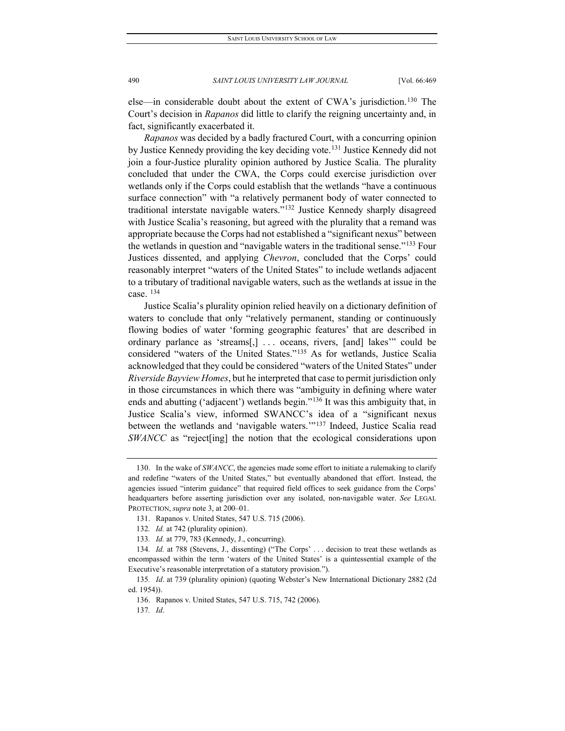else—in considerable doubt about the extent of CWA's jurisdiction.[130] The Court's decision in *Rapanos* did little to clarify the reigning uncertainty and, in fact, significantly exacerbated it.

*Rapanos* was decided by a badly fractured Court, with a concurring opinion by Justice Kennedy providing the key deciding vote.[131] Justice Kennedy did not join a four-Justice plurality opinion authored by Justice Scalia. The plurality concluded that under the CWA, the Corps could exercise jurisdiction over wetlands only if the Corps could establish that the wetlands "have a continuous surface connection" with "a relatively permanent body of water connected to traditional interstate navigable waters."[132] Justice Kennedy sharply disagreed with Justice Scalia's reasoning, but agreed with the plurality that a remand was appropriate because the Corps had not established a "significant nexus" between the wetlands in question and "navigable waters in the traditional sense."[133] Four Justices dissented, and applying *Chevron*, concluded that the Corps' could reasonably interpret "waters of the United States" to include wetlands adjacent to a tributary of traditional navigable waters, such as the wetlands at issue in the case. [134]

Justice Scalia's plurality opinion relied heavily on a dictionary definition of waters to conclude that only "relatively permanent, standing or continuously flowing bodies of water 'forming geographic features' that are described in ordinary parlance as 'streams[,] . . . oceans, rivers, [and] lakes'" could be considered "waters of the United States."[135] As for wetlands, Justice Scalia acknowledged that they could be considered "waters of the United States" under *Riverside Bayview Homes*, but he interpreted that case to permit jurisdiction only in those circumstances in which there was "ambiguity in defining where water ends and abutting ('adjacent') wetlands begin."[136] It was this ambiguity that, in Justice Scalia's view, informed SWANCC's idea of a "significant nexus between the wetlands and 'navigable waters.'"[137] Indeed, Justice Scalia read *SWANCC* as "reject[ing] the notion that the ecological considerations upon

---

130. In the wake of *SWANCC*, the agencies made some effort to initiate a rulemaking to clarify and redefine "waters of the United States," but eventually abandoned that effort. Instead, the agencies issued "interim guidance" that required field offices to seek guidance from the Corps' headquarters before asserting jurisdiction over any isolated, non-navigable water. *See* LEGAL PROTECTION, *supra* note 3, at 200–01.

131. Rapanos v. United States, 547 U.S. 715 (2006).

132. *Id.* at 742 (plurality opinion).

133. *Id.* at 779, 783 (Kennedy, J., concurring).

134. *Id.* at 788 (Stevens, J., dissenting) ("The Corps' . . . decision to treat these wetlands as encompassed within the term 'waters of the United States' is a quintessential example of the Executive's reasonable interpretation of a statutory provision.").

135. *Id*. at 739 (plurality opinion) (quoting Webster's New International Dictionary 2882 (2d ed. 1954)).

136. Rapanos v. United States, 547 U.S. 715, 742 (2006).

137. *Id*.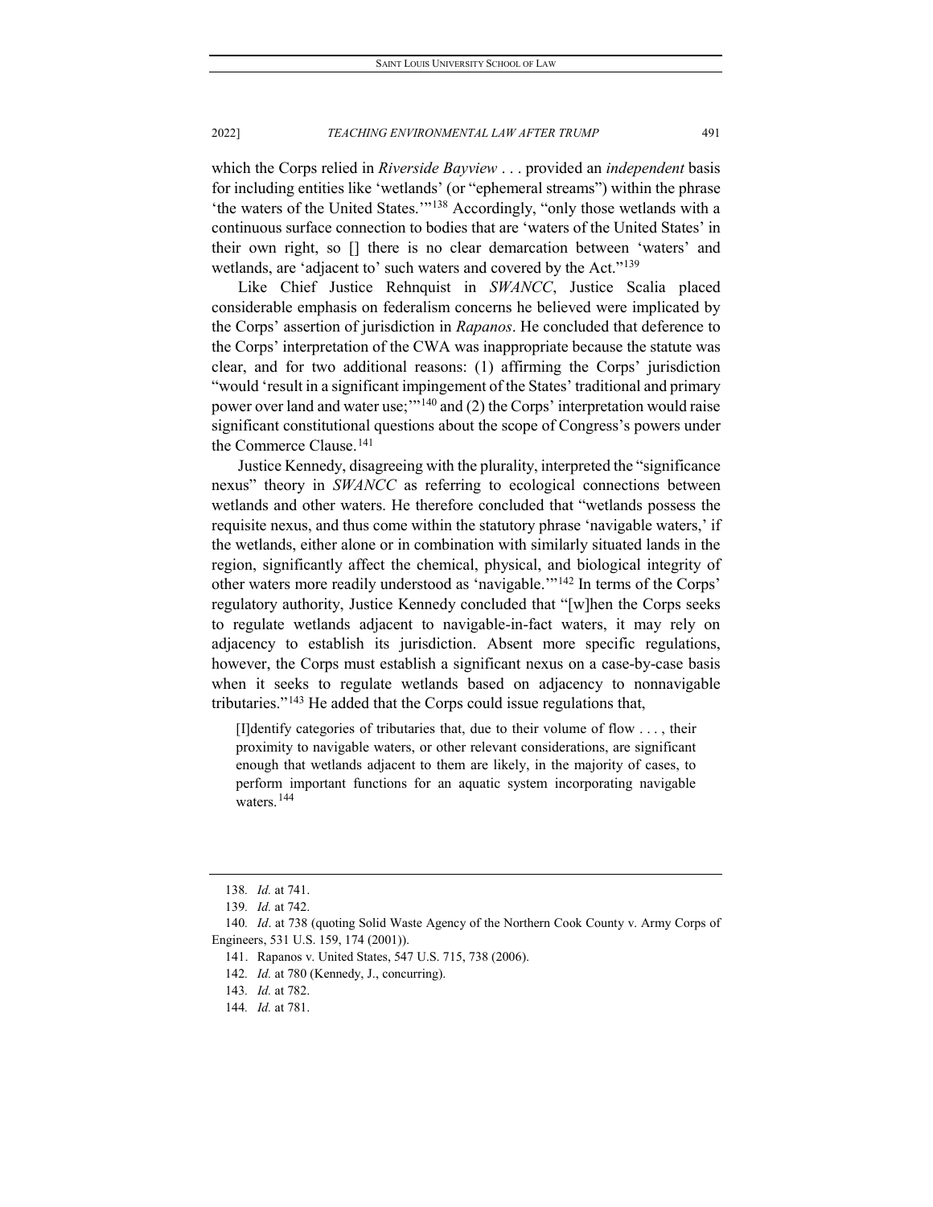which the Corps relied in *Riverside Bayview* . . . provided an *independent* basis for including entities like 'wetlands' (or "ephemeral streams") within the phrase 'the waters of the United States.'"[138] Accordingly, "only those wetlands with a continuous surface connection to bodies that are 'waters of the United States' in their own right, so [] there is no clear demarcation between 'waters' and wetlands, are 'adjacent to' such waters and covered by the Act."[139]

Like Chief Justice Rehnquist in *SWANCC*, Justice Scalia placed considerable emphasis on federalism concerns he believed were implicated by the Corps' assertion of jurisdiction in *Rapanos*. He concluded that deference to the Corps' interpretation of the CWA was inappropriate because the statute was clear, and for two additional reasons: (1) affirming the Corps' jurisdiction "would 'result in a significant impingement of the States' traditional and primary power over land and water use;'"[140] and (2) the Corps' interpretation would raise significant constitutional questions about the scope of Congress's powers under the Commerce Clause.[141]

Justice Kennedy, disagreeing with the plurality, interpreted the "significance nexus" theory in *SWANCC* as referring to ecological connections between wetlands and other waters. He therefore concluded that "wetlands possess the requisite nexus, and thus come within the statutory phrase 'navigable waters,' if the wetlands, either alone or in combination with similarly situated lands in the region, significantly affect the chemical, physical, and biological integrity of other waters more readily understood as 'navigable.'"[142] In terms of the Corps' regulatory authority, Justice Kennedy concluded that "[w]hen the Corps seeks to regulate wetlands adjacent to navigable-in-fact waters, it may rely on adjacency to establish its jurisdiction. Absent more specific regulations, however, the Corps must establish a significant nexus on a case-by-case basis when it seeks to regulate wetlands based on adjacency to nonnavigable tributaries."[143] He added that the Corps could issue regulations that,

> [I]dentify categories of tributaries that, due to their volume of flow . . . , their proximity to navigable waters, or other relevant considerations, are significant enough that wetlands adjacent to them are likely, in the majority of cases, to perform important functions for an aquatic system incorporating navigable waters.[144]

---

138. *Id.* at 741.

139. *Id.* at 742.

140. *Id*. at 738 (quoting Solid Waste Agency of the Northern Cook County v. Army Corps of Engineers, 531 U.S. 159, 174 (2001)).

141. Rapanos v. United States, 547 U.S. 715, 738 (2006).

142. *Id.* at 780 (Kennedy, J., concurring).

143. *Id.* at 782.

144. *Id.* at 781.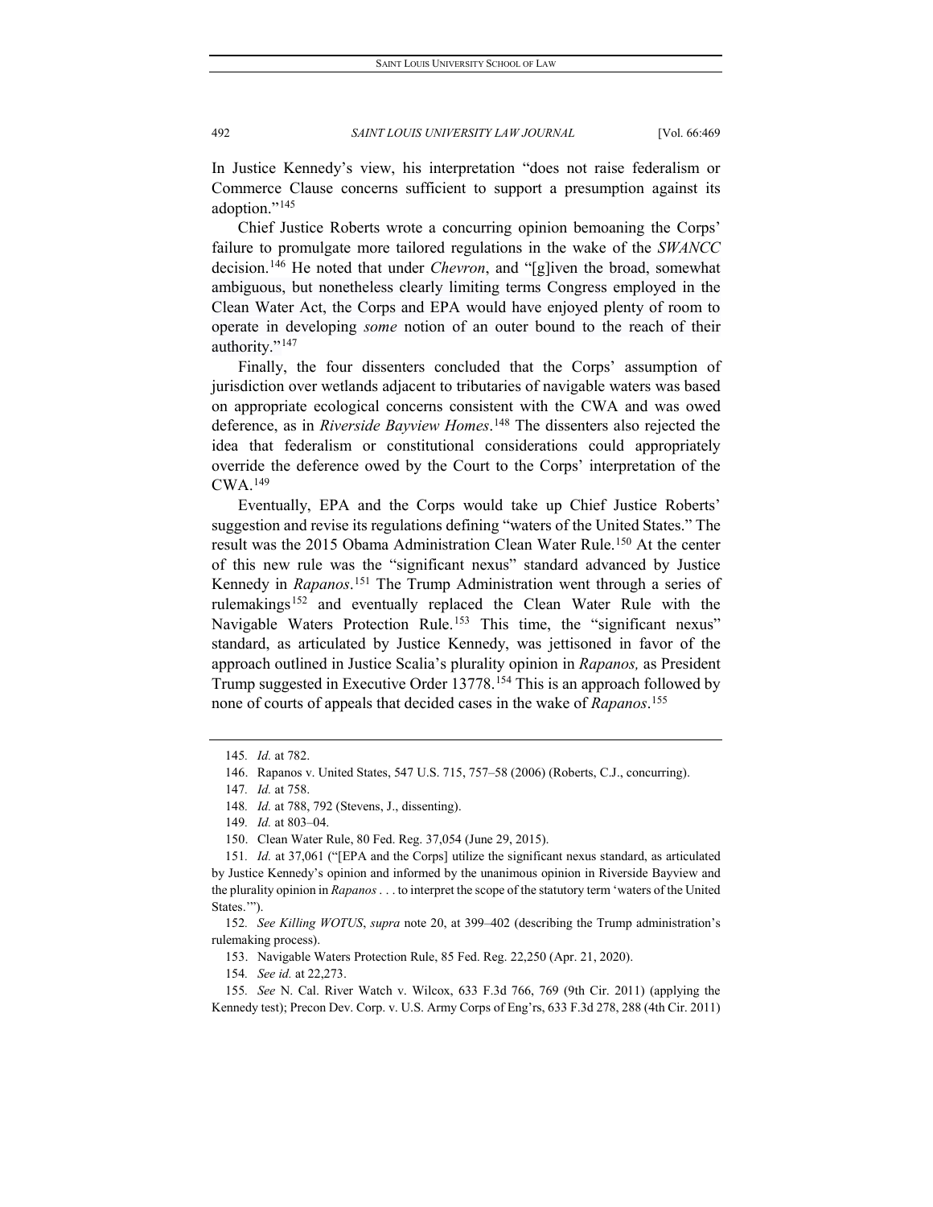In Justice Kennedy's view, his interpretation "does not raise federalism or Commerce Clause concerns sufficient to support a presumption against its adoption."[145]

Chief Justice Roberts wrote a concurring opinion bemoaning the Corps' failure to promulgate more tailored regulations in the wake of the *SWANCC* decision.[146] He noted that under *Chevron*, and "[g]iven the broad, somewhat ambiguous, but nonetheless clearly limiting terms Congress employed in the Clean Water Act, the Corps and EPA would have enjoyed plenty of room to operate in developing *some* notion of an outer bound to the reach of their authority."[147]

Finally, the four dissenters concluded that the Corps' assumption of jurisdiction over wetlands adjacent to tributaries of navigable waters was based on appropriate ecological concerns consistent with the CWA and was owed deference, as in *Riverside Bayview Homes*.[148] The dissenters also rejected the idea that federalism or constitutional considerations could appropriately override the deference owed by the Court to the Corps' interpretation of the CWA.[149]

Eventually, EPA and the Corps would take up Chief Justice Roberts' suggestion and revise its regulations defining "waters of the United States." The result was the 2015 Obama Administration Clean Water Rule.[150] At the center of this new rule was the "significant nexus" standard advanced by Justice Kennedy in *Rapanos*.[151] The Trump Administration went through a series of rulemakings[152] and eventually replaced the Clean Water Rule with the Navigable Waters Protection Rule.[153] This time, the "significant nexus" standard, as articulated by Justice Kennedy, was jettisoned in favor of the approach outlined in Justice Scalia's plurality opinion in *Rapanos,* as President Trump suggested in Executive Order 13778.[154] This is an approach followed by none of courts of appeals that decided cases in the wake of *Rapanos*.[155]

---

145. *Id.* at 782.

146. Rapanos v. United States, 547 U.S. 715, 757–58 (2006) (Roberts, C.J., concurring).

147. *Id.* at 758.

148. *Id.* at 788, 792 (Stevens, J., dissenting).

149. *Id.* at 803–04.

150. Clean Water Rule, 80 Fed. Reg. 37,054 (June 29, 2015).

151. *Id.* at 37,061 ("[EPA and the Corps] utilize the significant nexus standard, as articulated by Justice Kennedy's opinion and informed by the unanimous opinion in Riverside Bayview and the plurality opinion in *Rapanos* . . . to interpret the scope of the statutory term 'waters of the United States.'").

152. *See Killing WOTUS*, *supra* note 20, at 399–402 (describing the Trump administration's rulemaking process).

153. Navigable Waters Protection Rule, 85 Fed. Reg. 22,250 (Apr. 21, 2020).

154. *See id.* at 22,273.

155. *See* N. Cal. River Watch v. Wilcox, 633 F.3d 766, 769 (9th Cir. 2011) (applying the Kennedy test); Precon Dev. Corp. v. U.S. Army Corps of Eng'rs, 633 F.3d 278, 288 (4th Cir. 2011)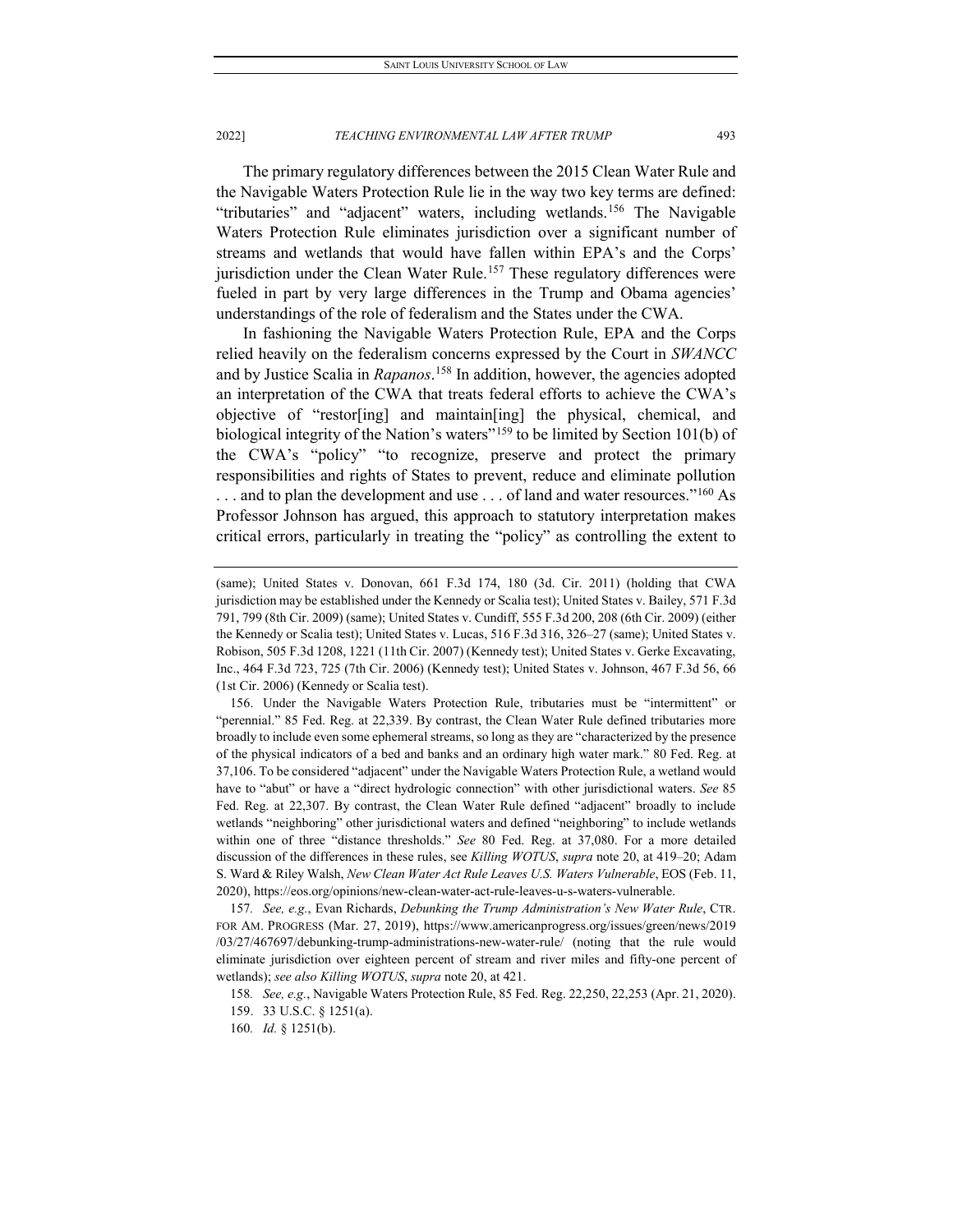The primary regulatory differences between the 2015 Clean Water Rule and the Navigable Waters Protection Rule lie in the way two key terms are defined: "tributaries" and "adjacent" waters, including wetlands.[156] The Navigable Waters Protection Rule eliminates jurisdiction over a significant number of streams and wetlands that would have fallen within EPA's and the Corps' jurisdiction under the Clean Water Rule.[157] These regulatory differences were fueled in part by very large differences in the Trump and Obama agencies' understandings of the role of federalism and the States under the CWA.

In fashioning the Navigable Waters Protection Rule, EPA and the Corps relied heavily on the federalism concerns expressed by the Court in *SWANCC* and by Justice Scalia in *Rapanos*.[158] In addition, however, the agencies adopted an interpretation of the CWA that treats federal efforts to achieve the CWA's objective of "restor[ing] and maintain[ing] the physical, chemical, and biological integrity of the Nation's waters"[159] to be limited by Section 101(b) of the CWA's "policy" "to recognize, preserve and protect the primary responsibilities and rights of States to prevent, reduce and eliminate pollution . . . and to plan the development and use . . . of land and water resources."[160] As Professor Johnson has argued, this approach to statutory interpretation makes critical errors, particularly in treating the "policy" as controlling the extent to

---

(same); United States v. Donovan, 661 F.3d 174, 180 (3d. Cir. 2011) (holding that CWA jurisdiction may be established under the Kennedy or Scalia test); United States v. Bailey, 571 F.3d 791, 799 (8th Cir. 2009) (same); United States v. Cundiff, 555 F.3d 200, 208 (6th Cir. 2009) (either the Kennedy or Scalia test); United States v. Lucas, 516 F.3d 316, 326–27 (same); United States v. Robison, 505 F.3d 1208, 1221 (11th Cir. 2007) (Kennedy test); United States v. Gerke Excavating, Inc., 464 F.3d 723, 725 (7th Cir. 2006) (Kennedy test); United States v. Johnson, 467 F.3d 56, 66 (1st Cir. 2006) (Kennedy or Scalia test).

156. Under the Navigable Waters Protection Rule, tributaries must be "intermittent" or "perennial." 85 Fed. Reg. at 22,339. By contrast, the Clean Water Rule defined tributaries more broadly to include even some ephemeral streams, so long as they are "characterized by the presence of the physical indicators of a bed and banks and an ordinary high water mark." 80 Fed. Reg. at 37,106. To be considered "adjacent" under the Navigable Waters Protection Rule, a wetland would have to "abut" or have a "direct hydrologic connection" with other jurisdictional waters. *See* 85 Fed. Reg. at 22,307. By contrast, the Clean Water Rule defined "adjacent" broadly to include wetlands "neighboring" other jurisdictional waters and defined "neighboring" to include wetlands within one of three "distance thresholds." *See* 80 Fed. Reg. at 37,080. For a more detailed discussion of the differences in these rules, see *Killing WOTUS*, *supra* note 20, at 419–20; Adam S. Ward & Riley Walsh, *New Clean Water Act Rule Leaves U.S. Waters Vulnerable*, EOS (Feb. 11, 2020), https://eos.org/opinions/new-clean-water-act-rule-leaves-u-s-waters-vulnerable.

157. *See, e.g.*, Evan Richards, *Debunking the Trump Administration's New Water Rule*, CTR. FOR AM. PROGRESS (Mar. 27, 2019), https://www.americanprogress.org/issues/green/news/2019/03/27/467697/debunking-trump-administrations-new-water-rule/ (noting that the rule would eliminate jurisdiction over eighteen percent of stream and river miles and fifty-one percent of wetlands); *see also Killing WOTUS*, *supra* note 20, at 421.

158. *See, e.g.*, Navigable Waters Protection Rule, 85 Fed. Reg. 22,250, 22,253 (Apr. 21, 2020).

159. 33 U.S.C. § 1251(a).

160. *Id.* § 1251(b).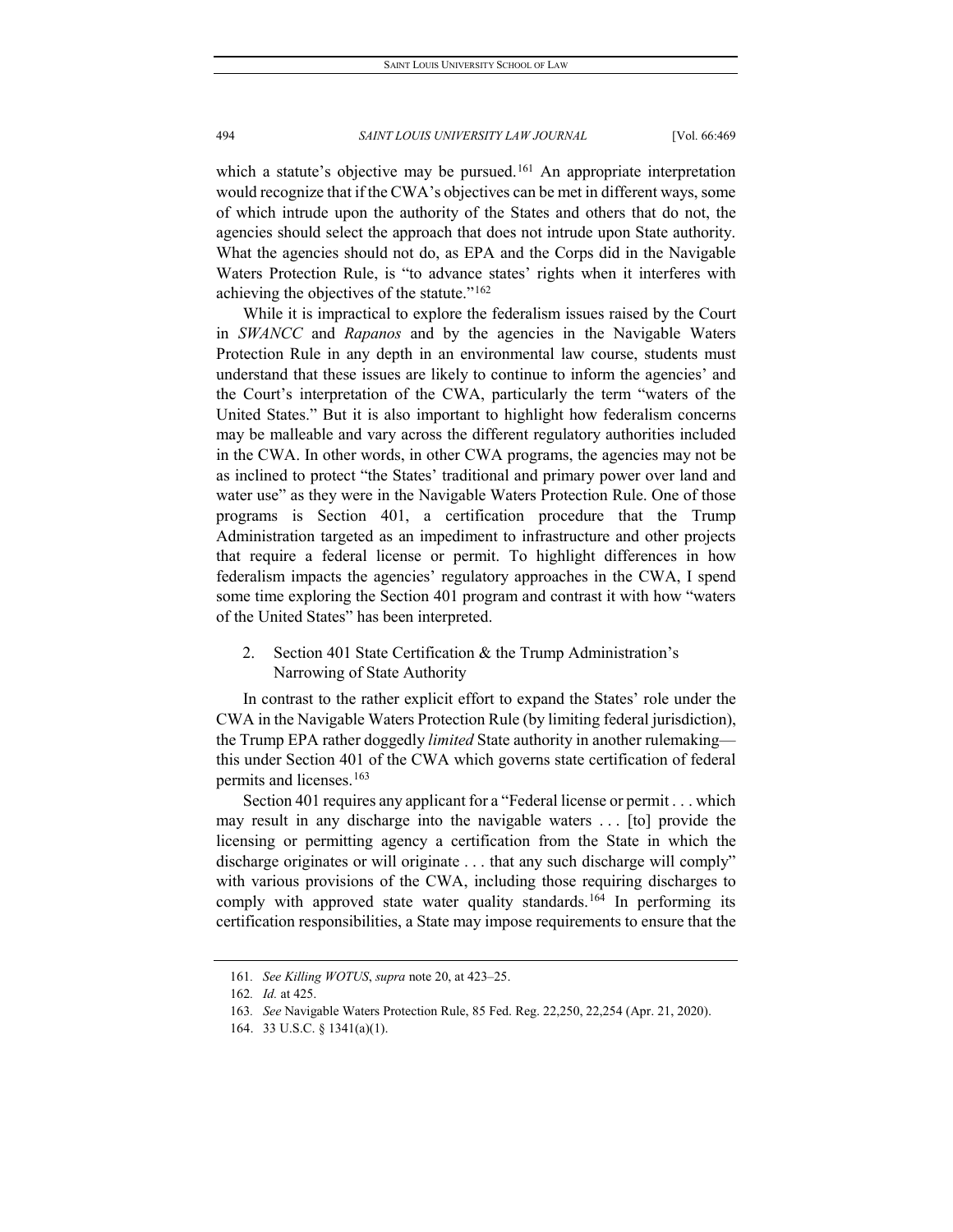which a statute's objective may be pursued.[161] An appropriate interpretation would recognize that if the CWA's objectives can be met in different ways, some of which intrude upon the authority of the States and others that do not, the agencies should select the approach that does not intrude upon State authority. What the agencies should not do, as EPA and the Corps did in the Navigable Waters Protection Rule, is "to advance states' rights when it interferes with achieving the objectives of the statute."[162]

While it is impractical to explore the federalism issues raised by the Court in *SWANCC* and *Rapanos* and by the agencies in the Navigable Waters Protection Rule in any depth in an environmental law course, students must understand that these issues are likely to continue to inform the agencies' and the Court's interpretation of the CWA, particularly the term "waters of the United States." But it is also important to highlight how federalism concerns may be malleable and vary across the different regulatory authorities included in the CWA. In other words, in other CWA programs, the agencies may not be as inclined to protect "the States' traditional and primary power over land and water use" as they were in the Navigable Waters Protection Rule. One of those programs is Section 401, a certification procedure that the Trump Administration targeted as an impediment to infrastructure and other projects that require a federal license or permit. To highlight differences in how federalism impacts the agencies' regulatory approaches in the CWA, I spend some time exploring the Section 401 program and contrast it with how "waters of the United States" has been interpreted.

### 2. Section 401 State Certification & the Trump Administration's Narrowing of State Authority

In contrast to the rather explicit effort to expand the States' role under the CWA in the Navigable Waters Protection Rule (by limiting federal jurisdiction), the Trump EPA rather doggedly *limited* State authority in another rulemaking—this under Section 401 of the CWA which governs state certification of federal permits and licenses.[163]

Section 401 requires any applicant for a "Federal license or permit . . . which may result in any discharge into the navigable waters . . . [to] provide the licensing or permitting agency a certification from the State in which the discharge originates or will originate . . . that any such discharge will comply" with various provisions of the CWA, including those requiring discharges to comply with approved state water quality standards.[164] In performing its certification responsibilities, a State may impose requirements to ensure that the

161. *See Killing WOTUS*, *supra* note 20, at 423–25.

162. *Id.* at 425.

163. *See* Navigable Waters Protection Rule, 85 Fed. Reg. 22,250, 22,254 (Apr. 21, 2020).

164. 33 U.S.C. § 1341(a)(1).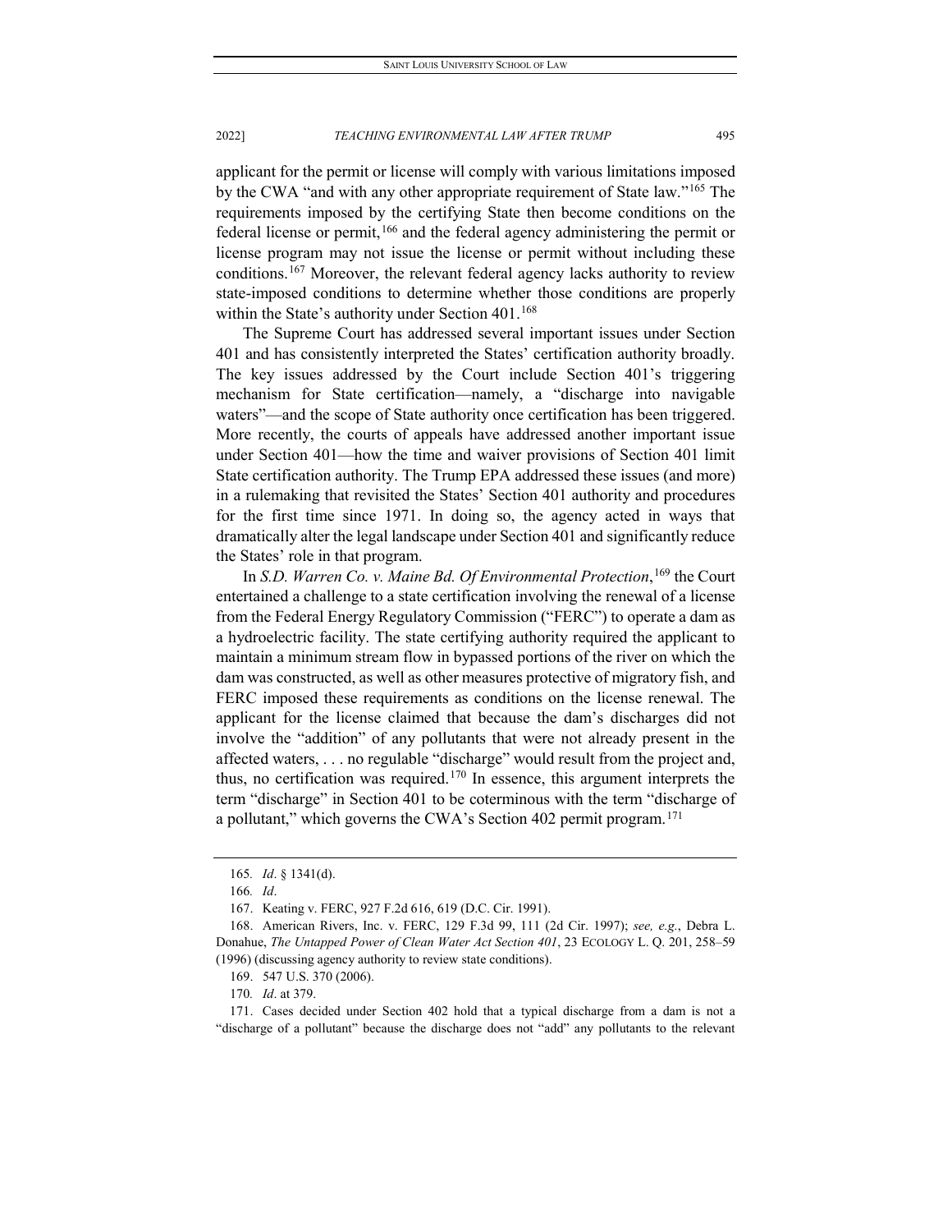applicant for the permit or license will comply with various limitations imposed by the CWA "and with any other appropriate requirement of State law."[165] The requirements imposed by the certifying State then become conditions on the federal license or permit,[166] and the federal agency administering the permit or license program may not issue the license or permit without including these conditions.[167] Moreover, the relevant federal agency lacks authority to review state-imposed conditions to determine whether those conditions are properly within the State's authority under Section 401.[168]

The Supreme Court has addressed several important issues under Section 401 and has consistently interpreted the States' certification authority broadly. The key issues addressed by the Court include Section 401's triggering mechanism for State certification—namely, a "discharge into navigable waters"—and the scope of State authority once certification has been triggered. More recently, the courts of appeals have addressed another important issue under Section 401—how the time and waiver provisions of Section 401 limit State certification authority. The Trump EPA addressed these issues (and more) in a rulemaking that revisited the States' Section 401 authority and procedures for the first time since 1971. In doing so, the agency acted in ways that dramatically alter the legal landscape under Section 401 and significantly reduce the States' role in that program.

In *S.D. Warren Co. v. Maine Bd. Of Environmental Protection*,[169] the Court entertained a challenge to a state certification involving the renewal of a license from the Federal Energy Regulatory Commission ("FERC") to operate a dam as a hydroelectric facility. The state certifying authority required the applicant to maintain a minimum stream flow in bypassed portions of the river on which the dam was constructed, as well as other measures protective of migratory fish, and FERC imposed these requirements as conditions on the license renewal. The applicant for the license claimed that because the dam's discharges did not involve the "addition" of any pollutants that were not already present in the affected waters, . . . no regulable "discharge" would result from the project and, thus, no certification was required.[170] In essence, this argument interprets the term "discharge" in Section 401 to be coterminous with the term "discharge of a pollutant," which governs the CWA's Section 402 permit program.[171]

---

165. *Id*. § 1341(d).

166. *Id*.

167. Keating v. FERC, 927 F.2d 616, 619 (D.C. Cir. 1991).

168. American Rivers, Inc. v. FERC, 129 F.3d 99, 111 (2d Cir. 1997); *see, e.g.*, Debra L. Donahue, *The Untapped Power of Clean Water Act Section 401*, 23 ECOLOGY L. Q. 201, 258–59 (1996) (discussing agency authority to review state conditions).

169. 547 U.S. 370 (2006).

170. *Id*. at 379.

171. Cases decided under Section 402 hold that a typical discharge from a dam is not a "discharge of a pollutant" because the discharge does not "add" any pollutants to the relevant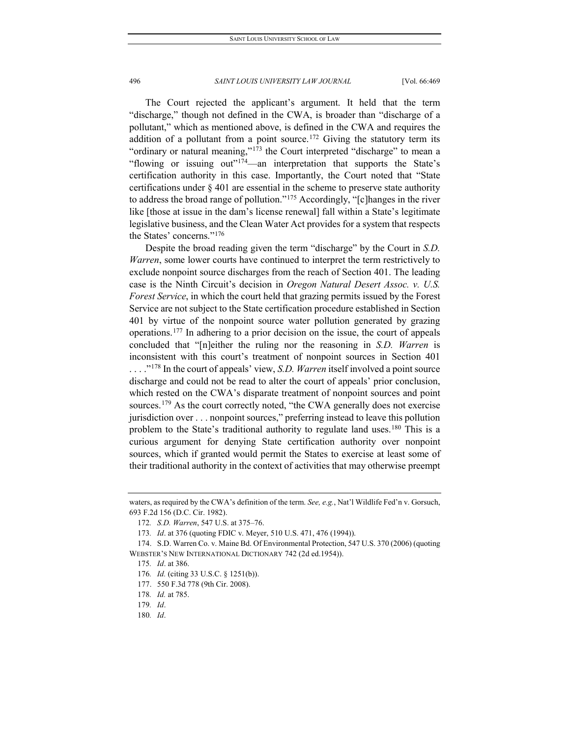The Court rejected the applicant's argument. It held that the term "discharge," though not defined in the CWA, is broader than "discharge of a pollutant," which as mentioned above, is defined in the CWA and requires the addition of a pollutant from a point source.[172] Giving the statutory term its "ordinary or natural meaning,"[173] the Court interpreted "discharge" to mean a "flowing or issuing out"[174]—an interpretation that supports the State's certification authority in this case. Importantly, the Court noted that "State certifications under § 401 are essential in the scheme to preserve state authority to address the broad range of pollution."[175] Accordingly, "[c]hanges in the river like [those at issue in the dam's license renewal] fall within a State's legitimate legislative business, and the Clean Water Act provides for a system that respects the States' concerns."[176]

Despite the broad reading given the term "discharge" by the Court in *S.D. Warren*, some lower courts have continued to interpret the term restrictively to exclude nonpoint source discharges from the reach of Section 401. The leading case is the Ninth Circuit's decision in *Oregon Natural Desert Assoc. v. U.S. Forest Service*, in which the court held that grazing permits issued by the Forest Service are not subject to the State certification procedure established in Section 401 by virtue of the nonpoint source water pollution generated by grazing operations.[177] In adhering to a prior decision on the issue, the court of appeals concluded that "[n]either the ruling nor the reasoning in *S.D. Warren* is inconsistent with this court's treatment of nonpoint sources in Section 401 . . . ."[178] In the court of appeals' view, *S.D. Warren* itself involved a point source discharge and could not be read to alter the court of appeals' prior conclusion, which rested on the CWA's disparate treatment of nonpoint sources and point sources.[179] As the court correctly noted, "the CWA generally does not exercise jurisdiction over . . . nonpoint sources," preferring instead to leave this pollution problem to the State's traditional authority to regulate land uses.[180] This is a curious argument for denying State certification authority over nonpoint sources, which if granted would permit the States to exercise at least some of their traditional authority in the context of activities that may otherwise preempt

---

waters, as required by the CWA's definition of the term. *See, e.g.*, Nat'l Wildlife Fed'n v. Gorsuch, 693 F.2d 156 (D.C. Cir. 1982).

172. *S.D. Warren*, 547 U.S. at 375–76.

173. *Id*. at 376 (quoting FDIC v. Meyer, 510 U.S. 471, 476 (1994)).

174. S.D. Warren Co. v. Maine Bd. Of Environmental Protection, 547 U.S. 370 (2006) (quoting WEBSTER'S NEW INTERNATIONAL DICTIONARY 742 (2d ed.1954)).

175. *Id*. at 386.

176. *Id.* (citing 33 U.S.C. § 1251(b)).

177. 550 F.3d 778 (9th Cir. 2008).

178. *Id.* at 785.

179. *Id*.

180. *Id*.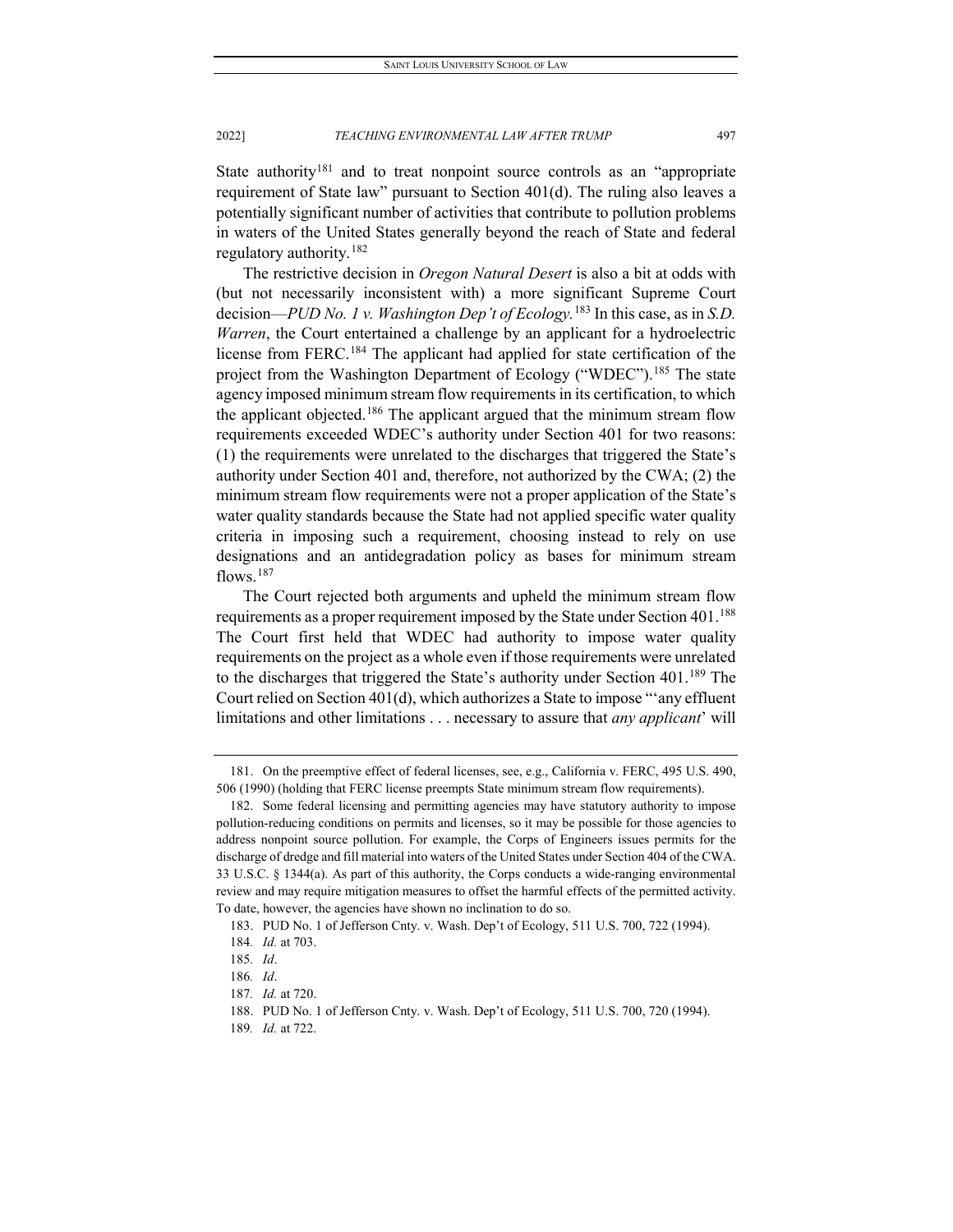State authority[181] and to treat nonpoint source controls as an "appropriate requirement of State law" pursuant to Section 401(d). The ruling also leaves a potentially significant number of activities that contribute to pollution problems in waters of the United States generally beyond the reach of State and federal regulatory authority.[182]

The restrictive decision in *Oregon Natural Desert* is also a bit at odds with (but not necessarily inconsistent with) a more significant Supreme Court decision—*PUD No. 1 v. Washington Dep't of Ecology.*[183] In this case, as in *S.D. Warren*, the Court entertained a challenge by an applicant for a hydroelectric license from FERC.[184] The applicant had applied for state certification of the project from the Washington Department of Ecology ("WDEC").[185] The state agency imposed minimum stream flow requirements in its certification, to which the applicant objected.[186] The applicant argued that the minimum stream flow requirements exceeded WDEC's authority under Section 401 for two reasons: (1) the requirements were unrelated to the discharges that triggered the State's authority under Section 401 and, therefore, not authorized by the CWA; (2) the minimum stream flow requirements were not a proper application of the State's water quality standards because the State had not applied specific water quality criteria in imposing such a requirement, choosing instead to rely on use designations and an antidegradation policy as bases for minimum stream flows.[187]

The Court rejected both arguments and upheld the minimum stream flow requirements as a proper requirement imposed by the State under Section 401.[188] The Court first held that WDEC had authority to impose water quality requirements on the project as a whole even if those requirements were unrelated to the discharges that triggered the State's authority under Section 401.[189] The Court relied on Section 401(d), which authorizes a State to impose "'any effluent limitations and other limitations . . . necessary to assure that *any applicant*' will

---

181. On the preemptive effect of federal licenses, see, e.g., California v. FERC, 495 U.S. 490, 506 (1990) (holding that FERC license preempts State minimum stream flow requirements).

182. Some federal licensing and permitting agencies may have statutory authority to impose pollution-reducing conditions on permits and licenses, so it may be possible for those agencies to address nonpoint source pollution. For example, the Corps of Engineers issues permits for the discharge of dredge and fill material into waters of the United States under Section 404 of the CWA. 33 U.S.C. § 1344(a). As part of this authority, the Corps conducts a wide-ranging environmental review and may require mitigation measures to offset the harmful effects of the permitted activity. To date, however, the agencies have shown no inclination to do so.

183. PUD No. 1 of Jefferson Cnty. v. Wash. Dep't of Ecology, 511 U.S. 700, 722 (1994).

184. *Id.* at 703.

185. *Id*.

186. *Id*.

187. *Id.* at 720.

188. PUD No. 1 of Jefferson Cnty. v. Wash. Dep't of Ecology, 511 U.S. 700, 720 (1994).

189. *Id.* at 722.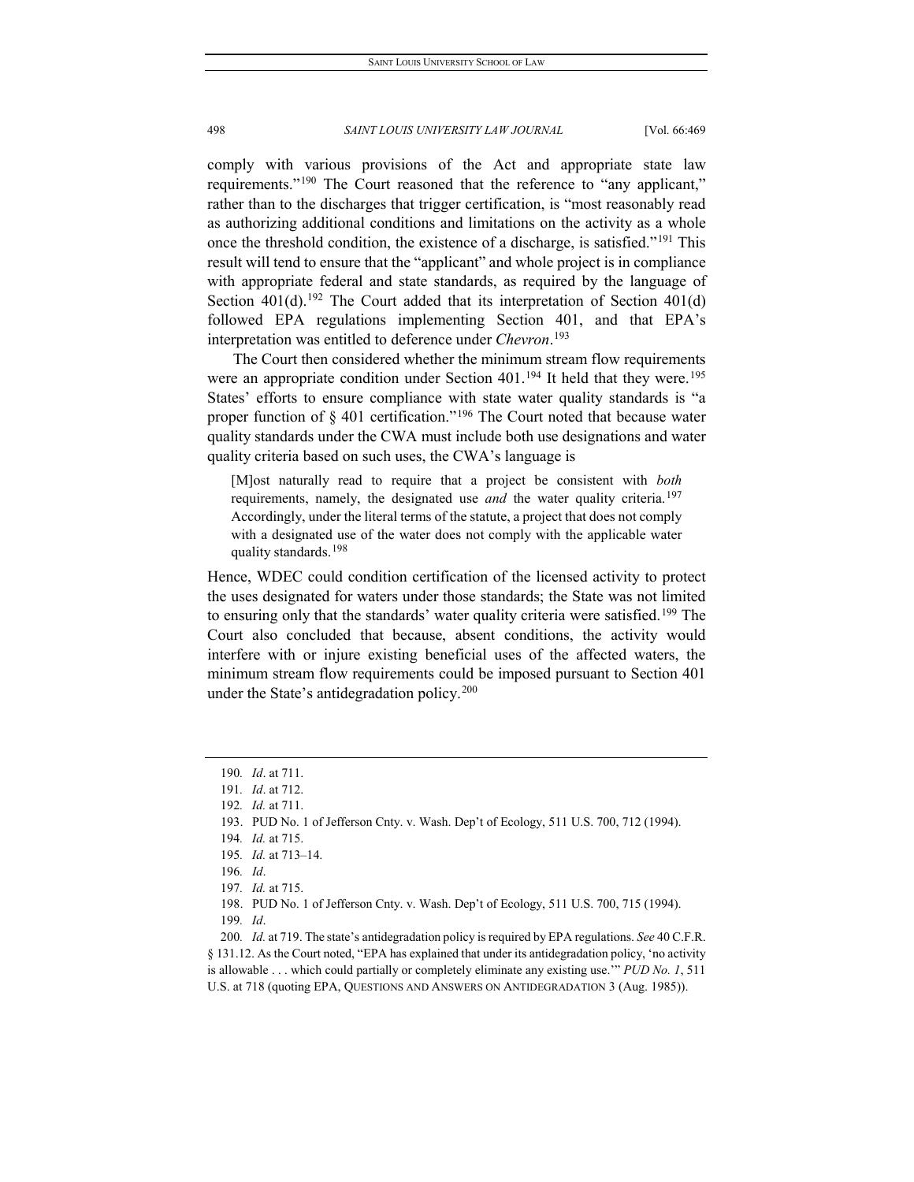comply with various provisions of the Act and appropriate state law requirements."[190] The Court reasoned that the reference to "any applicant," rather than to the discharges that trigger certification, is "most reasonably read as authorizing additional conditions and limitations on the activity as a whole once the threshold condition, the existence of a discharge, is satisfied."[191] This result will tend to ensure that the "applicant" and whole project is in compliance with appropriate federal and state standards, as required by the language of Section 401(d).[192] The Court added that its interpretation of Section 401(d) followed EPA regulations implementing Section 401, and that EPA's interpretation was entitled to deference under *Chevron*.[193]

The Court then considered whether the minimum stream flow requirements were an appropriate condition under Section 401.[194] It held that they were.[195] States' efforts to ensure compliance with state water quality standards is "a proper function of § 401 certification."[196] The Court noted that because water quality standards under the CWA must include both use designations and water quality criteria based on such uses, the CWA's language is

> [M]ost naturally read to require that a project be consistent with *both* requirements, namely, the designated use *and* the water quality criteria.[197] Accordingly, under the literal terms of the statute, a project that does not comply with a designated use of the water does not comply with the applicable water quality standards.[198]

Hence, WDEC could condition certification of the licensed activity to protect the uses designated for waters under those standards; the State was not limited to ensuring only that the standards' water quality criteria were satisfied.[199] The Court also concluded that because, absent conditions, the activity would interfere with or injure existing beneficial uses of the affected waters, the minimum stream flow requirements could be imposed pursuant to Section 401 under the State's antidegradation policy.[200]

---

190. *Id*. at 711.

191. *Id*. at 712.

192. *Id.* at 711.

193. PUD No. 1 of Jefferson Cnty. v. Wash. Dep't of Ecology, 511 U.S. 700, 712 (1994).

194. *Id.* at 715.

195. *Id.* at 713–14.

196. *Id*.

197. *Id.* at 715.

198. PUD No. 1 of Jefferson Cnty. v. Wash. Dep't of Ecology, 511 U.S. 700, 715 (1994).

199. *Id*.

200. *Id.* at 719. The state's antidegradation policy is required by EPA regulations. *See* 40 C.F.R. § 131.12. As the Court noted, "EPA has explained that under its antidegradation policy, 'no activity is allowable . . . which could partially or completely eliminate any existing use.'" *PUD No. 1*, 511 U.S. at 718 (quoting EPA, QUESTIONS AND ANSWERS ON ANTIDEGRADATION 3 (Aug. 1985)).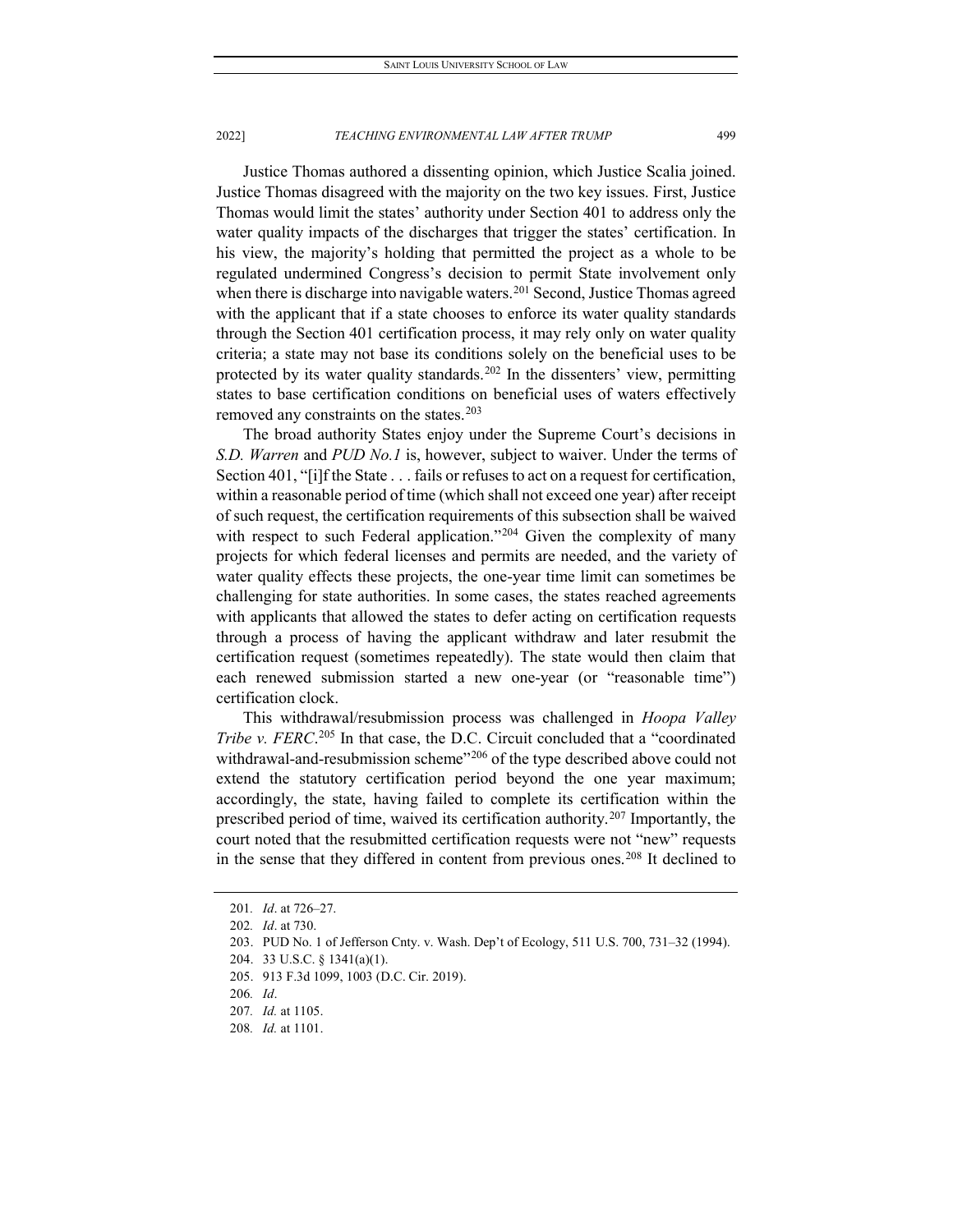Justice Thomas authored a dissenting opinion, which Justice Scalia joined. Justice Thomas disagreed with the majority on the two key issues. First, Justice Thomas would limit the states' authority under Section 401 to address only the water quality impacts of the discharges that trigger the states' certification. In his view, the majority's holding that permitted the project as a whole to be regulated undermined Congress's decision to permit State involvement only when there is discharge into navigable waters.[201] Second, Justice Thomas agreed with the applicant that if a state chooses to enforce its water quality standards through the Section 401 certification process, it may rely only on water quality criteria; a state may not base its conditions solely on the beneficial uses to be protected by its water quality standards.[202] In the dissenters' view, permitting states to base certification conditions on beneficial uses of waters effectively removed any constraints on the states.[203]

The broad authority States enjoy under the Supreme Court's decisions in *S.D. Warren* and *PUD No.1* is, however, subject to waiver. Under the terms of Section 401, "[i]f the State . . . fails or refuses to act on a request for certification, within a reasonable period of time (which shall not exceed one year) after receipt of such request, the certification requirements of this subsection shall be waived with respect to such Federal application."[204] Given the complexity of many projects for which federal licenses and permits are needed, and the variety of water quality effects these projects, the one-year time limit can sometimes be challenging for state authorities. In some cases, the states reached agreements with applicants that allowed the states to defer acting on certification requests through a process of having the applicant withdraw and later resubmit the certification request (sometimes repeatedly). The state would then claim that each renewed submission started a new one-year (or "reasonable time") certification clock.

This withdrawal/resubmission process was challenged in *Hoopa Valley Tribe v. FERC*.[205] In that case, the D.C. Circuit concluded that a "coordinated withdrawal-and-resubmission scheme"[206] of the type described above could not extend the statutory certification period beyond the one year maximum; accordingly, the state, having failed to complete its certification within the prescribed period of time, waived its certification authority.[207] Importantly, the court noted that the resubmitted certification requests were not "new" requests in the sense that they differed in content from previous ones.[208] It declined to

---

201. *Id*. at 726–27.

202. *Id*. at 730.

203. PUD No. 1 of Jefferson Cnty. v. Wash. Dep't of Ecology, 511 U.S. 700, 731–32 (1994).

204. 33 U.S.C. § 1341(a)(1).

205. 913 F.3d 1099, 1003 (D.C. Cir. 2019).

206. *Id*.

207. *Id.* at 1105.

208. *Id.* at 1101.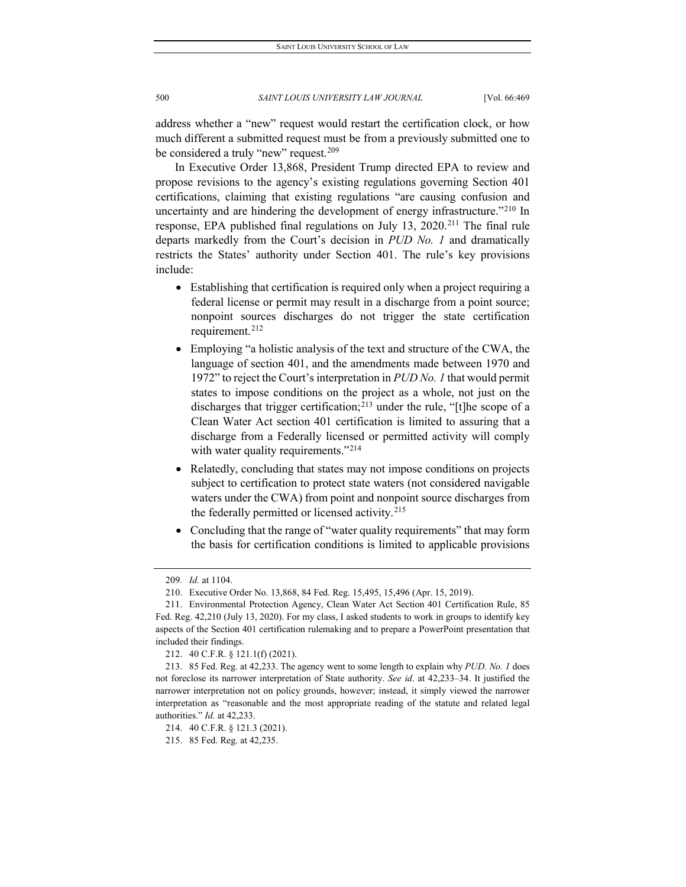address whether a "new" request would restart the certification clock, or how much different a submitted request must be from a previously submitted one to be considered a truly "new" request.[209]

In Executive Order 13,868, President Trump directed EPA to review and propose revisions to the agency's existing regulations governing Section 401 certifications, claiming that existing regulations "are causing confusion and uncertainty and are hindering the development of energy infrastructure."[210] In response, EPA published final regulations on July 13, 2020.[211] The final rule departs markedly from the Court's decision in *PUD No. 1* and dramatically restricts the States' authority under Section 401. The rule's key provisions include:

- Establishing that certification is required only when a project requiring a federal license or permit may result in a discharge from a point source; nonpoint sources discharges do not trigger the state certification requirement.[212]
- Employing "a holistic analysis of the text and structure of the CWA, the language of section 401, and the amendments made between 1970 and 1972" to reject the Court's interpretation in *PUD No. 1* that would permit states to impose conditions on the project as a whole, not just on the discharges that trigger certification;[213] under the rule, "[t]he scope of a Clean Water Act section 401 certification is limited to assuring that a discharge from a Federally licensed or permitted activity will comply with water quality requirements."[214]
- Relatedly, concluding that states may not impose conditions on projects subject to certification to protect state waters (not considered navigable waters under the CWA) from point and nonpoint source discharges from the federally permitted or licensed activity.[215]
- Concluding that the range of "water quality requirements" that may form the basis for certification conditions is limited to applicable provisions

---

209. *Id.* at 1104.

210. Executive Order No. 13,868, 84 Fed. Reg. 15,495, 15,496 (Apr. 15, 2019).

211. Environmental Protection Agency, Clean Water Act Section 401 Certification Rule, 85 Fed. Reg. 42,210 (July 13, 2020). For my class, I asked students to work in groups to identify key aspects of the Section 401 certification rulemaking and to prepare a PowerPoint presentation that included their findings.

212. 40 C.F.R. § 121.1(f) (2021).

213. 85 Fed. Reg. at 42,233. The agency went to some length to explain why *PUD. No. 1* does not foreclose its narrower interpretation of State authority. *See id*. at 42,233–34. It justified the narrower interpretation not on policy grounds, however; instead, it simply viewed the narrower interpretation as "reasonable and the most appropriate reading of the statute and related legal authorities." *Id.* at 42,233.

214. 40 C.F.R. § 121.3 (2021).

215. 85 Fed. Reg. at 42,235.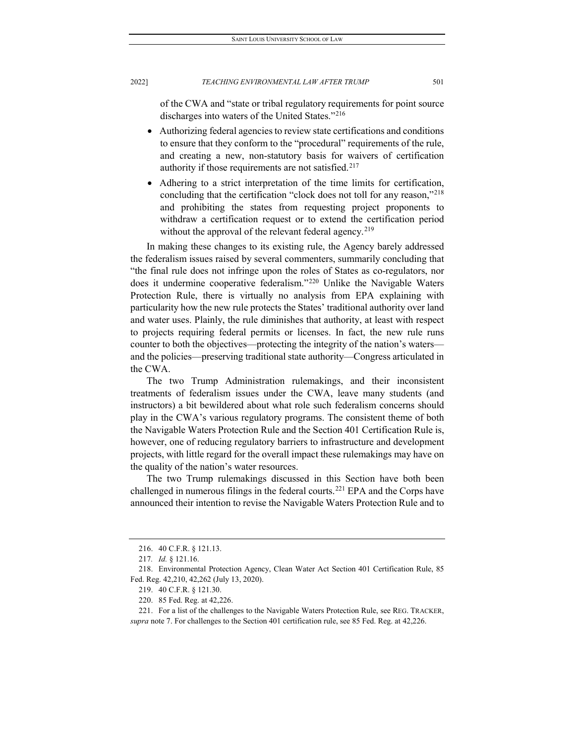of the CWA and "state or tribal regulatory requirements for point source discharges into waters of the United States."[216]

- Authorizing federal agencies to review state certifications and conditions to ensure that they conform to the "procedural" requirements of the rule, and creating a new, non-statutory basis for waivers of certification authority if those requirements are not satisfied.[217]
- Adhering to a strict interpretation of the time limits for certification, concluding that the certification "clock does not toll for any reason,"[218] and prohibiting the states from requesting project proponents to withdraw a certification request or to extend the certification period without the approval of the relevant federal agency.[219]

In making these changes to its existing rule, the Agency barely addressed the federalism issues raised by several commenters, summarily concluding that "the final rule does not infringe upon the roles of States as co-regulators, nor does it undermine cooperative federalism."[220] Unlike the Navigable Waters Protection Rule, there is virtually no analysis from EPA explaining with particularity how the new rule protects the States' traditional authority over land and water uses. Plainly, the rule diminishes that authority, at least with respect to projects requiring federal permits or licenses. In fact, the new rule runs counter to both the objectives—protecting the integrity of the nation's waters—and the policies—preserving traditional state authority—Congress articulated in the CWA.

The two Trump Administration rulemakings, and their inconsistent treatments of federalism issues under the CWA, leave many students (and instructors) a bit bewildered about what role such federalism concerns should play in the CWA's various regulatory programs. The consistent theme of both the Navigable Waters Protection Rule and the Section 401 Certification Rule is, however, one of reducing regulatory barriers to infrastructure and development projects, with little regard for the overall impact these rulemakings may have on the quality of the nation's water resources.

The two Trump rulemakings discussed in this Section have both been challenged in numerous filings in the federal courts.[221] EPA and the Corps have announced their intention to revise the Navigable Waters Protection Rule and to

---

216. 40 C.F.R. § 121.13.

217. *Id.* § 121.16.

218. Environmental Protection Agency, Clean Water Act Section 401 Certification Rule, 85 Fed. Reg. 42,210, 42,262 (July 13, 2020).

219. 40 C.F.R. § 121.30.

220. 85 Fed. Reg. at 42,226.

221. For a list of the challenges to the Navigable Waters Protection Rule, see REG. TRACKER, *supra* note 7. For challenges to the Section 401 certification rule, see 85 Fed. Reg. at 42,226.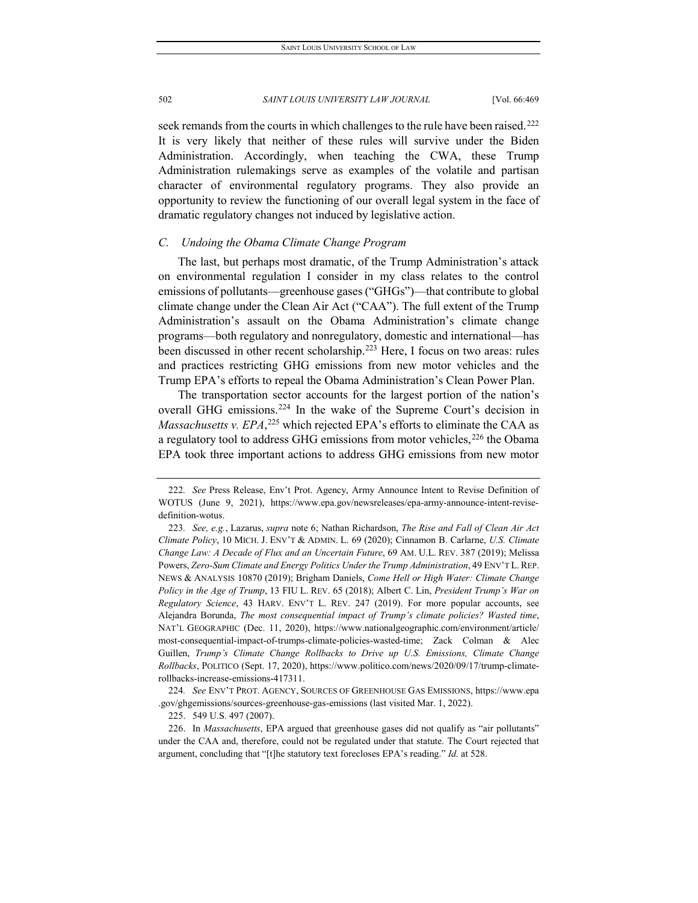seek remands from the courts in which challenges to the rule have been raised.[222] It is very likely that neither of these rules will survive under the Biden Administration. Accordingly, when teaching the CWA, these Trump Administration rulemakings serve as examples of the volatile and partisan character of environmental regulatory programs. They also provide an opportunity to review the functioning of our overall legal system in the face of dramatic regulatory changes not induced by legislative action.

### *C. Undoing the Obama Climate Change Program*

The last, but perhaps most dramatic, of the Trump Administration's attack on environmental regulation I consider in my class relates to the control emissions of pollutants—greenhouse gases ("GHGs")—that contribute to global climate change under the Clean Air Act ("CAA"). The full extent of the Trump Administration's assault on the Obama Administration's climate change programs—both regulatory and nonregulatory, domestic and international—has been discussed in other recent scholarship.[223] Here, I focus on two areas: rules and practices restricting GHG emissions from new motor vehicles and the Trump EPA's efforts to repeal the Obama Administration's Clean Power Plan.

The transportation sector accounts for the largest portion of the nation's overall GHG emissions.[224] In the wake of the Supreme Court's decision in *Massachusetts v. EPA*,[225] which rejected EPA's efforts to eliminate the CAA as a regulatory tool to address GHG emissions from motor vehicles,[226] the Obama EPA took three important actions to address GHG emissions from new motor

---

222. *See* Press Release, Env't Prot. Agency, Army Announce Intent to Revise Definition of WOTUS (June 9, 2021), https://www.epa.gov/newsreleases/epa-army-announce-intent-revise-definition-wotus.

223. *See, e.g.*, Lazarus, *supra* note 6; Nathan Richardson, *The Rise and Fall of Clean Air Act Climate Policy*, 10 MICH. J. ENV'T & ADMIN. L. 69 (2020); Cinnamon B. Carlarne, *U.S. Climate Change Law: A Decade of Flux and an Uncertain Future*, 69 AM. U.L. REV. 387 (2019); Melissa Powers, *Zero-Sum Climate and Energy Politics Under the Trump Administration*, 49 ENV'T L. REP. NEWS & ANALYSIS 10870 (2019); Brigham Daniels, *Come Hell or High Water: Climate Change Policy in the Age of Trump*, 13 FIU L. REV. 65 (2018); Albert C. Lin, *President Trump's War on Regulatory Science*, 43 HARV. ENV'T L. REV. 247 (2019). For more popular accounts, see Alejandra Borunda, *The most consequential impact of Trump's climate policies? Wasted time*, NAT'L GEOGRAPHIC (Dec. 11, 2020), https://www.nationalgeographic.com/environment/article/most-consequential-impact-of-trumps-climate-policies-wasted-time; Zack Colman & Alec Guillen, *Trump's Climate Change Rollbacks to Drive up U.S. Emissions, Climate Change Rollbacks*, POLITICO (Sept. 17, 2020), https://www.politico.com/news/2020/09/17/trump-climate-rollbacks-increase-emissions-417311.

224. *See* ENV'T PROT. AGENCY, SOURCES OF GREENHOUSE GAS EMISSIONS, https://www.epa.gov/ghgemissions/sources-greenhouse-gas-emissions (last visited Mar. 1, 2022).

225. 549 U.S. 497 (2007).

226. In *Massachusetts*, EPA argued that greenhouse gases did not qualify as "air pollutants" under the CAA and, therefore, could not be regulated under that statute. The Court rejected that argument, concluding that "[t]he statutory text forecloses EPA's reading." *Id.* at 528.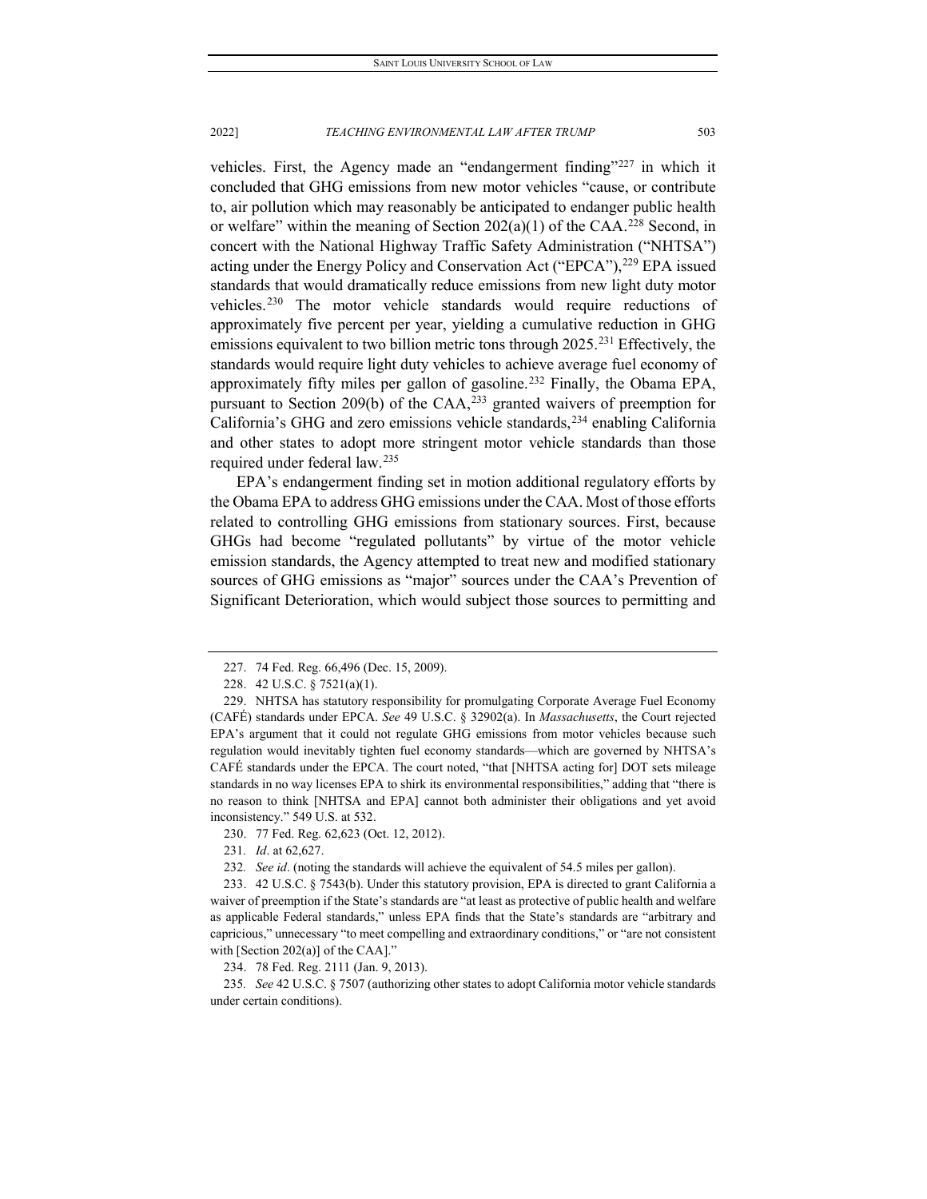vehicles. First, the Agency made an "endangerment finding"[227] in which it concluded that GHG emissions from new motor vehicles "cause, or contribute to, air pollution which may reasonably be anticipated to endanger public health or welfare" within the meaning of Section 202(a)(1) of the CAA.[228] Second, in concert with the National Highway Traffic Safety Administration ("NHTSA") acting under the Energy Policy and Conservation Act ("EPCA"),[229] EPA issued standards that would dramatically reduce emissions from new light duty motor vehicles.[230] The motor vehicle standards would require reductions of approximately five percent per year, yielding a cumulative reduction in GHG emissions equivalent to two billion metric tons through 2025.[231] Effectively, the standards would require light duty vehicles to achieve average fuel economy of approximately fifty miles per gallon of gasoline.[232] Finally, the Obama EPA, pursuant to Section 209(b) of the CAA,[233] granted waivers of preemption for California's GHG and zero emissions vehicle standards,[234] enabling California and other states to adopt more stringent motor vehicle standards than those required under federal law.[235]

EPA's endangerment finding set in motion additional regulatory efforts by the Obama EPA to address GHG emissions under the CAA. Most of those efforts related to controlling GHG emissions from stationary sources. First, because GHGs had become "regulated pollutants" by virtue of the motor vehicle emission standards, the Agency attempted to treat new and modified stationary sources of GHG emissions as "major" sources under the CAA's Prevention of Significant Deterioration, which would subject those sources to permitting and

227. 74 Fed. Reg. 66,496 (Dec. 15, 2009).

228. 42 U.S.C. § 7521(a)(1).

229. NHTSA has statutory responsibility for promulgating Corporate Average Fuel Economy (CAFÉ) standards under EPCA. *See* 49 U.S.C. § 32902(a). In *Massachusetts*, the Court rejected EPA's argument that it could not regulate GHG emissions from motor vehicles because such regulation would inevitably tighten fuel economy standards—which are governed by NHTSA's CAFÉ standards under the EPCA. The court noted, "that [NHTSA acting for] DOT sets mileage standards in no way licenses EPA to shirk its environmental responsibilities," adding that "there is no reason to think [NHTSA and EPA] cannot both administer their obligations and yet avoid inconsistency." 549 U.S. at 532.

230. 77 Fed. Reg. 62,623 (Oct. 12, 2012).

231. *Id*. at 62,627.

232. *See id*. (noting the standards will achieve the equivalent of 54.5 miles per gallon).

233. 42 U.S.C. § 7543(b). Under this statutory provision, EPA is directed to grant California a waiver of preemption if the State's standards are "at least as protective of public health and welfare as applicable Federal standards," unless EPA finds that the State's standards are "arbitrary and capricious," unnecessary "to meet compelling and extraordinary conditions," or "are not consistent with [Section 202(a)] of the CAA]."

234. 78 Fed. Reg. 2111 (Jan. 9, 2013).

235. *See* 42 U.S.C. § 7507 (authorizing other states to adopt California motor vehicle standards under certain conditions).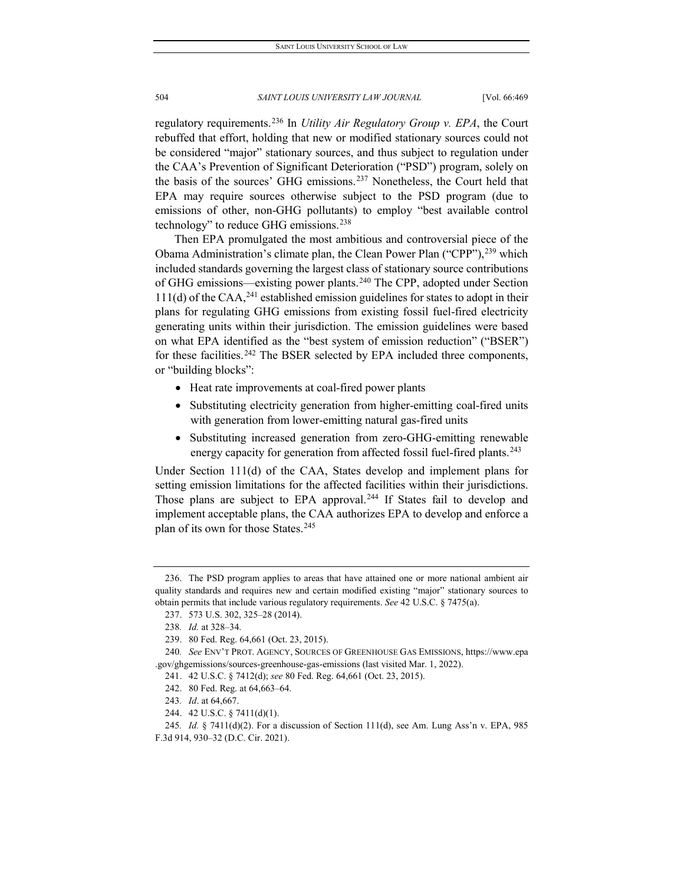regulatory requirements.[236] In *Utility Air Regulatory Group v. EPA*, the Court rebuffed that effort, holding that new or modified stationary sources could not be considered "major" stationary sources, and thus subject to regulation under the CAA's Prevention of Significant Deterioration ("PSD") program, solely on the basis of the sources' GHG emissions.[237] Nonetheless, the Court held that EPA may require sources otherwise subject to the PSD program (due to emissions of other, non-GHG pollutants) to employ "best available control technology" to reduce GHG emissions.[238]

Then EPA promulgated the most ambitious and controversial piece of the Obama Administration's climate plan, the Clean Power Plan ("CPP"),[239] which included standards governing the largest class of stationary source contributions of GHG emissions—existing power plants.[240] The CPP, adopted under Section 111(d) of the CAA,[241] established emission guidelines for states to adopt in their plans for regulating GHG emissions from existing fossil fuel-fired electricity generating units within their jurisdiction. The emission guidelines were based on what EPA identified as the "best system of emission reduction" ("BSER") for these facilities.[242] The BSER selected by EPA included three components, or "building blocks":

- Heat rate improvements at coal-fired power plants
- Substituting electricity generation from higher-emitting coal-fired units with generation from lower-emitting natural gas-fired units
- Substituting increased generation from zero-GHG-emitting renewable energy capacity for generation from affected fossil fuel-fired plants.[243]

Under Section 111(d) of the CAA, States develop and implement plans for setting emission limitations for the affected facilities within their jurisdictions. Those plans are subject to EPA approval.[244] If States fail to develop and implement acceptable plans, the CAA authorizes EPA to develop and enforce a plan of its own for those States.[245]

---

236. The PSD program applies to areas that have attained one or more national ambient air quality standards and requires new and certain modified existing "major" stationary sources to obtain permits that include various regulatory requirements. *See* 42 U.S.C. § 7475(a).

237. 573 U.S. 302, 325–28 (2014).

238. *Id.* at 328–34.

239. 80 Fed. Reg. 64,661 (Oct. 23, 2015).

240. *See* ENV'T PROT. AGENCY, SOURCES OF GREENHOUSE GAS EMISSIONS, https://www.epa.gov/ghgemissions/sources-greenhouse-gas-emissions (last visited Mar. 1, 2022).

241. 42 U.S.C. § 7412(d); *see* 80 Fed. Reg. 64,661 (Oct. 23, 2015).

242. 80 Fed. Reg. at 64,663–64.

243. *Id*. at 64,667.

244. 42 U.S.C. § 7411(d)(1).

245. *Id.* § 7411(d)(2). For a discussion of Section 111(d), see Am. Lung Ass'n v. EPA, 985 F.3d 914, 930–32 (D.C. Cir. 2021).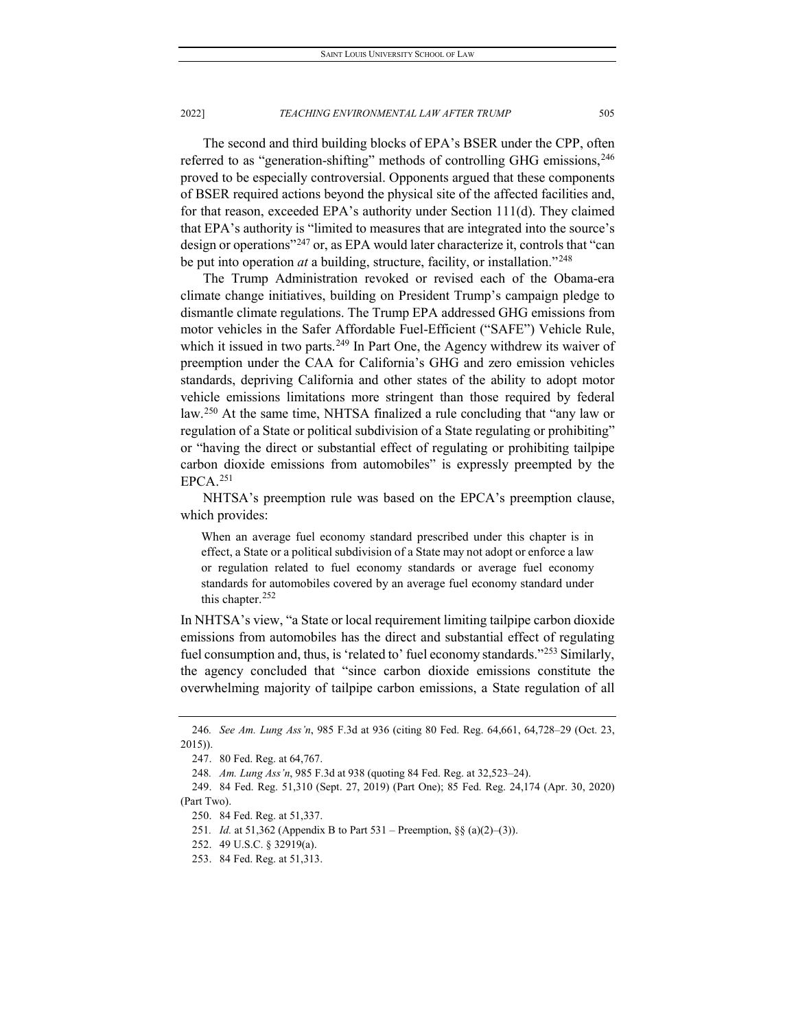The second and third building blocks of EPA's BSER under the CPP, often referred to as "generation-shifting" methods of controlling GHG emissions,[246] proved to be especially controversial. Opponents argued that these components of BSER required actions beyond the physical site of the affected facilities and, for that reason, exceeded EPA's authority under Section 111(d). They claimed that EPA's authority is "limited to measures that are integrated into the source's design or operations"[247] or, as EPA would later characterize it, controls that "can be put into operation *at* a building, structure, facility, or installation."[248]

The Trump Administration revoked or revised each of the Obama-era climate change initiatives, building on President Trump's campaign pledge to dismantle climate regulations. The Trump EPA addressed GHG emissions from motor vehicles in the Safer Affordable Fuel-Efficient ("SAFE") Vehicle Rule, which it issued in two parts.[249] In Part One, the Agency withdrew its waiver of preemption under the CAA for California's GHG and zero emission vehicles standards, depriving California and other states of the ability to adopt motor vehicle emissions limitations more stringent than those required by federal law.[250] At the same time, NHTSA finalized a rule concluding that "any law or regulation of a State or political subdivision of a State regulating or prohibiting" or "having the direct or substantial effect of regulating or prohibiting tailpipe carbon dioxide emissions from automobiles" is expressly preempted by the EPCA.[251]

NHTSA's preemption rule was based on the EPCA's preemption clause, which provides:

> When an average fuel economy standard prescribed under this chapter is in effect, a State or a political subdivision of a State may not adopt or enforce a law or regulation related to fuel economy standards or average fuel economy standards for automobiles covered by an average fuel economy standard under this chapter.[252]

In NHTSA's view, "a State or local requirement limiting tailpipe carbon dioxide emissions from automobiles has the direct and substantial effect of regulating fuel consumption and, thus, is 'related to' fuel economy standards."[253] Similarly, the agency concluded that "since carbon dioxide emissions constitute the overwhelming majority of tailpipe carbon emissions, a State regulation of all

---

246. *See Am. Lung Ass'n*, 985 F.3d at 936 (citing 80 Fed. Reg. 64,661, 64,728–29 (Oct. 23, 2015)).

247. 80 Fed. Reg. at 64,767.

248. *Am. Lung Ass'n*, 985 F.3d at 938 (quoting 84 Fed. Reg. at 32,523–24).

249. 84 Fed. Reg. 51,310 (Sept. 27, 2019) (Part One); 85 Fed. Reg. 24,174 (Apr. 30, 2020) (Part Two).

250. 84 Fed. Reg. at 51,337.

251. *Id.* at 51,362 (Appendix B to Part 531 – Preemption, §§ (a)(2)–(3)).

252. 49 U.S.C. § 32919(a).

253. 84 Fed. Reg. at 51,313.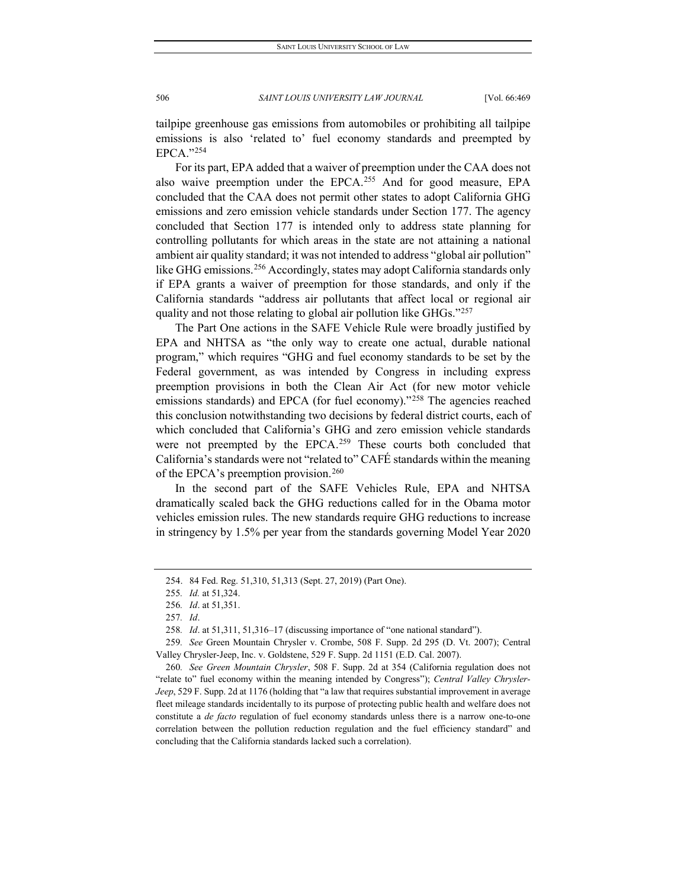tailpipe greenhouse gas emissions from automobiles or prohibiting all tailpipe emissions is also 'related to' fuel economy standards and preempted by EPCA."[254]

For its part, EPA added that a waiver of preemption under the CAA does not also waive preemption under the EPCA.[255] And for good measure, EPA concluded that the CAA does not permit other states to adopt California GHG emissions and zero emission vehicle standards under Section 177. The agency concluded that Section 177 is intended only to address state planning for controlling pollutants for which areas in the state are not attaining a national ambient air quality standard; it was not intended to address "global air pollution" like GHG emissions.[256] Accordingly, states may adopt California standards only if EPA grants a waiver of preemption for those standards, and only if the California standards "address air pollutants that affect local or regional air quality and not those relating to global air pollution like GHGs."[257]

The Part One actions in the SAFE Vehicle Rule were broadly justified by EPA and NHTSA as "the only way to create one actual, durable national program," which requires "GHG and fuel economy standards to be set by the Federal government, as was intended by Congress in including express preemption provisions in both the Clean Air Act (for new motor vehicle emissions standards) and EPCA (for fuel economy)."[258] The agencies reached this conclusion notwithstanding two decisions by federal district courts, each of which concluded that California's GHG and zero emission vehicle standards were not preempted by the EPCA.[259] These courts both concluded that California's standards were not "related to" CAFÉ standards within the meaning of the EPCA's preemption provision.[260]

In the second part of the SAFE Vehicles Rule, EPA and NHTSA dramatically scaled back the GHG reductions called for in the Obama motor vehicles emission rules. The new standards require GHG reductions to increase in stringency by 1.5% per year from the standards governing Model Year 2020

---

254. 84 Fed. Reg. 51,310, 51,313 (Sept. 27, 2019) (Part One).

255. *Id.* at 51,324.

256. *Id*. at 51,351.

257. *Id*.

258. *Id*. at 51,311, 51,316–17 (discussing importance of "one national standard").

259. *See* Green Mountain Chrysler v. Crombe, 508 F. Supp. 2d 295 (D. Vt. 2007); Central Valley Chrysler-Jeep, Inc. v. Goldstene, 529 F. Supp. 2d 1151 (E.D. Cal. 2007).

260. *See Green Mountain Chrysler*, 508 F. Supp. 2d at 354 (California regulation does not "relate to" fuel economy within the meaning intended by Congress"); *Central Valley Chrysler-Jeep*, 529 F. Supp. 2d at 1176 (holding that "a law that requires substantial improvement in average fleet mileage standards incidentally to its purpose of protecting public health and welfare does not constitute a *de facto* regulation of fuel economy standards unless there is a narrow one-to-one correlation between the pollution reduction regulation and the fuel efficiency standard" and concluding that the California standards lacked such a correlation).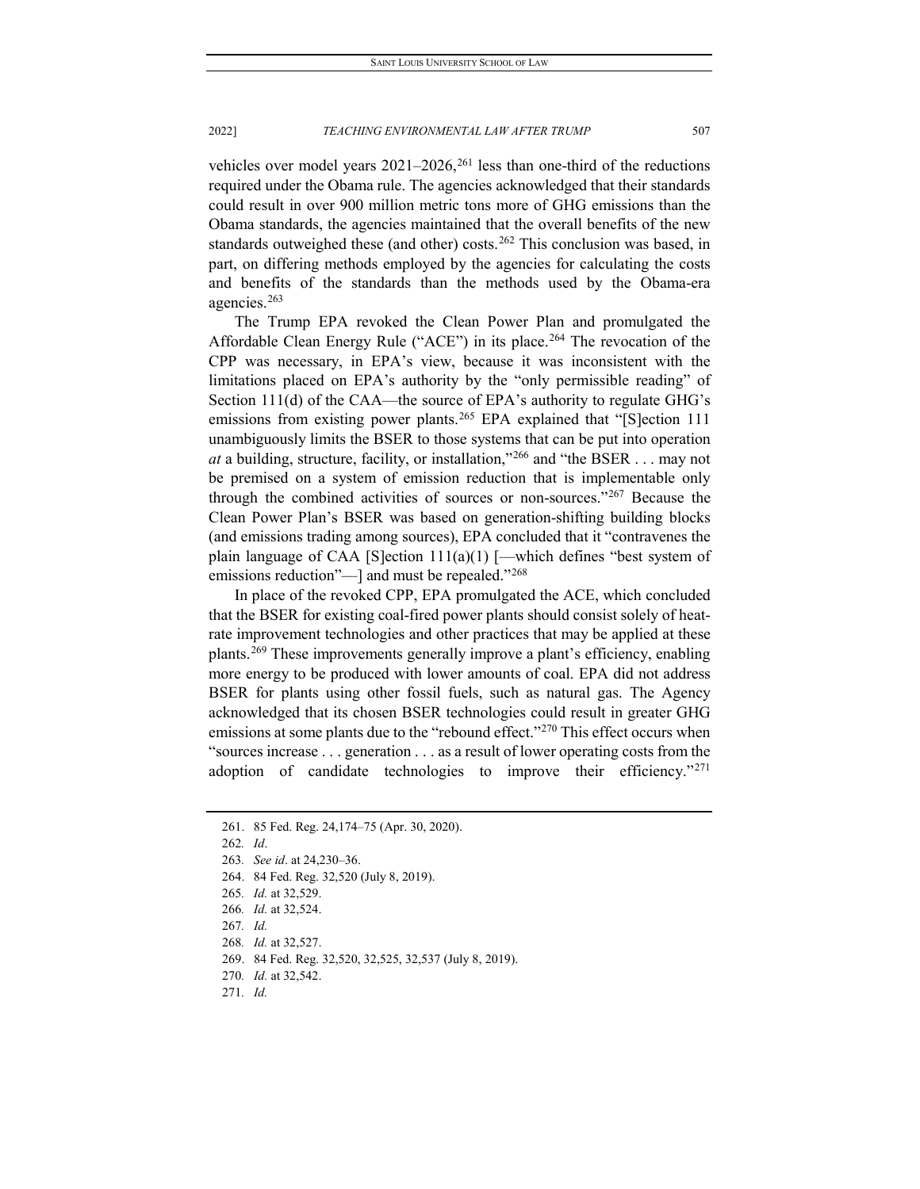vehicles over model years 2021–2026,[261] less than one-third of the reductions required under the Obama rule. The agencies acknowledged that their standards could result in over 900 million metric tons more of GHG emissions than the Obama standards, the agencies maintained that the overall benefits of the new standards outweighed these (and other) costs.[262] This conclusion was based, in part, on differing methods employed by the agencies for calculating the costs and benefits of the standards than the methods used by the Obama-era agencies.[263]

The Trump EPA revoked the Clean Power Plan and promulgated the Affordable Clean Energy Rule ("ACE") in its place.[264] The revocation of the CPP was necessary, in EPA's view, because it was inconsistent with the limitations placed on EPA's authority by the "only permissible reading" of Section 111(d) of the CAA—the source of EPA's authority to regulate GHG's emissions from existing power plants.[265] EPA explained that "[S]ection 111 unambiguously limits the BSER to those systems that can be put into operation *at* a building, structure, facility, or installation,"[266] and "the BSER . . . may not be premised on a system of emission reduction that is implementable only through the combined activities of sources or non-sources."[267] Because the Clean Power Plan's BSER was based on generation-shifting building blocks (and emissions trading among sources), EPA concluded that it "contravenes the plain language of CAA [S]ection 111(a)(1) [—which defines "best system of emissions reduction"—] and must be repealed."[268]

In place of the revoked CPP, EPA promulgated the ACE, which concluded that the BSER for existing coal-fired power plants should consist solely of heat-rate improvement technologies and other practices that may be applied at these plants.[269] These improvements generally improve a plant's efficiency, enabling more energy to be produced with lower amounts of coal. EPA did not address BSER for plants using other fossil fuels, such as natural gas. The Agency acknowledged that its chosen BSER technologies could result in greater GHG emissions at some plants due to the "rebound effect."[270] This effect occurs when "sources increase . . . generation . . . as a result of lower operating costs from the adoption of candidate technologies to improve their efficiency."[271]

261. 85 Fed. Reg. 24,174–75 (Apr. 30, 2020).

262. *Id*.

263. *See id*. at 24,230–36.

264. 84 Fed. Reg. 32,520 (July 8, 2019).

265. *Id.* at 32,529.

266. *Id.* at 32,524.

267. *Id.*

268. *Id.* at 32,527.

269. 84 Fed. Reg. 32,520, 32,525, 32,537 (July 8, 2019).

270. *Id.* at 32,542.

271. *Id.*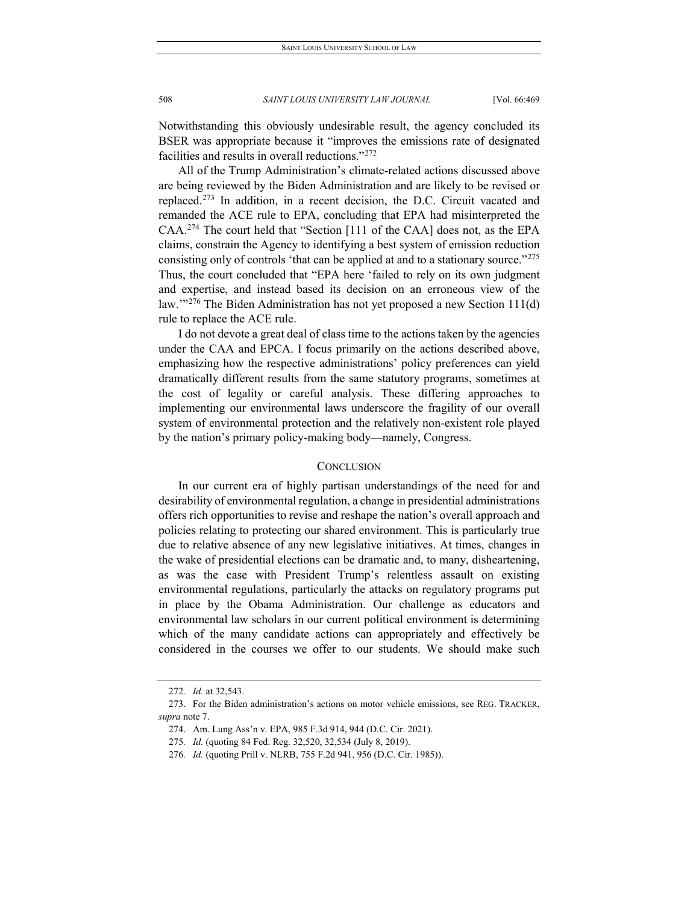Notwithstanding this obviously undesirable result, the agency concluded its BSER was appropriate because it "improves the emissions rate of designated facilities and results in overall reductions."[272]

All of the Trump Administration's climate-related actions discussed above are being reviewed by the Biden Administration and are likely to be revised or replaced.[273] In addition, in a recent decision, the D.C. Circuit vacated and remanded the ACE rule to EPA, concluding that EPA had misinterpreted the CAA.[274] The court held that "Section [111 of the CAA] does not, as the EPA claims, constrain the Agency to identifying a best system of emission reduction consisting only of controls 'that can be applied at and to a stationary source."[275] Thus, the court concluded that "EPA here 'failed to rely on its own judgment and expertise, and instead based its decision on an erroneous view of the law.'"[276] The Biden Administration has not yet proposed a new Section 111(d) rule to replace the ACE rule.

I do not devote a great deal of class time to the actions taken by the agencies under the CAA and EPCA. I focus primarily on the actions described above, emphasizing how the respective administrations' policy preferences can yield dramatically different results from the same statutory programs, sometimes at the cost of legality or careful analysis. These differing approaches to implementing our environmental laws underscore the fragility of our overall system of environmental protection and the relatively non-existent role played by the nation's primary policy-making body—namely, Congress.

## CONCLUSION

In our current era of highly partisan understandings of the need for and desirability of environmental regulation, a change in presidential administrations offers rich opportunities to revise and reshape the nation's overall approach and policies relating to protecting our shared environment. This is particularly true due to relative absence of any new legislative initiatives. At times, changes in the wake of presidential elections can be dramatic and, to many, disheartening, as was the case with President Trump's relentless assault on existing environmental regulations, particularly the attacks on regulatory programs put in place by the Obama Administration. Our challenge as educators and environmental law scholars in our current political environment is determining which of the many candidate actions can appropriately and effectively be considered in the courses we offer to our students. We should make such

---

272. *Id.* at 32,543.

273. For the Biden administration's actions on motor vehicle emissions, see REG. TRACKER, *supra* note 7.

274. Am. Lung Ass'n v. EPA, 985 F.3d 914, 944 (D.C. Cir. 2021).

275. *Id.* (quoting 84 Fed. Reg. 32,520, 32,534 (July 8, 2019).

276. *Id.* (quoting Prill v. NLRB, 755 F.2d 941, 956 (D.C. Cir. 1985)).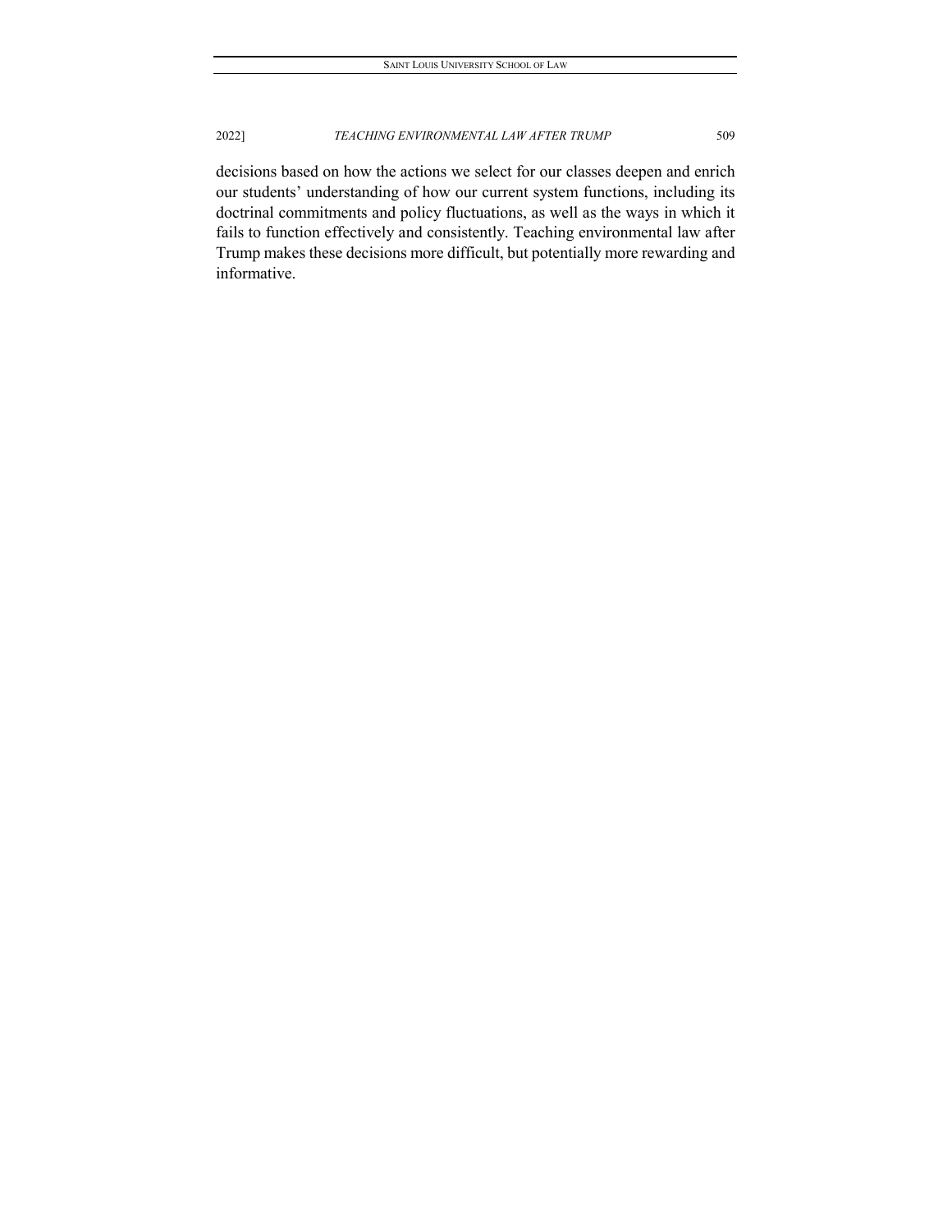decisions based on how the actions we select for our classes deepen and enrich our students' understanding of how our current system functions, including its doctrinal commitments and policy fluctuations, as well as the ways in which it fails to function effectively and consistently. Teaching environmental law after Trump makes these decisions more difficult, but potentially more rewarding and informative.